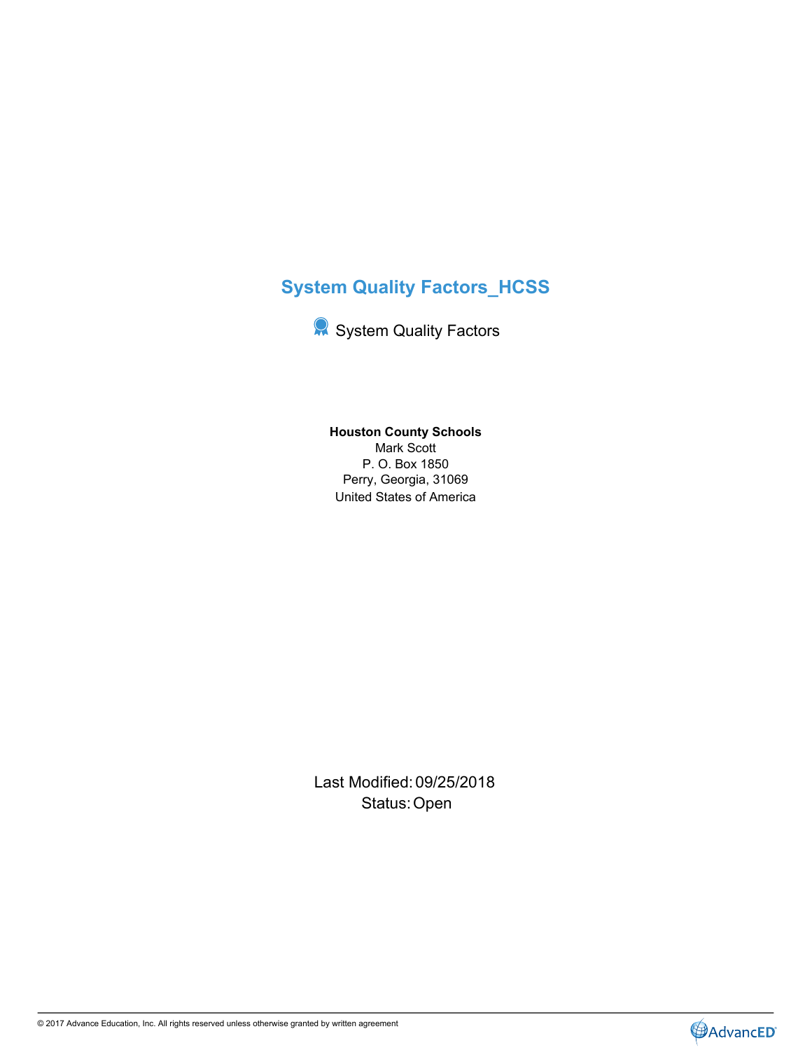# System Quality Factors_HCSS

System Quality Factors

**Houston County Schools**
Mark Scott
P. O. Box 1850
Perry, Georgia, 31069
United States of America

Last Modified: 09/25/2018
Status: Open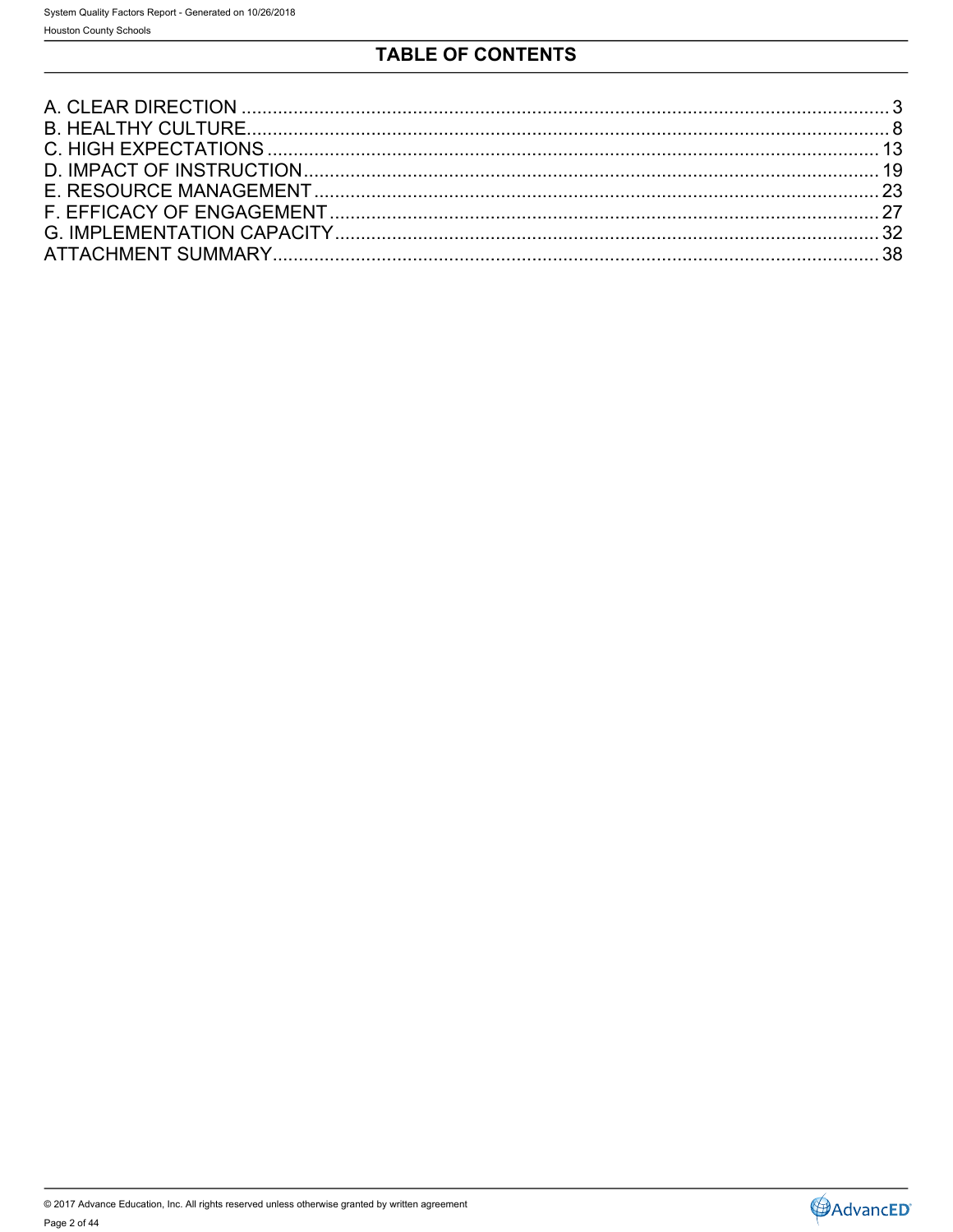# TABLE OF CONTENTS

A. CLEAR DIRECTION ........ 3
B. HEALTHY CULTURE ........ 8
C. HIGH EXPECTATIONS ........ 13
D. IMPACT OF INSTRUCTION ........ 19
E. RESOURCE MANAGEMENT ........ 23
F. EFFICACY OF ENGAGEMENT ........ 27
G. IMPLEMENTATION CAPACITY ........ 32
ATTACHMENT SUMMARY ........ 38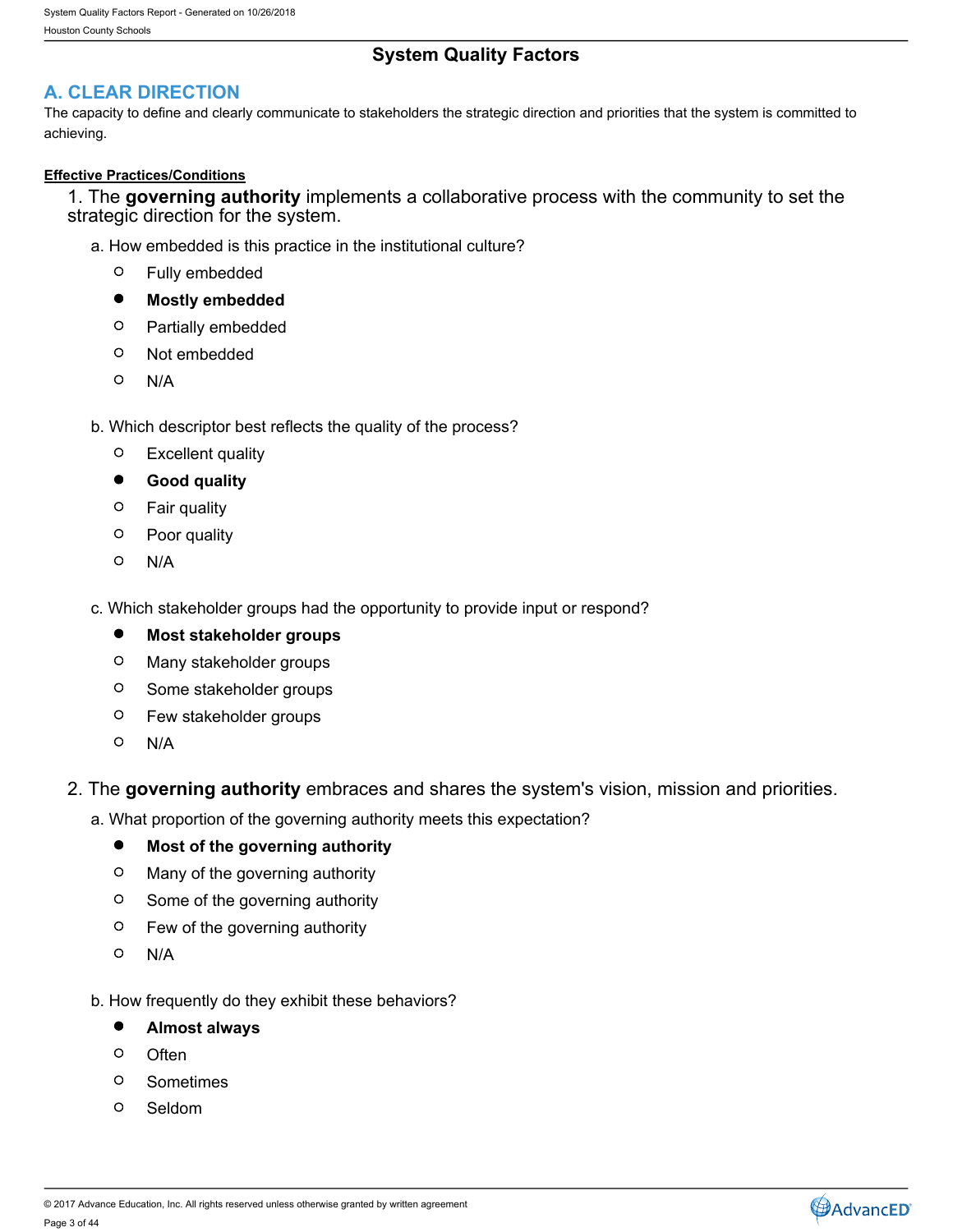## System Quality Factors

## A. CLEAR DIRECTION

The capacity to define and clearly communicate to stakeholders the strategic direction and priorities that the system is committed to achieving.

**Effective Practices/Conditions**

1. The **governing authority** implements a collaborative process with the community to set the strategic direction for the system.

   a. How embedded is this practice in the institutional culture?

   - ○ Fully embedded
   - ● **Mostly embedded**
   - ○ Partially embedded
   - ○ Not embedded
   - ○ N/A

   b. Which descriptor best reflects the quality of the process?

   - ○ Excellent quality
   - ● **Good quality**
   - ○ Fair quality
   - ○ Poor quality
   - ○ N/A

   c. Which stakeholder groups had the opportunity to provide input or respond?

   - ● **Most stakeholder groups**
   - ○ Many stakeholder groups
   - ○ Some stakeholder groups
   - ○ Few stakeholder groups
   - ○ N/A

2. The **governing authority** embraces and shares the system's vision, mission and priorities.

   a. What proportion of the governing authority meets this expectation?

   - ● **Most of the governing authority**
   - ○ Many of the governing authority
   - ○ Some of the governing authority
   - ○ Few of the governing authority
   - ○ N/A

   b. How frequently do they exhibit these behaviors?

   - ● **Almost always**
   - ○ Often
   - ○ Sometimes
   - ○ Seldom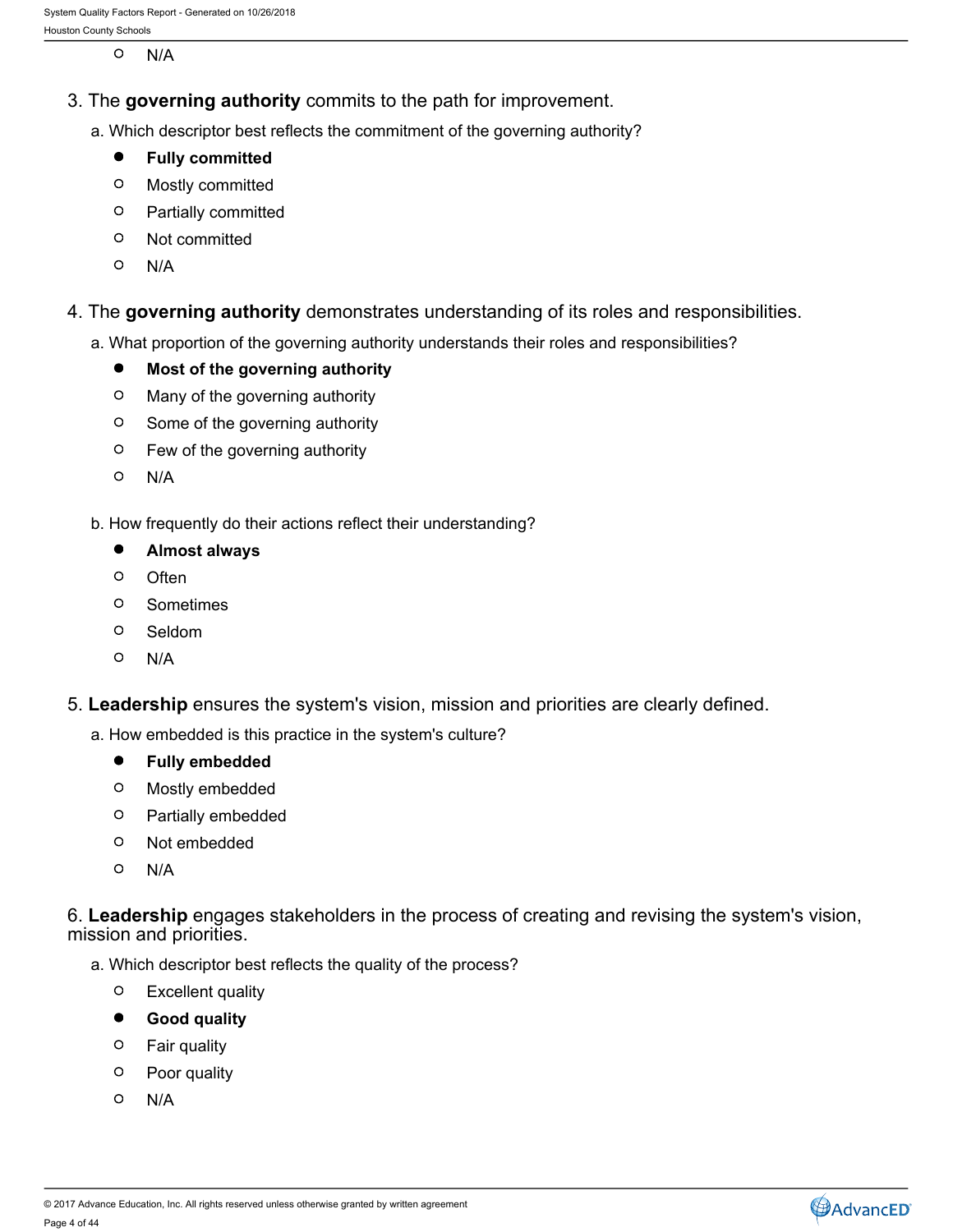- N/A

3. The **governing authority** commits to the path for improvement.

   a. Which descriptor best reflects the commitment of the governing authority?

   - **Fully committed**
   - Mostly committed
   - Partially committed
   - Not committed
   - N/A

4. The **governing authority** demonstrates understanding of its roles and responsibilities.

   a. What proportion of the governing authority understands their roles and responsibilities?

   - **Most of the governing authority**
   - Many of the governing authority
   - Some of the governing authority
   - Few of the governing authority
   - N/A

   b. How frequently do their actions reflect their understanding?

   - **Almost always**
   - Often
   - Sometimes
   - Seldom
   - N/A

5. **Leadership** ensures the system's vision, mission and priorities are clearly defined.

   a. How embedded is this practice in the system's culture?

   - **Fully embedded**
   - Mostly embedded
   - Partially embedded
   - Not embedded
   - N/A

6. **Leadership** engages stakeholders in the process of creating and revising the system's vision, mission and priorities.

   a. Which descriptor best reflects the quality of the process?

   - Excellent quality
   - **Good quality**
   - Fair quality
   - Poor quality
   - N/A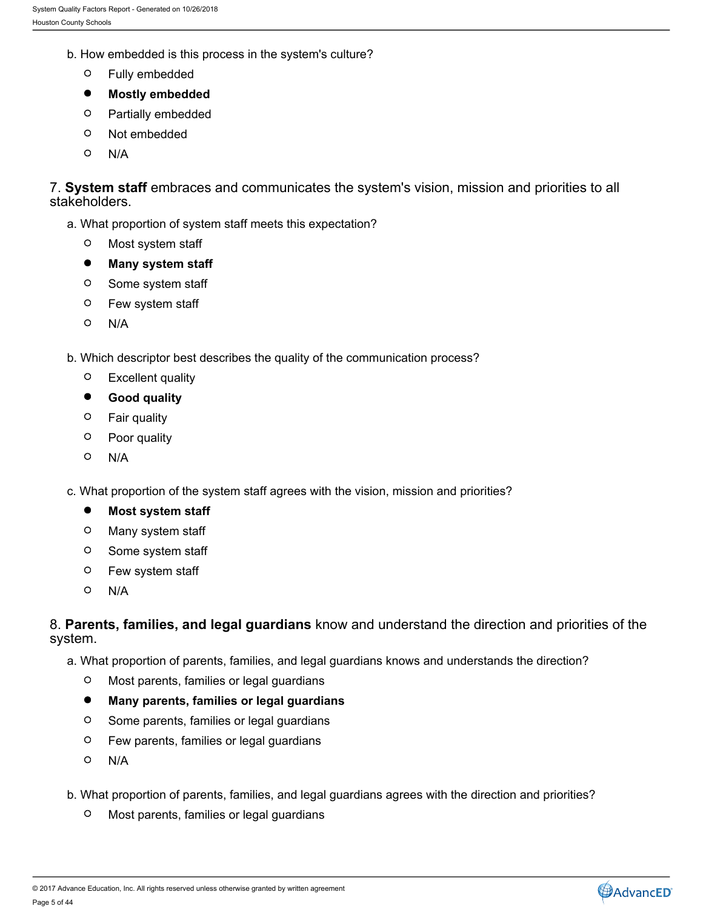b. How embedded is this process in the system's culture?

- ○ Fully embedded
- ● **Mostly embedded**
- ○ Partially embedded
- ○ Not embedded
- ○ N/A

7. **System staff** embraces and communicates the system's vision, mission and priorities to all stakeholders.

a. What proportion of system staff meets this expectation?

- ○ Most system staff
- ● **Many system staff**
- ○ Some system staff
- ○ Few system staff
- ○ N/A

b. Which descriptor best describes the quality of the communication process?

- ○ Excellent quality
- ● **Good quality**
- ○ Fair quality
- ○ Poor quality
- ○ N/A

c. What proportion of the system staff agrees with the vision, mission and priorities?

- ● **Most system staff**
- ○ Many system staff
- ○ Some system staff
- ○ Few system staff
- ○ N/A

8. **Parents, families, and legal guardians** know and understand the direction and priorities of the system.

a. What proportion of parents, families, and legal guardians knows and understands the direction?

- ○ Most parents, families or legal guardians
- ● **Many parents, families or legal guardians**
- ○ Some parents, families or legal guardians
- ○ Few parents, families or legal guardians
- ○ N/A

b. What proportion of parents, families, and legal guardians agrees with the direction and priorities?

- ○ Most parents, families or legal guardians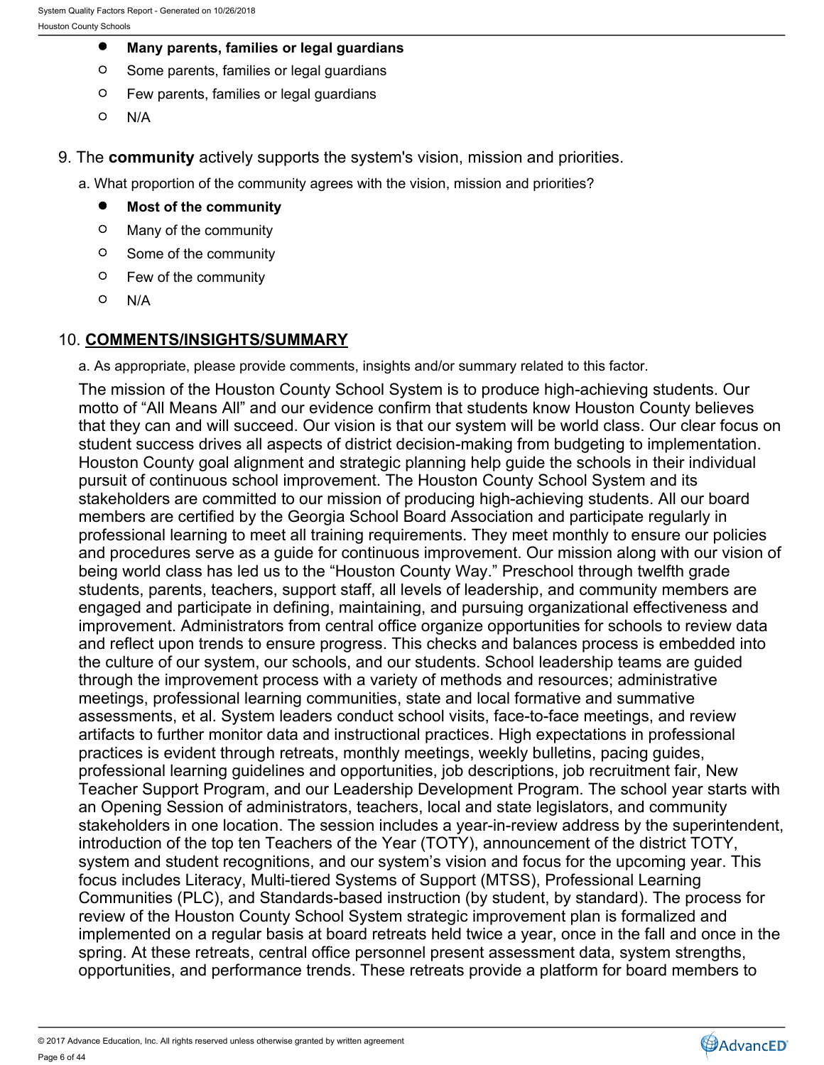- **Many parents, families or legal guardians**
- Some parents, families or legal guardians
- Few parents, families or legal guardians
- N/A

9. The **community** actively supports the system's vision, mission and priorities.

a. What proportion of the community agrees with the vision, mission and priorities?

- **Most of the community**
- Many of the community
- Some of the community
- Few of the community
- N/A

## 10. COMMENTS/INSIGHTS/SUMMARY

a. As appropriate, please provide comments, insights and/or summary related to this factor.

The mission of the Houston County School System is to produce high-achieving students. Our motto of “All Means All” and our evidence confirm that students know Houston County believes that they can and will succeed. Our vision is that our system will be world class. Our clear focus on student success drives all aspects of district decision-making from budgeting to implementation. Houston County goal alignment and strategic planning help guide the schools in their individual pursuit of continuous school improvement. The Houston County School System and its stakeholders are committed to our mission of producing high-achieving students. All our board members are certified by the Georgia School Board Association and participate regularly in professional learning to meet all training requirements. They meet monthly to ensure our policies and procedures serve as a guide for continuous improvement. Our mission along with our vision of being world class has led us to the “Houston County Way.” Preschool through twelfth grade students, parents, teachers, support staff, all levels of leadership, and community members are engaged and participate in defining, maintaining, and pursuing organizational effectiveness and improvement. Administrators from central office organize opportunities for schools to review data and reflect upon trends to ensure progress. This checks and balances process is embedded into the culture of our system, our schools, and our students. School leadership teams are guided through the improvement process with a variety of methods and resources; administrative meetings, professional learning communities, state and local formative and summative assessments, et al. System leaders conduct school visits, face-to-face meetings, and review artifacts to further monitor data and instructional practices. High expectations in professional practices is evident through retreats, monthly meetings, weekly bulletins, pacing guides, professional learning guidelines and opportunities, job descriptions, job recruitment fair, New Teacher Support Program, and our Leadership Development Program. The school year starts with an Opening Session of administrators, teachers, local and state legislators, and community stakeholders in one location. The session includes a year-in-review address by the superintendent, introduction of the top ten Teachers of the Year (TOTY), announcement of the district TOTY, system and student recognitions, and our system’s vision and focus for the upcoming year. This focus includes Literacy, Multi-tiered Systems of Support (MTSS), Professional Learning Communities (PLC), and Standards-based instruction (by student, by standard). The process for review of the Houston County School System strategic improvement plan is formalized and implemented on a regular basis at board retreats held twice a year, once in the fall and once in the spring. At these retreats, central office personnel present assessment data, system strengths, opportunities, and performance trends. These retreats provide a platform for board members to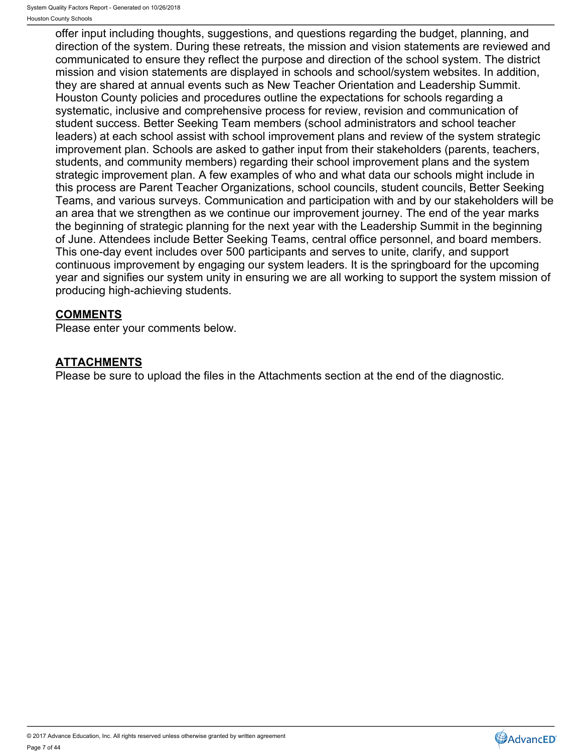offer input including thoughts, suggestions, and questions regarding the budget, planning, and direction of the system. During these retreats, the mission and vision statements are reviewed and communicated to ensure they reflect the purpose and direction of the school system. The district mission and vision statements are displayed in schools and school/system websites. In addition, they are shared at annual events such as New Teacher Orientation and Leadership Summit. Houston County policies and procedures outline the expectations for schools regarding a systematic, inclusive and comprehensive process for review, revision and communication of student success. Better Seeking Team members (school administrators and school teacher leaders) at each school assist with school improvement plans and review of the system strategic improvement plan. Schools are asked to gather input from their stakeholders (parents, teachers, students, and community members) regarding their school improvement plans and the system strategic improvement plan. A few examples of who and what data our schools might include in this process are Parent Teacher Organizations, school councils, student councils, Better Seeking Teams, and various surveys. Communication and participation with and by our stakeholders will be an area that we strengthen as we continue our improvement journey. The end of the year marks the beginning of strategic planning for the next year with the Leadership Summit in the beginning of June. Attendees include Better Seeking Teams, central office personnel, and board members. This one-day event includes over 500 participants and serves to unite, clarify, and support continuous improvement by engaging our system leaders. It is the springboard for the upcoming year and signifies our system unity in ensuring we are all working to support the system mission of producing high-achieving students.

## COMMENTS

Please enter your comments below.

## ATTACHMENTS

Please be sure to upload the files in the Attachments section at the end of the diagnostic.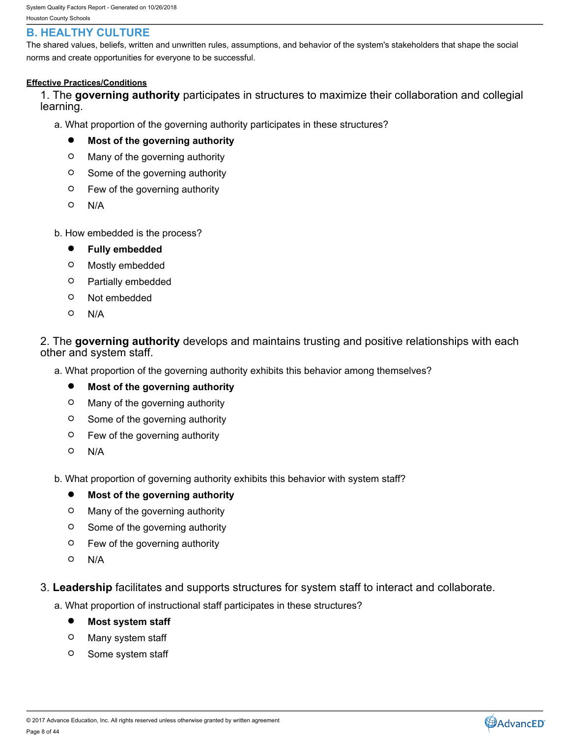## B. HEALTHY CULTURE

The shared values, beliefs, written and unwritten rules, assumptions, and behavior of the system's stakeholders that shape the social norms and create opportunities for everyone to be successful.

**Effective Practices/Conditions**

1. The **governing authority** participates in structures to maximize their collaboration and collegial learning.

   a. What proportion of the governing authority participates in these structures?

   - ● **Most of the governing authority**
   - ○ Many of the governing authority
   - ○ Some of the governing authority
   - ○ Few of the governing authority
   - ○ N/A

   b. How embedded is the process?

   - ● **Fully embedded**
   - ○ Mostly embedded
   - ○ Partially embedded
   - ○ Not embedded
   - ○ N/A

2. The **governing authority** develops and maintains trusting and positive relationships with each other and system staff.

   a. What proportion of the governing authority exhibits this behavior among themselves?

   - ● **Most of the governing authority**
   - ○ Many of the governing authority
   - ○ Some of the governing authority
   - ○ Few of the governing authority
   - ○ N/A

   b. What proportion of governing authority exhibits this behavior with system staff?

   - ● **Most of the governing authority**
   - ○ Many of the governing authority
   - ○ Some of the governing authority
   - ○ Few of the governing authority
   - ○ N/A

3. **Leadership** facilitates and supports structures for system staff to interact and collaborate.

   a. What proportion of instructional staff participates in these structures?

   - ● **Most system staff**
   - ○ Many system staff
   - ○ Some system staff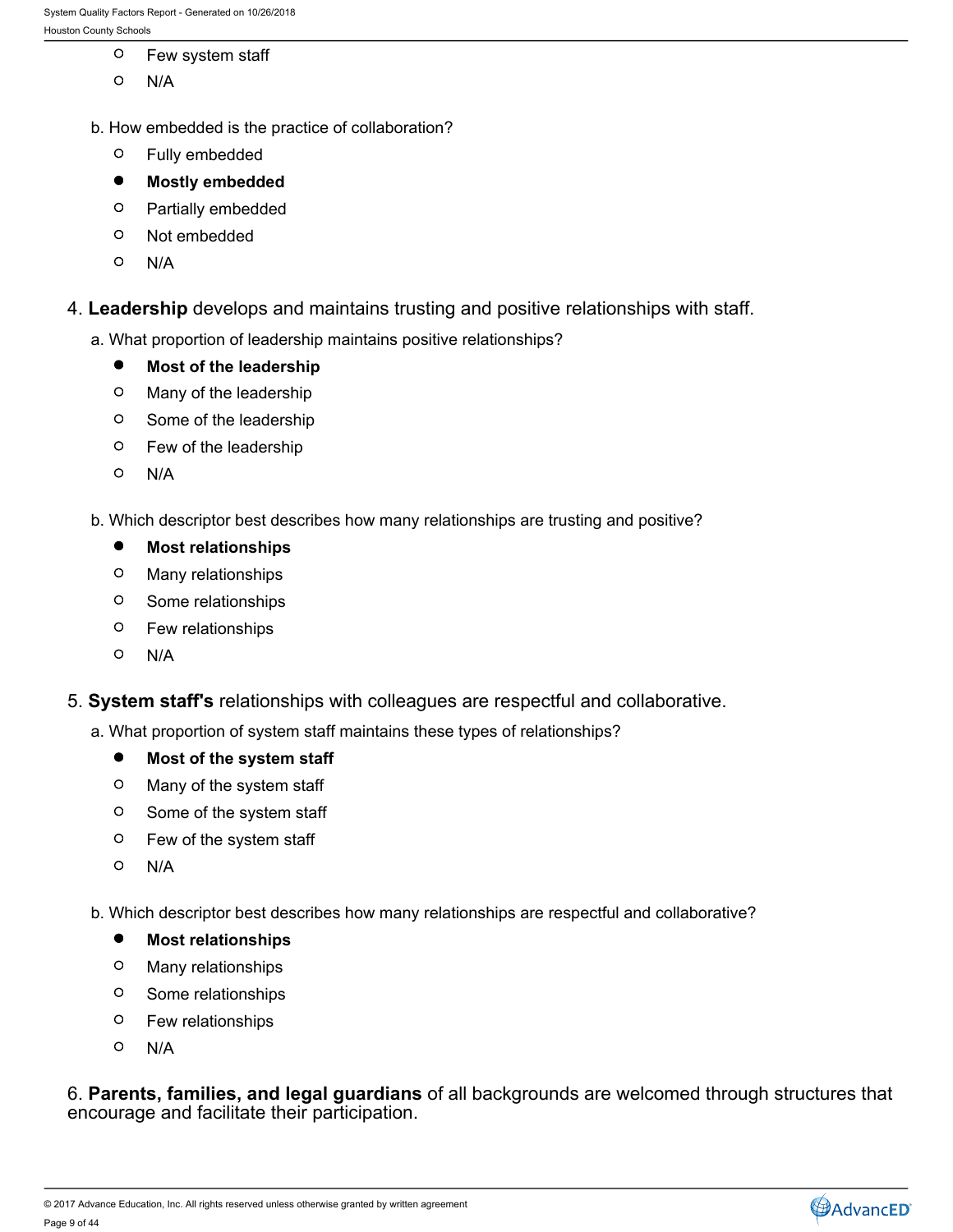- ○ Few system staff
- ○ N/A

b. How embedded is the practice of collaboration?

- ○ Fully embedded
- ● **Mostly embedded**
- ○ Partially embedded
- ○ Not embedded
- ○ N/A

4. **Leadership** develops and maintains trusting and positive relationships with staff.

a. What proportion of leadership maintains positive relationships?

- ● **Most of the leadership**
- ○ Many of the leadership
- ○ Some of the leadership
- ○ Few of the leadership
- ○ N/A

b. Which descriptor best describes how many relationships are trusting and positive?

- ● **Most relationships**
- ○ Many relationships
- ○ Some relationships
- ○ Few relationships
- ○ N/A

5. **System staff's** relationships with colleagues are respectful and collaborative.

a. What proportion of system staff maintains these types of relationships?

- ● **Most of the system staff**
- ○ Many of the system staff
- ○ Some of the system staff
- ○ Few of the system staff
- ○ N/A

b. Which descriptor best describes how many relationships are respectful and collaborative?

- ● **Most relationships**
- ○ Many relationships
- ○ Some relationships
- ○ Few relationships
- ○ N/A

6. **Parents, families, and legal guardians** of all backgrounds are welcomed through structures that encourage and facilitate their participation.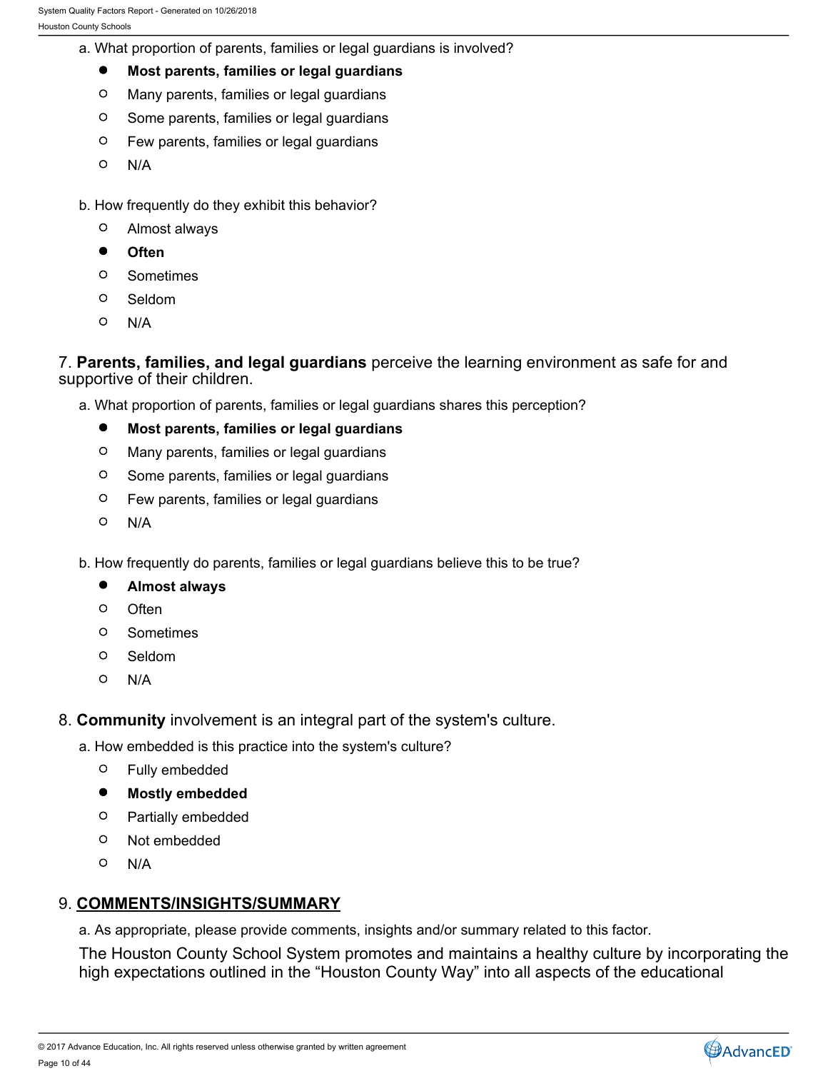a. What proportion of parents, families or legal guardians is involved?

- ● **Most parents, families or legal guardians**
- ○ Many parents, families or legal guardians
- ○ Some parents, families or legal guardians
- ○ Few parents, families or legal guardians
- ○ N/A

b. How frequently do they exhibit this behavior?

- ○ Almost always
- ● **Often**
- ○ Sometimes
- ○ Seldom
- ○ N/A

7. **Parents, families, and legal guardians** perceive the learning environment as safe for and supportive of their children.

a. What proportion of parents, families or legal guardians shares this perception?

- ● **Most parents, families or legal guardians**
- ○ Many parents, families or legal guardians
- ○ Some parents, families or legal guardians
- ○ Few parents, families or legal guardians
- ○ N/A

b. How frequently do parents, families or legal guardians believe this to be true?

- ● **Almost always**
- ○ Often
- ○ Sometimes
- ○ Seldom
- ○ N/A

8. **Community** involvement is an integral part of the system's culture.

a. How embedded is this practice into the system's culture?

- ○ Fully embedded
- ● **Mostly embedded**
- ○ Partially embedded
- ○ Not embedded
- ○ N/A

9. **COMMENTS/INSIGHTS/SUMMARY**

a. As appropriate, please provide comments, insights and/or summary related to this factor.

The Houston County School System promotes and maintains a healthy culture by incorporating the high expectations outlined in the "Houston County Way" into all aspects of the educational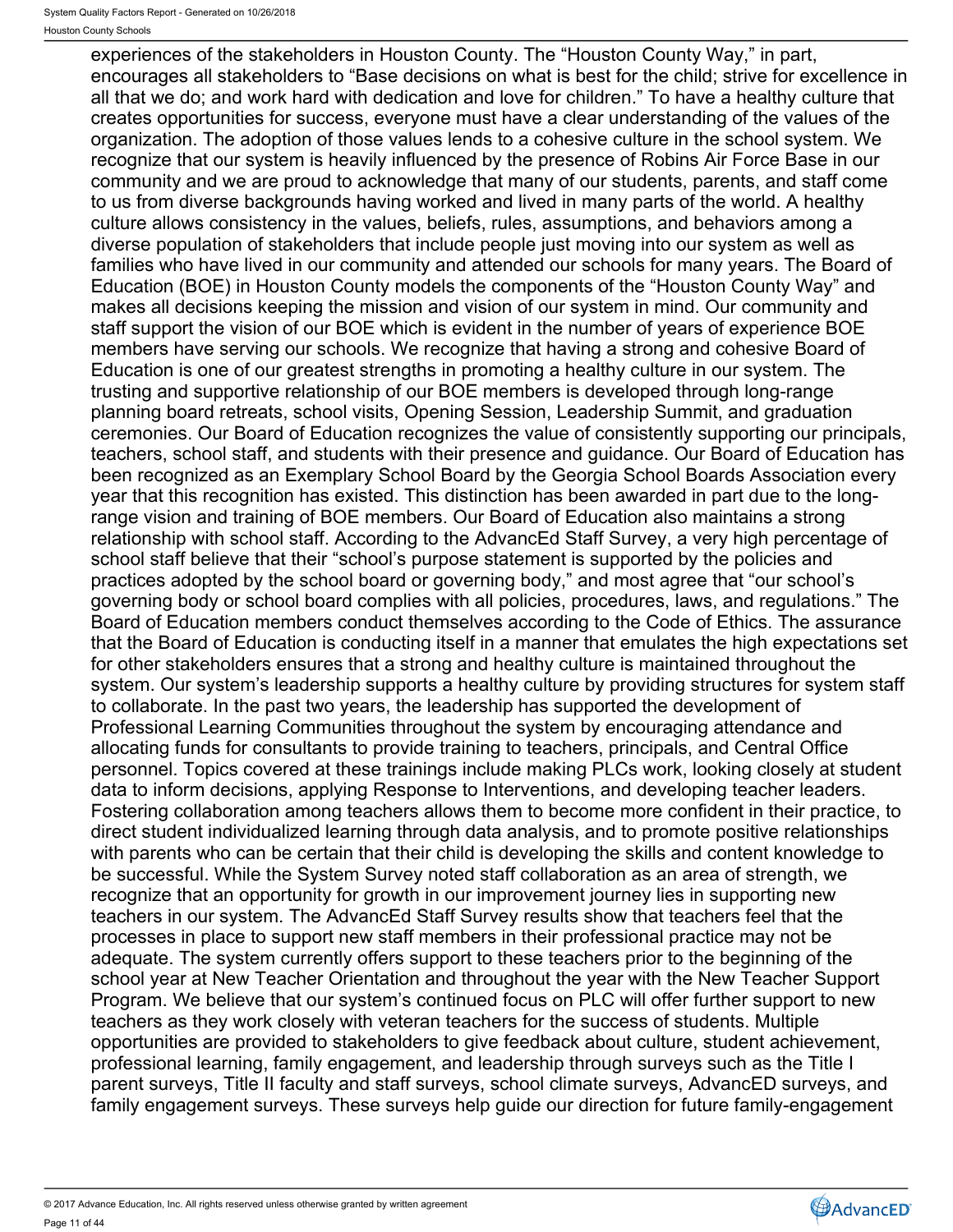experiences of the stakeholders in Houston County. The "Houston County Way," in part, encourages all stakeholders to "Base decisions on what is best for the child; strive for excellence in all that we do; and work hard with dedication and love for children." To have a healthy culture that creates opportunities for success, everyone must have a clear understanding of the values of the organization. The adoption of those values lends to a cohesive culture in the school system. We recognize that our system is heavily influenced by the presence of Robins Air Force Base in our community and we are proud to acknowledge that many of our students, parents, and staff come to us from diverse backgrounds having worked and lived in many parts of the world. A healthy culture allows consistency in the values, beliefs, rules, assumptions, and behaviors among a diverse population of stakeholders that include people just moving into our system as well as families who have lived in our community and attended our schools for many years. The Board of Education (BOE) in Houston County models the components of the "Houston County Way" and makes all decisions keeping the mission and vision of our system in mind. Our community and staff support the vision of our BOE which is evident in the number of years of experience BOE members have serving our schools. We recognize that having a strong and cohesive Board of Education is one of our greatest strengths in promoting a healthy culture in our system. The trusting and supportive relationship of our BOE members is developed through long-range planning board retreats, school visits, Opening Session, Leadership Summit, and graduation ceremonies. Our Board of Education recognizes the value of consistently supporting our principals, teachers, school staff, and students with their presence and guidance. Our Board of Education has been recognized as an Exemplary School Board by the Georgia School Boards Association every year that this recognition has existed. This distinction has been awarded in part due to the long-range vision and training of BOE members. Our Board of Education also maintains a strong relationship with school staff. According to the AdvancEd Staff Survey, a very high percentage of school staff believe that their "school's purpose statement is supported by the policies and practices adopted by the school board or governing body," and most agree that "our school's governing body or school board complies with all policies, procedures, laws, and regulations." The Board of Education members conduct themselves according to the Code of Ethics. The assurance that the Board of Education is conducting itself in a manner that emulates the high expectations set for other stakeholders ensures that a strong and healthy culture is maintained throughout the system. Our system's leadership supports a healthy culture by providing structures for system staff to collaborate. In the past two years, the leadership has supported the development of Professional Learning Communities throughout the system by encouraging attendance and allocating funds for consultants to provide training to teachers, principals, and Central Office personnel. Topics covered at these trainings include making PLCs work, looking closely at student data to inform decisions, applying Response to Interventions, and developing teacher leaders. Fostering collaboration among teachers allows them to become more confident in their practice, to direct student individualized learning through data analysis, and to promote positive relationships with parents who can be certain that their child is developing the skills and content knowledge to be successful. While the System Survey noted staff collaboration as an area of strength, we recognize that an opportunity for growth in our improvement journey lies in supporting new teachers in our system. The AdvancEd Staff Survey results show that teachers feel that the processes in place to support new staff members in their professional practice may not be adequate. The system currently offers support to these teachers prior to the beginning of the school year at New Teacher Orientation and throughout the year with the New Teacher Support Program. We believe that our system's continued focus on PLC will offer further support to new teachers as they work closely with veteran teachers for the success of students. Multiple opportunities are provided to stakeholders to give feedback about culture, student achievement, professional learning, family engagement, and leadership through surveys such as the Title I parent surveys, Title II faculty and staff surveys, school climate surveys, AdvancED surveys, and family engagement surveys. These surveys help guide our direction for future family-engagement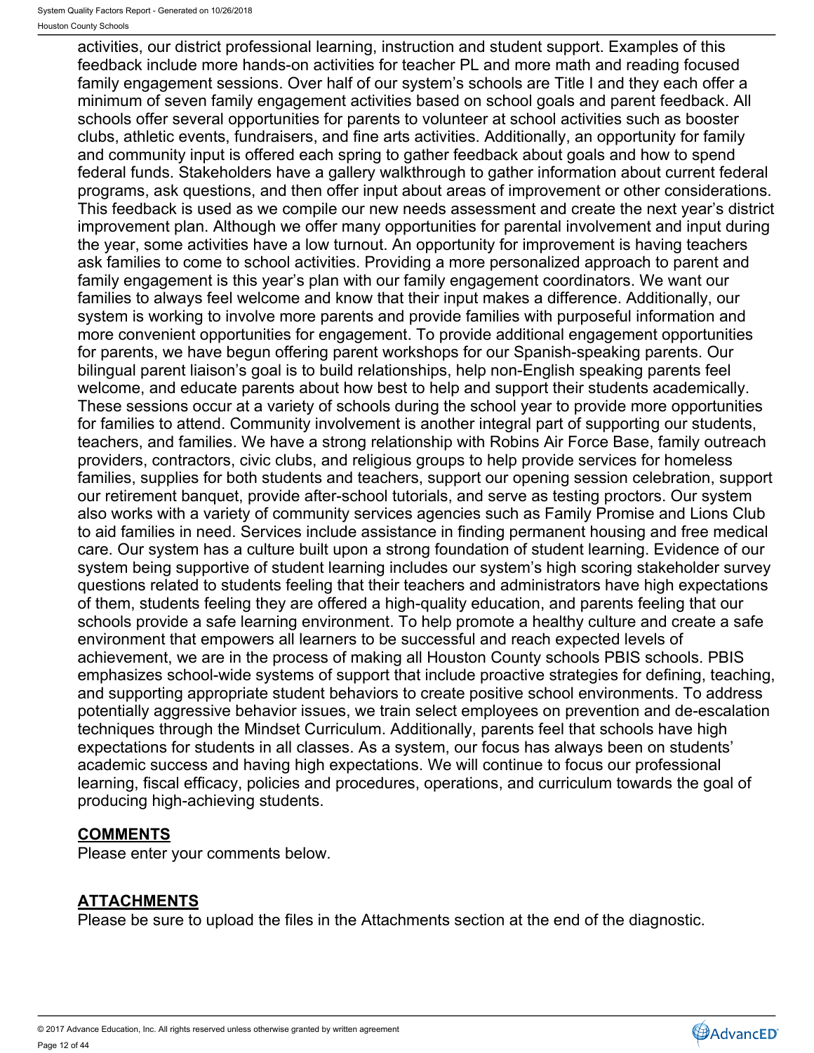activities, our district professional learning, instruction and student support. Examples of this feedback include more hands-on activities for teacher PL and more math and reading focused family engagement sessions. Over half of our system's schools are Title I and they each offer a minimum of seven family engagement activities based on school goals and parent feedback. All schools offer several opportunities for parents to volunteer at school activities such as booster clubs, athletic events, fundraisers, and fine arts activities. Additionally, an opportunity for family and community input is offered each spring to gather feedback about goals and how to spend federal funds. Stakeholders have a gallery walkthrough to gather information about current federal programs, ask questions, and then offer input about areas of improvement or other considerations. This feedback is used as we compile our new needs assessment and create the next year's district improvement plan. Although we offer many opportunities for parental involvement and input during the year, some activities have a low turnout. An opportunity for improvement is having teachers ask families to come to school activities. Providing a more personalized approach to parent and family engagement is this year's plan with our family engagement coordinators. We want our families to always feel welcome and know that their input makes a difference. Additionally, our system is working to involve more parents and provide families with purposeful information and more convenient opportunities for engagement. To provide additional engagement opportunities for parents, we have begun offering parent workshops for our Spanish-speaking parents. Our bilingual parent liaison's goal is to build relationships, help non-English speaking parents feel welcome, and educate parents about how best to help and support their students academically. These sessions occur at a variety of schools during the school year to provide more opportunities for families to attend. Community involvement is another integral part of supporting our students, teachers, and families. We have a strong relationship with Robins Air Force Base, family outreach providers, contractors, civic clubs, and religious groups to help provide services for homeless families, supplies for both students and teachers, support our opening session celebration, support our retirement banquet, provide after-school tutorials, and serve as testing proctors. Our system also works with a variety of community services agencies such as Family Promise and Lions Club to aid families in need. Services include assistance in finding permanent housing and free medical care. Our system has a culture built upon a strong foundation of student learning. Evidence of our system being supportive of student learning includes our system's high scoring stakeholder survey questions related to students feeling that their teachers and administrators have high expectations of them, students feeling they are offered a high-quality education, and parents feeling that our schools provide a safe learning environment. To help promote a healthy culture and create a safe environment that empowers all learners to be successful and reach expected levels of achievement, we are in the process of making all Houston County schools PBIS schools. PBIS emphasizes school-wide systems of support that include proactive strategies for defining, teaching, and supporting appropriate student behaviors to create positive school environments. To address potentially aggressive behavior issues, we train select employees on prevention and de-escalation techniques through the Mindset Curriculum. Additionally, parents feel that schools have high expectations for students in all classes. As a system, our focus has always been on students' academic success and having high expectations. We will continue to focus our professional learning, fiscal efficacy, policies and procedures, operations, and curriculum towards the goal of producing high-achieving students.

## COMMENTS

Please enter your comments below.

## ATTACHMENTS

Please be sure to upload the files in the Attachments section at the end of the diagnostic.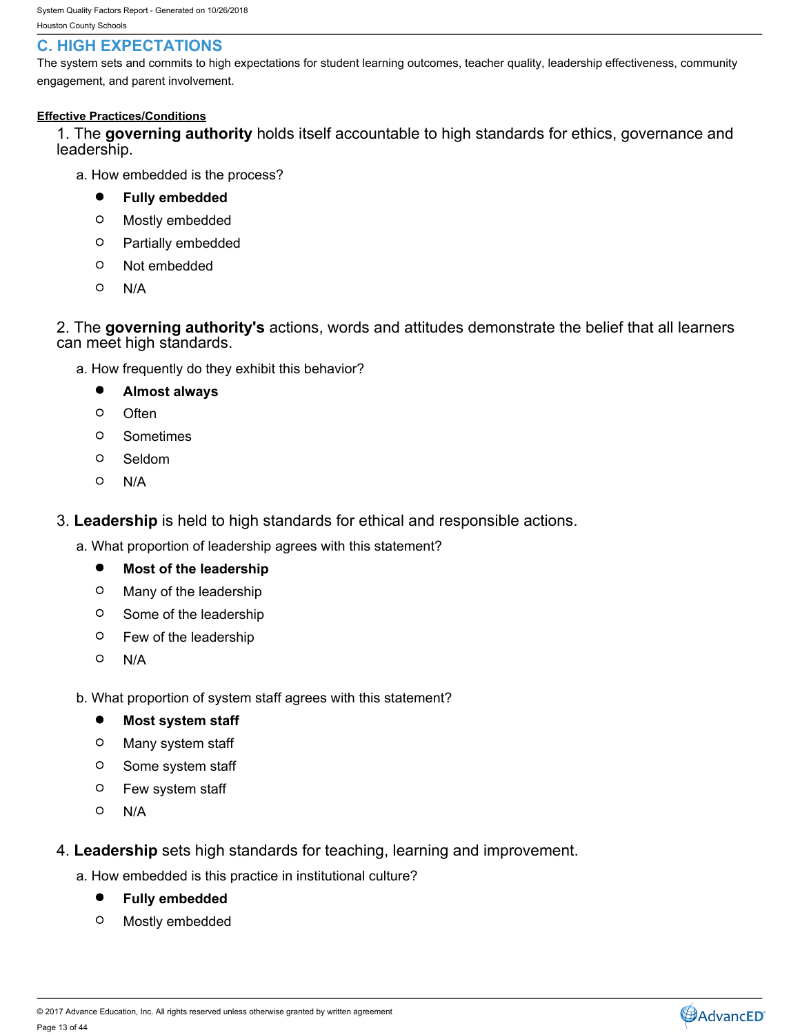## C. HIGH EXPECTATIONS

The system sets and commits to high expectations for student learning outcomes, teacher quality, leadership effectiveness, community engagement, and parent involvement.

**Effective Practices/Conditions**

1. The **governing authority** holds itself accountable to high standards for ethics, governance and leadership.

   a. How embedded is the process?

   - ● **Fully embedded**
   - ○ Mostly embedded
   - ○ Partially embedded
   - ○ Not embedded
   - ○ N/A

2. The **governing authority's** actions, words and attitudes demonstrate the belief that all learners can meet high standards.

   a. How frequently do they exhibit this behavior?

   - ● **Almost always**
   - ○ Often
   - ○ Sometimes
   - ○ Seldom
   - ○ N/A

3. **Leadership** is held to high standards for ethical and responsible actions.

   a. What proportion of leadership agrees with this statement?

   - ● **Most of the leadership**
   - ○ Many of the leadership
   - ○ Some of the leadership
   - ○ Few of the leadership
   - ○ N/A

   b. What proportion of system staff agrees with this statement?

   - ● **Most system staff**
   - ○ Many system staff
   - ○ Some system staff
   - ○ Few system staff
   - ○ N/A

4. **Leadership** sets high standards for teaching, learning and improvement.

   a. How embedded is this practice in institutional culture?

   - ● **Fully embedded**
   - ○ Mostly embedded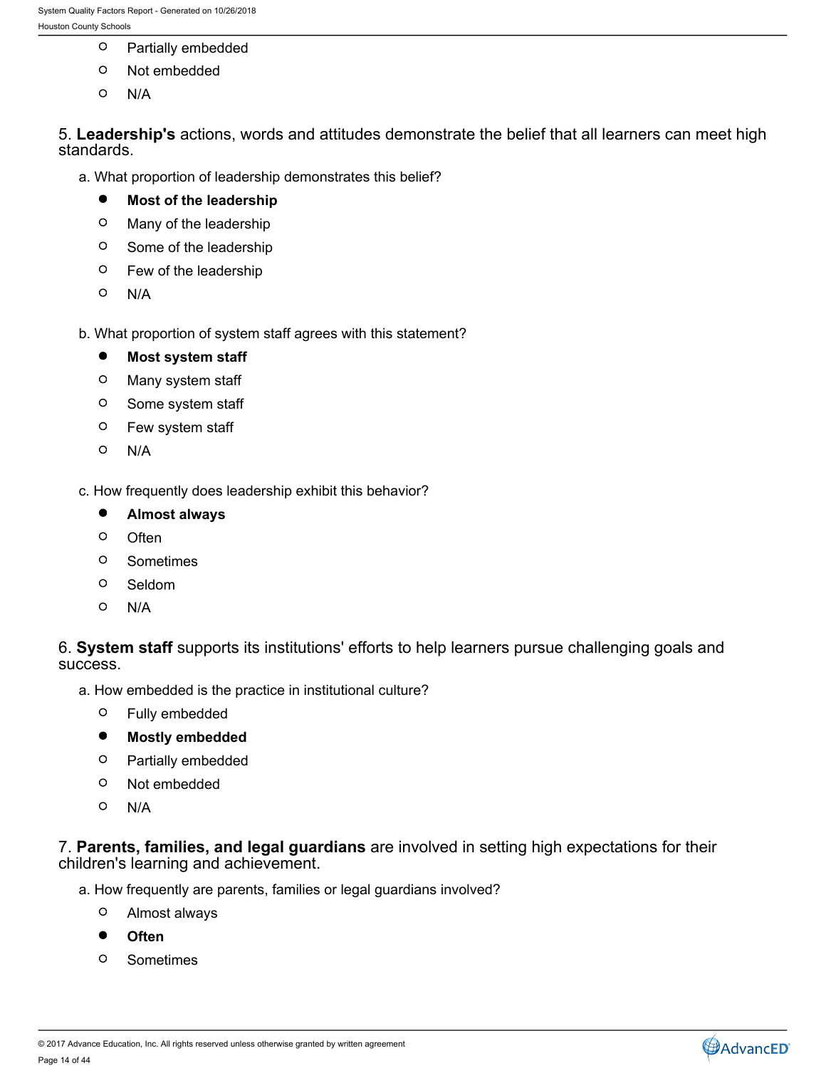- ○ Partially embedded
- ○ Not embedded
- ○ N/A

5. **Leadership's** actions, words and attitudes demonstrate the belief that all learners can meet high standards.

a. What proportion of leadership demonstrates this belief?

- ● **Most of the leadership**
- ○ Many of the leadership
- ○ Some of the leadership
- ○ Few of the leadership
- ○ N/A

b. What proportion of system staff agrees with this statement?

- ● **Most system staff**
- ○ Many system staff
- ○ Some system staff
- ○ Few system staff
- ○ N/A

c. How frequently does leadership exhibit this behavior?

- ● **Almost always**
- ○ Often
- ○ Sometimes
- ○ Seldom
- ○ N/A

6. **System staff** supports its institutions' efforts to help learners pursue challenging goals and success.

a. How embedded is the practice in institutional culture?

- ○ Fully embedded
- ● **Mostly embedded**
- ○ Partially embedded
- ○ Not embedded
- ○ N/A

7. **Parents, families, and legal guardians** are involved in setting high expectations for their children's learning and achievement.

a. How frequently are parents, families or legal guardians involved?

- ○ Almost always
- ● **Often**
- ○ Sometimes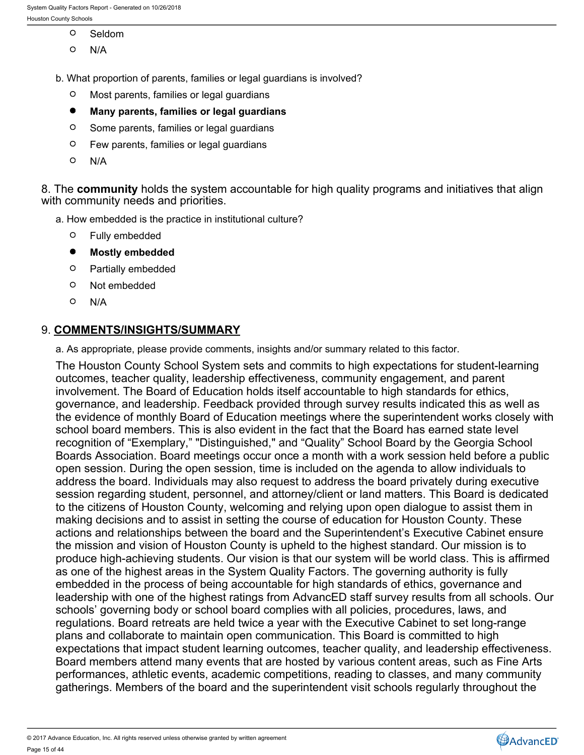- ○ Seldom
- ○ N/A

b. What proportion of parents, families or legal guardians is involved?

- ○ Most parents, families or legal guardians
- ● **Many parents, families or legal guardians**
- ○ Some parents, families or legal guardians
- ○ Few parents, families or legal guardians
- ○ N/A

8. The **community** holds the system accountable for high quality programs and initiatives that align with community needs and priorities.

a. How embedded is the practice in institutional culture?

- ○ Fully embedded
- ● **Mostly embedded**
- ○ Partially embedded
- ○ Not embedded
- ○ N/A

9. **COMMENTS/INSIGHTS/SUMMARY**

a. As appropriate, please provide comments, insights and/or summary related to this factor.

The Houston County School System sets and commits to high expectations for student-learning outcomes, teacher quality, leadership effectiveness, community engagement, and parent involvement. The Board of Education holds itself accountable to high standards for ethics, governance, and leadership. Feedback provided through survey results indicated this as well as the evidence of monthly Board of Education meetings where the superintendent works closely with school board members. This is also evident in the fact that the Board has earned state level recognition of "Exemplary," "Distinguished," and "Quality" School Board by the Georgia School Boards Association. Board meetings occur once a month with a work session held before a public open session. During the open session, time is included on the agenda to allow individuals to address the board. Individuals may also request to address the board privately during executive session regarding student, personnel, and attorney/client or land matters. This Board is dedicated to the citizens of Houston County, welcoming and relying upon open dialogue to assist them in making decisions and to assist in setting the course of education for Houston County. These actions and relationships between the board and the Superintendent's Executive Cabinet ensure the mission and vision of Houston County is upheld to the highest standard. Our mission is to produce high-achieving students. Our vision is that our system will be world class. This is affirmed as one of the highest areas in the System Quality Factors. The governing authority is fully embedded in the process of being accountable for high standards of ethics, governance and leadership with one of the highest ratings from AdvancED staff survey results from all schools. Our schools' governing body or school board complies with all policies, procedures, laws, and regulations. Board retreats are held twice a year with the Executive Cabinet to set long-range plans and collaborate to maintain open communication. This Board is committed to high expectations that impact student learning outcomes, teacher quality, and leadership effectiveness. Board members attend many events that are hosted by various content areas, such as Fine Arts performances, athletic events, academic competitions, reading to classes, and many community gatherings. Members of the board and the superintendent visit schools regularly throughout the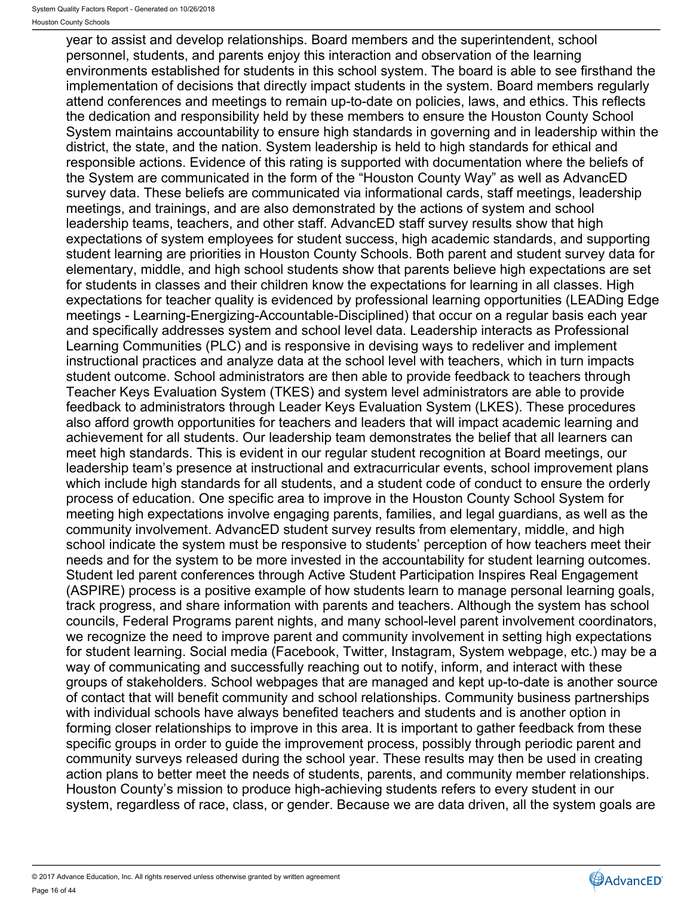year to assist and develop relationships. Board members and the superintendent, school personnel, students, and parents enjoy this interaction and observation of the learning environments established for students in this school system. The board is able to see firsthand the implementation of decisions that directly impact students in the system. Board members regularly attend conferences and meetings to remain up-to-date on policies, laws, and ethics. This reflects the dedication and responsibility held by these members to ensure the Houston County School System maintains accountability to ensure high standards in governing and in leadership within the district, the state, and the nation. System leadership is held to high standards for ethical and responsible actions. Evidence of this rating is supported with documentation where the beliefs of the System are communicated in the form of the "Houston County Way" as well as AdvancED survey data. These beliefs are communicated via informational cards, staff meetings, leadership meetings, and trainings, and are also demonstrated by the actions of system and school leadership teams, teachers, and other staff. AdvancED staff survey results show that high expectations of system employees for student success, high academic standards, and supporting student learning are priorities in Houston County Schools. Both parent and student survey data for elementary, middle, and high school students show that parents believe high expectations are set for students in classes and their children know the expectations for learning in all classes. High expectations for teacher quality is evidenced by professional learning opportunities (LEADing Edge meetings - Learning-Energizing-Accountable-Disciplined) that occur on a regular basis each year and specifically addresses system and school level data. Leadership interacts as Professional Learning Communities (PLC) and is responsive in devising ways to redeliver and implement instructional practices and analyze data at the school level with teachers, which in turn impacts student outcome. School administrators are then able to provide feedback to teachers through Teacher Keys Evaluation System (TKES) and system level administrators are able to provide feedback to administrators through Leader Keys Evaluation System (LKES). These procedures also afford growth opportunities for teachers and leaders that will impact academic learning and achievement for all students. Our leadership team demonstrates the belief that all learners can meet high standards. This is evident in our regular student recognition at Board meetings, our leadership team's presence at instructional and extracurricular events, school improvement plans which include high standards for all students, and a student code of conduct to ensure the orderly process of education. One specific area to improve in the Houston County School System for meeting high expectations involve engaging parents, families, and legal guardians, as well as the community involvement. AdvancED student survey results from elementary, middle, and high school indicate the system must be responsive to students' perception of how teachers meet their needs and for the system to be more invested in the accountability for student learning outcomes. Student led parent conferences through Active Student Participation Inspires Real Engagement (ASPIRE) process is a positive example of how students learn to manage personal learning goals, track progress, and share information with parents and teachers. Although the system has school councils, Federal Programs parent nights, and many school-level parent involvement coordinators, we recognize the need to improve parent and community involvement in setting high expectations for student learning. Social media (Facebook, Twitter, Instagram, System webpage, etc.) may be a way of communicating and successfully reaching out to notify, inform, and interact with these groups of stakeholders. School webpages that are managed and kept up-to-date is another source of contact that will benefit community and school relationships. Community business partnerships with individual schools have always benefited teachers and students and is another option in forming closer relationships to improve in this area. It is important to gather feedback from these specific groups in order to guide the improvement process, possibly through periodic parent and community surveys released during the school year. These results may then be used in creating action plans to better meet the needs of students, parents, and community member relationships. Houston County's mission to produce high-achieving students refers to every student in our system, regardless of race, class, or gender. Because we are data driven, all the system goals are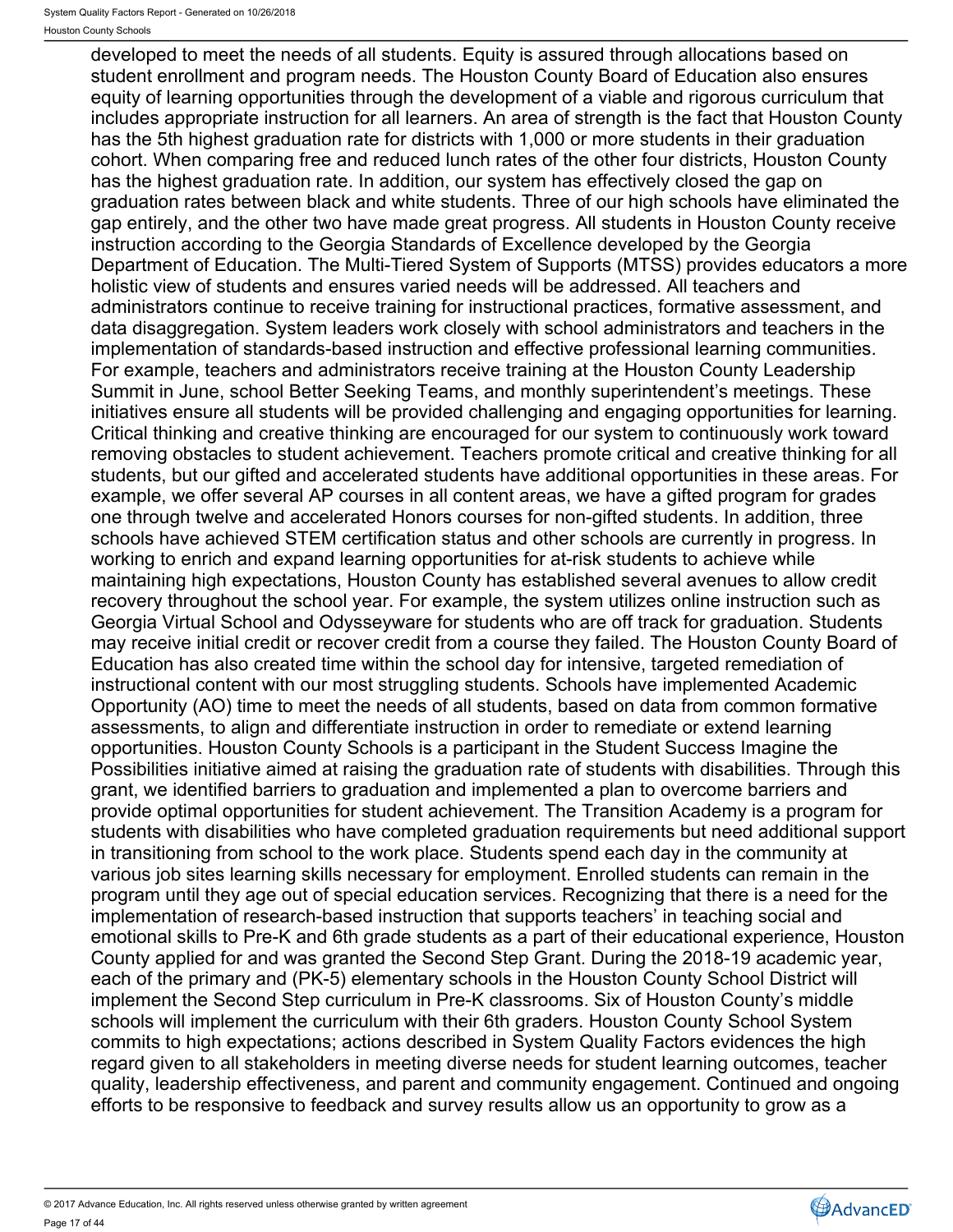developed to meet the needs of all students. Equity is assured through allocations based on student enrollment and program needs. The Houston County Board of Education also ensures equity of learning opportunities through the development of a viable and rigorous curriculum that includes appropriate instruction for all learners. An area of strength is the fact that Houston County has the 5th highest graduation rate for districts with 1,000 or more students in their graduation cohort. When comparing free and reduced lunch rates of the other four districts, Houston County has the highest graduation rate. In addition, our system has effectively closed the gap on graduation rates between black and white students. Three of our high schools have eliminated the gap entirely, and the other two have made great progress. All students in Houston County receive instruction according to the Georgia Standards of Excellence developed by the Georgia Department of Education. The Multi-Tiered System of Supports (MTSS) provides educators a more holistic view of students and ensures varied needs will be addressed. All teachers and administrators continue to receive training for instructional practices, formative assessment, and data disaggregation. System leaders work closely with school administrators and teachers in the implementation of standards-based instruction and effective professional learning communities. For example, teachers and administrators receive training at the Houston County Leadership Summit in June, school Better Seeking Teams, and monthly superintendent's meetings. These initiatives ensure all students will be provided challenging and engaging opportunities for learning. Critical thinking and creative thinking are encouraged for our system to continuously work toward removing obstacles to student achievement. Teachers promote critical and creative thinking for all students, but our gifted and accelerated students have additional opportunities in these areas. For example, we offer several AP courses in all content areas, we have a gifted program for grades one through twelve and accelerated Honors courses for non-gifted students. In addition, three schools have achieved STEM certification status and other schools are currently in progress. In working to enrich and expand learning opportunities for at-risk students to achieve while maintaining high expectations, Houston County has established several avenues to allow credit recovery throughout the school year. For example, the system utilizes online instruction such as Georgia Virtual School and Odysseyware for students who are off track for graduation. Students may receive initial credit or recover credit from a course they failed. The Houston County Board of Education has also created time within the school day for intensive, targeted remediation of instructional content with our most struggling students. Schools have implemented Academic Opportunity (AO) time to meet the needs of all students, based on data from common formative assessments, to align and differentiate instruction in order to remediate or extend learning opportunities. Houston County Schools is a participant in the Student Success Imagine the Possibilities initiative aimed at raising the graduation rate of students with disabilities. Through this grant, we identified barriers to graduation and implemented a plan to overcome barriers and provide optimal opportunities for student achievement. The Transition Academy is a program for students with disabilities who have completed graduation requirements but need additional support in transitioning from school to the work place. Students spend each day in the community at various job sites learning skills necessary for employment. Enrolled students can remain in the program until they age out of special education services. Recognizing that there is a need for the implementation of research-based instruction that supports teachers' in teaching social and emotional skills to Pre-K and 6th grade students as a part of their educational experience, Houston County applied for and was granted the Second Step Grant. During the 2018-19 academic year, each of the primary and (PK-5) elementary schools in the Houston County School District will implement the Second Step curriculum in Pre-K classrooms. Six of Houston County's middle schools will implement the curriculum with their 6th graders. Houston County School System commits to high expectations; actions described in System Quality Factors evidences the high regard given to all stakeholders in meeting diverse needs for student learning outcomes, teacher quality, leadership effectiveness, and parent and community engagement. Continued and ongoing efforts to be responsive to feedback and survey results allow us an opportunity to grow as a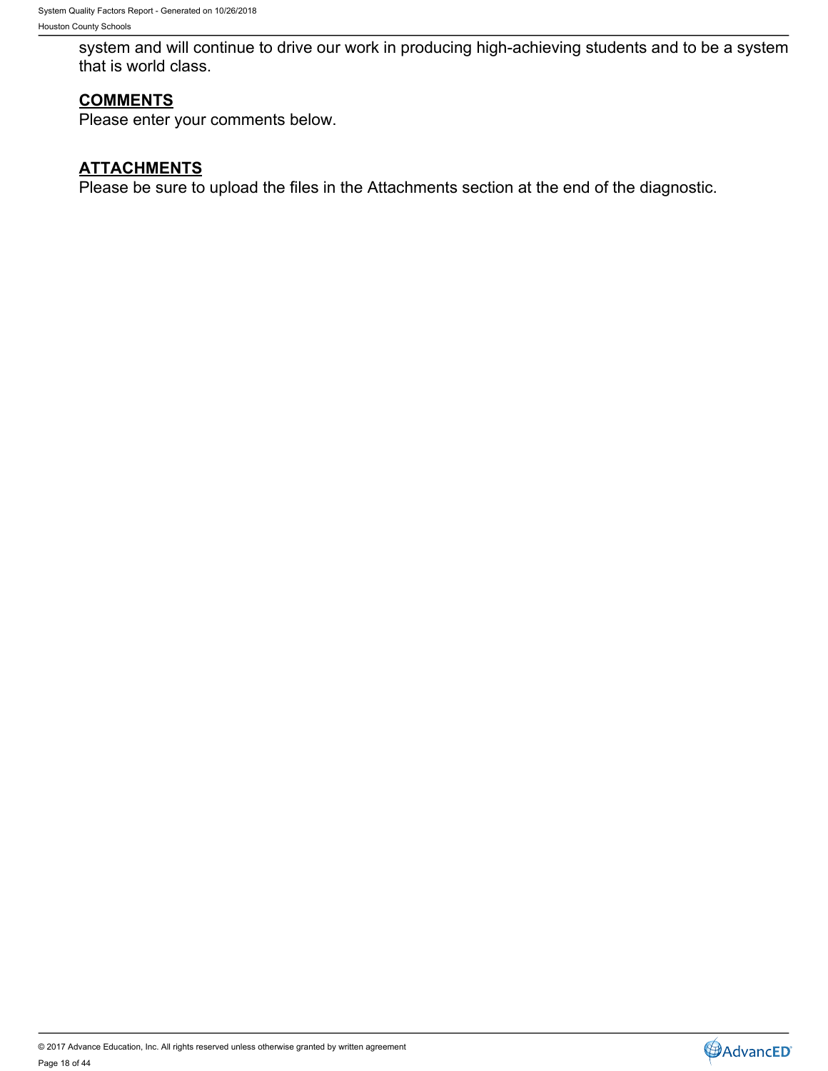system and will continue to drive our work in producing high-achieving students and to be a system that is world class.

**COMMENTS**

Please enter your comments below.

**ATTACHMENTS**

Please be sure to upload the files in the Attachments section at the end of the diagnostic.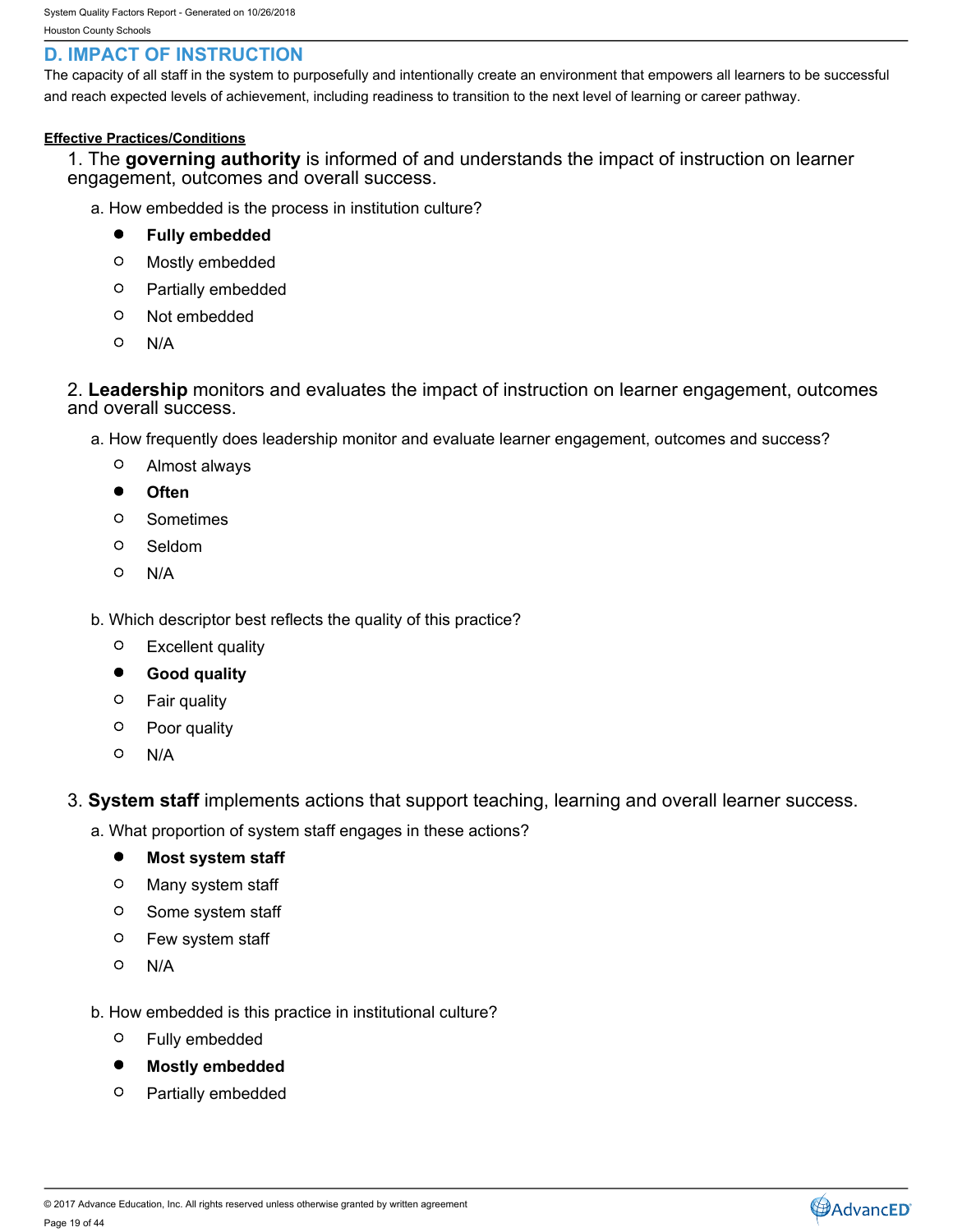## D. IMPACT OF INSTRUCTION

The capacity of all staff in the system to purposefully and intentionally create an environment that empowers all learners to be successful and reach expected levels of achievement, including readiness to transition to the next level of learning or career pathway.

**Effective Practices/Conditions**

1. The **governing authority** is informed of and understands the impact of instruction on learner engagement, outcomes and overall success.

   a. How embedded is the process in institution culture?

   - ● **Fully embedded**
   - ○ Mostly embedded
   - ○ Partially embedded
   - ○ Not embedded
   - ○ N/A

2. **Leadership** monitors and evaluates the impact of instruction on learner engagement, outcomes and overall success.

   a. How frequently does leadership monitor and evaluate learner engagement, outcomes and success?

   - ○ Almost always
   - ● **Often**
   - ○ Sometimes
   - ○ Seldom
   - ○ N/A

   b. Which descriptor best reflects the quality of this practice?

   - ○ Excellent quality
   - ● **Good quality**
   - ○ Fair quality
   - ○ Poor quality
   - ○ N/A

3. **System staff** implements actions that support teaching, learning and overall learner success.

   a. What proportion of system staff engages in these actions?

   - ● **Most system staff**
   - ○ Many system staff
   - ○ Some system staff
   - ○ Few system staff
   - ○ N/A

   b. How embedded is this practice in institutional culture?

   - ○ Fully embedded
   - ● **Mostly embedded**
   - ○ Partially embedded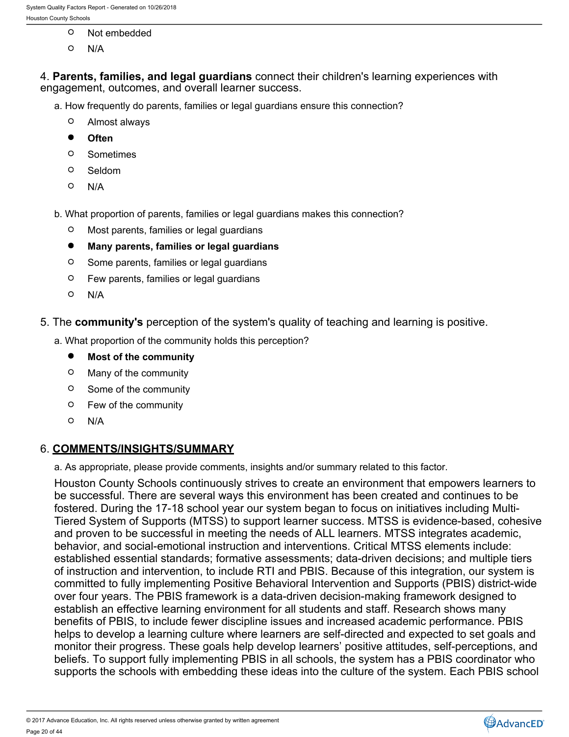- ○ Not embedded
- ○ N/A

4. **Parents, families, and legal guardians** connect their children's learning experiences with engagement, outcomes, and overall learner success.

a. How frequently do parents, families or legal guardians ensure this connection?

- ○ Almost always
- ● **Often**
- ○ Sometimes
- ○ Seldom
- ○ N/A

b. What proportion of parents, families or legal guardians makes this connection?

- ○ Most parents, families or legal guardians
- ● **Many parents, families or legal guardians**
- ○ Some parents, families or legal guardians
- ○ Few parents, families or legal guardians
- ○ N/A

5. The **community's** perception of the system's quality of teaching and learning is positive.

a. What proportion of the community holds this perception?

- ● **Most of the community**
- ○ Many of the community
- ○ Some of the community
- ○ Few of the community
- ○ N/A

6. **COMMENTS/INSIGHTS/SUMMARY**

a. As appropriate, please provide comments, insights and/or summary related to this factor.

Houston County Schools continuously strives to create an environment that empowers learners to be successful. There are several ways this environment has been created and continues to be fostered. During the 17-18 school year our system began to focus on initiatives including Multi-Tiered System of Supports (MTSS) to support learner success. MTSS is evidence-based, cohesive and proven to be successful in meeting the needs of ALL learners. MTSS integrates academic, behavior, and social-emotional instruction and interventions. Critical MTSS elements include: established essential standards; formative assessments; data-driven decisions; and multiple tiers of instruction and intervention, to include RTI and PBIS. Because of this integration, our system is committed to fully implementing Positive Behavioral Intervention and Supports (PBIS) district-wide over four years. The PBIS framework is a data-driven decision-making framework designed to establish an effective learning environment for all students and staff. Research shows many benefits of PBIS, to include fewer discipline issues and increased academic performance. PBIS helps to develop a learning culture where learners are self-directed and expected to set goals and monitor their progress. These goals help develop learners' positive attitudes, self-perceptions, and beliefs. To support fully implementing PBIS in all schools, the system has a PBIS coordinator who supports the schools with embedding these ideas into the culture of the system. Each PBIS school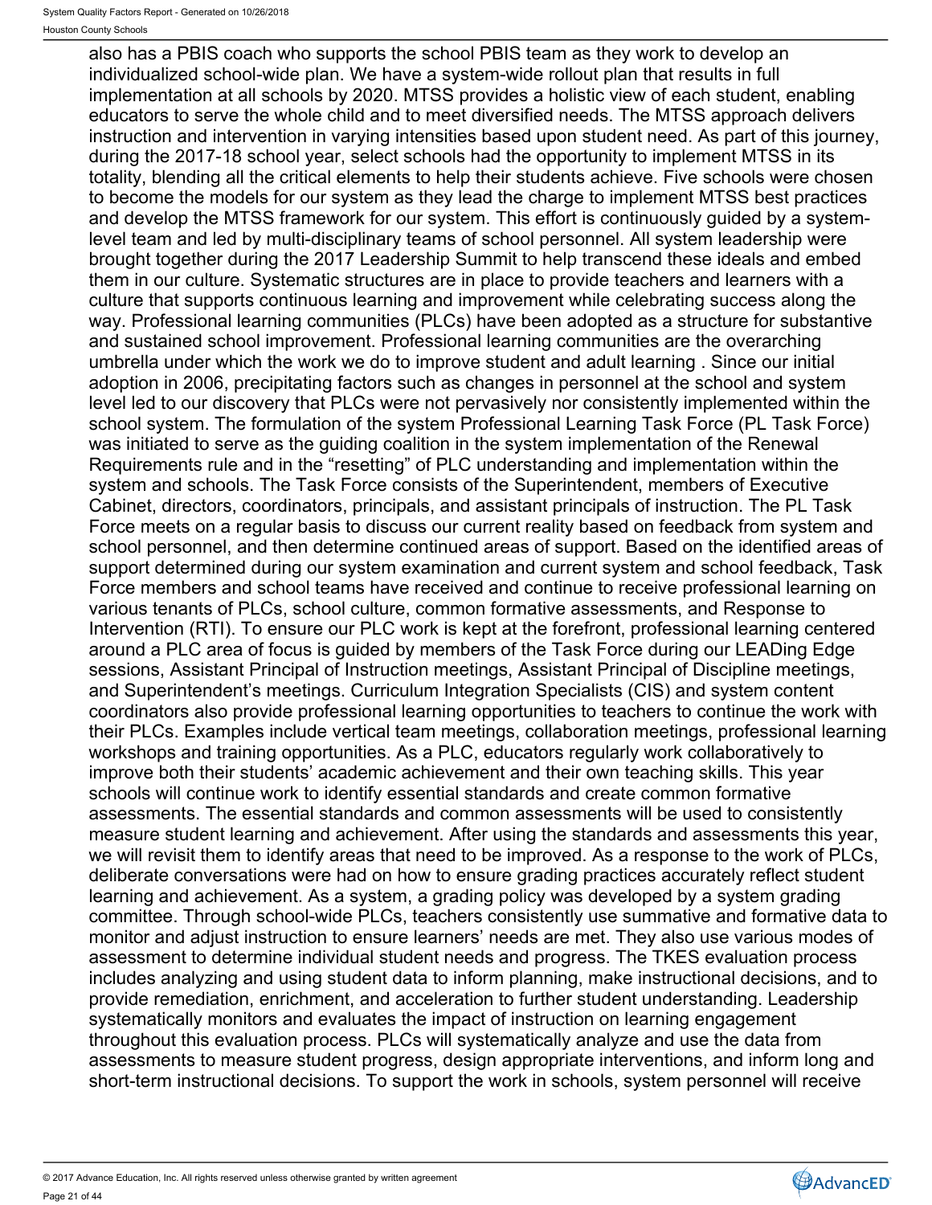also has a PBIS coach who supports the school PBIS team as they work to develop an individualized school-wide plan. We have a system-wide rollout plan that results in full implementation at all schools by 2020. MTSS provides a holistic view of each student, enabling educators to serve the whole child and to meet diversified needs. The MTSS approach delivers instruction and intervention in varying intensities based upon student need. As part of this journey, during the 2017-18 school year, select schools had the opportunity to implement MTSS in its totality, blending all the critical elements to help their students achieve. Five schools were chosen to become the models for our system as they lead the charge to implement MTSS best practices and develop the MTSS framework for our system. This effort is continuously guided by a system-level team and led by multi-disciplinary teams of school personnel. All system leadership were brought together during the 2017 Leadership Summit to help transcend these ideals and embed them in our culture. Systematic structures are in place to provide teachers and learners with a culture that supports continuous learning and improvement while celebrating success along the way. Professional learning communities (PLCs) have been adopted as a structure for substantive and sustained school improvement. Professional learning communities are the overarching umbrella under which the work we do to improve student and adult learning . Since our initial adoption in 2006, precipitating factors such as changes in personnel at the school and system level led to our discovery that PLCs were not pervasively nor consistently implemented within the school system. The formulation of the system Professional Learning Task Force (PL Task Force) was initiated to serve as the guiding coalition in the system implementation of the Renewal Requirements rule and in the "resetting" of PLC understanding and implementation within the system and schools. The Task Force consists of the Superintendent, members of Executive Cabinet, directors, coordinators, principals, and assistant principals of instruction. The PL Task Force meets on a regular basis to discuss our current reality based on feedback from system and school personnel, and then determine continued areas of support. Based on the identified areas of support determined during our system examination and current system and school feedback, Task Force members and school teams have received and continue to receive professional learning on various tenants of PLCs, school culture, common formative assessments, and Response to Intervention (RTI). To ensure our PLC work is kept at the forefront, professional learning centered around a PLC area of focus is guided by members of the Task Force during our LEADing Edge sessions, Assistant Principal of Instruction meetings, Assistant Principal of Discipline meetings, and Superintendent's meetings. Curriculum Integration Specialists (CIS) and system content coordinators also provide professional learning opportunities to teachers to continue the work with their PLCs. Examples include vertical team meetings, collaboration meetings, professional learning workshops and training opportunities. As a PLC, educators regularly work collaboratively to improve both their students' academic achievement and their own teaching skills. This year schools will continue work to identify essential standards and create common formative assessments. The essential standards and common assessments will be used to consistently measure student learning and achievement. After using the standards and assessments this year, we will revisit them to identify areas that need to be improved. As a response to the work of PLCs, deliberate conversations were had on how to ensure grading practices accurately reflect student learning and achievement. As a system, a grading policy was developed by a system grading committee. Through school-wide PLCs, teachers consistently use summative and formative data to monitor and adjust instruction to ensure learners' needs are met. They also use various modes of assessment to determine individual student needs and progress. The TKES evaluation process includes analyzing and using student data to inform planning, make instructional decisions, and to provide remediation, enrichment, and acceleration to further student understanding. Leadership systematically monitors and evaluates the impact of instruction on learning engagement throughout this evaluation process. PLCs will systematically analyze and use the data from assessments to measure student progress, design appropriate interventions, and inform long and short-term instructional decisions. To support the work in schools, system personnel will receive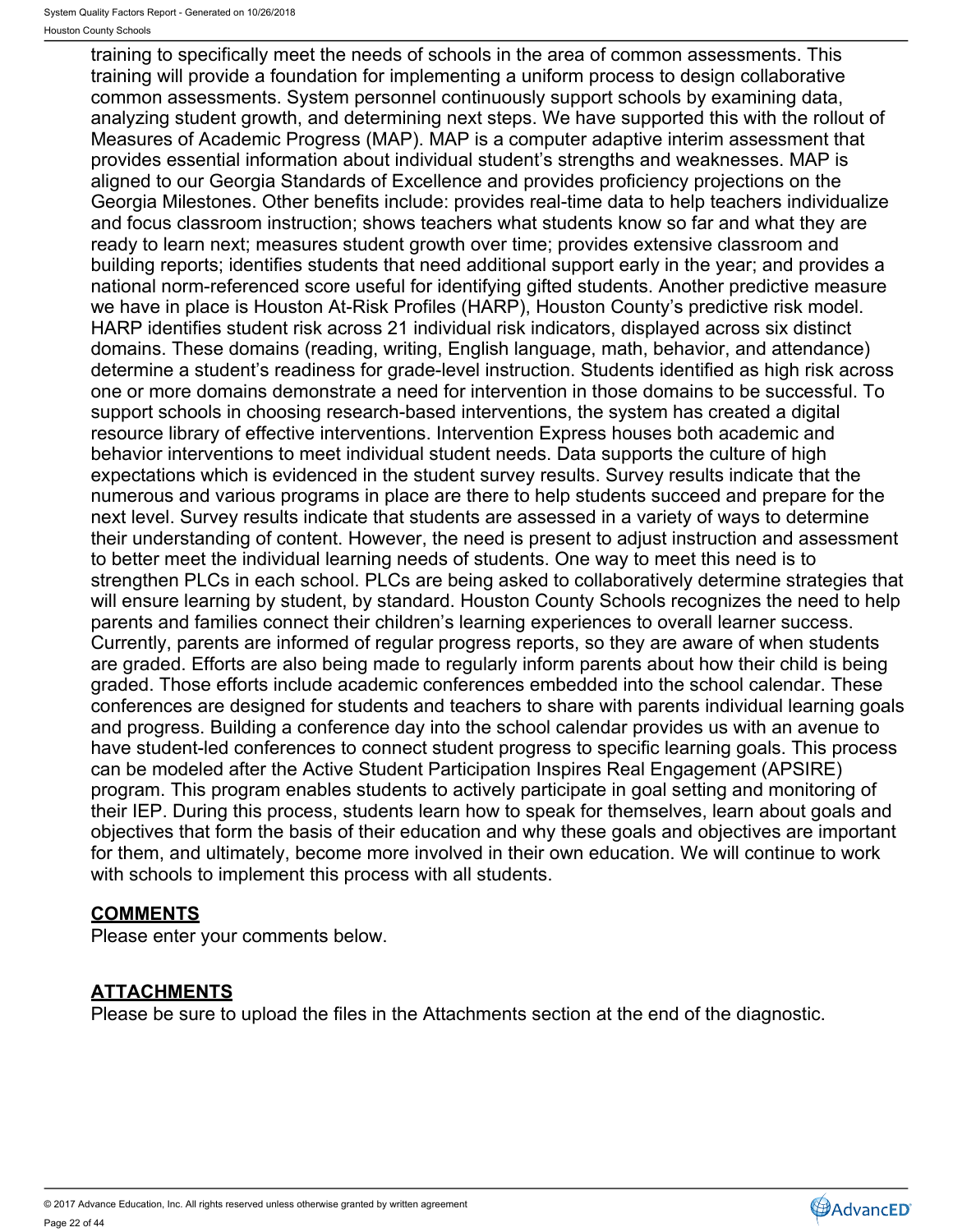training to specifically meet the needs of schools in the area of common assessments. This training will provide a foundation for implementing a uniform process to design collaborative common assessments. System personnel continuously support schools by examining data, analyzing student growth, and determining next steps. We have supported this with the rollout of Measures of Academic Progress (MAP). MAP is a computer adaptive interim assessment that provides essential information about individual student's strengths and weaknesses. MAP is aligned to our Georgia Standards of Excellence and provides proficiency projections on the Georgia Milestones. Other benefits include: provides real-time data to help teachers individualize and focus classroom instruction; shows teachers what students know so far and what they are ready to learn next; measures student growth over time; provides extensive classroom and building reports; identifies students that need additional support early in the year; and provides a national norm-referenced score useful for identifying gifted students. Another predictive measure we have in place is Houston At-Risk Profiles (HARP), Houston County's predictive risk model. HARP identifies student risk across 21 individual risk indicators, displayed across six distinct domains. These domains (reading, writing, English language, math, behavior, and attendance) determine a student's readiness for grade-level instruction. Students identified as high risk across one or more domains demonstrate a need for intervention in those domains to be successful. To support schools in choosing research-based interventions, the system has created a digital resource library of effective interventions. Intervention Express houses both academic and behavior interventions to meet individual student needs. Data supports the culture of high expectations which is evidenced in the student survey results. Survey results indicate that the numerous and various programs in place are there to help students succeed and prepare for the next level. Survey results indicate that students are assessed in a variety of ways to determine their understanding of content. However, the need is present to adjust instruction and assessment to better meet the individual learning needs of students. One way to meet this need is to strengthen PLCs in each school. PLCs are being asked to collaboratively determine strategies that will ensure learning by student, by standard. Houston County Schools recognizes the need to help parents and families connect their children's learning experiences to overall learner success. Currently, parents are informed of regular progress reports, so they are aware of when students are graded. Efforts are also being made to regularly inform parents about how their child is being graded. Those efforts include academic conferences embedded into the school calendar. These conferences are designed for students and teachers to share with parents individual learning goals and progress. Building a conference day into the school calendar provides us with an avenue to have student-led conferences to connect student progress to specific learning goals. This process can be modeled after the Active Student Participation Inspires Real Engagement (APSIRE) program. This program enables students to actively participate in goal setting and monitoring of their IEP. During this process, students learn how to speak for themselves, learn about goals and objectives that form the basis of their education and why these goals and objectives are important for them, and ultimately, become more involved in their own education. We will continue to work with schools to implement this process with all students.

## COMMENTS

Please enter your comments below.

## ATTACHMENTS

Please be sure to upload the files in the Attachments section at the end of the diagnostic.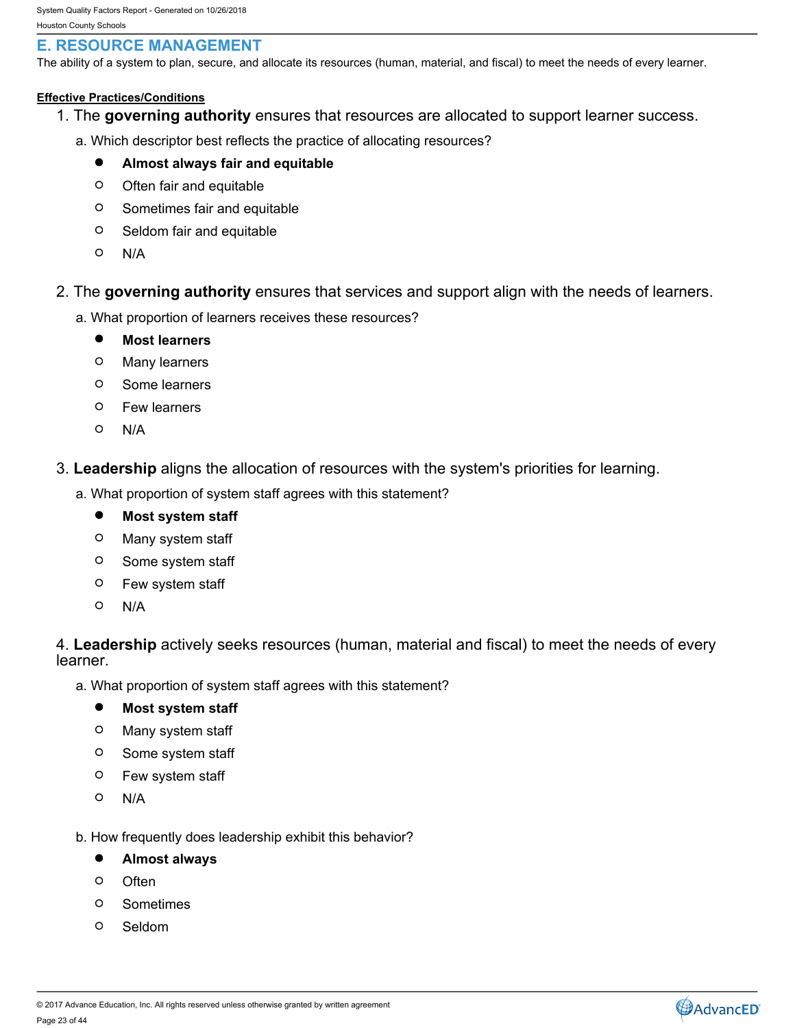## E. RESOURCE MANAGEMENT

The ability of a system to plan, secure, and allocate its resources (human, material, and fiscal) to meet the needs of every learner.

**Effective Practices/Conditions**

1. The **governing authority** ensures that resources are allocated to support learner success.

   a. Which descriptor best reflects the practice of allocating resources?

   - ● **Almost always fair and equitable**
   - ○ Often fair and equitable
   - ○ Sometimes fair and equitable
   - ○ Seldom fair and equitable
   - ○ N/A

2. The **governing authority** ensures that services and support align with the needs of learners.

   a. What proportion of learners receives these resources?

   - ● **Most learners**
   - ○ Many learners
   - ○ Some learners
   - ○ Few learners
   - ○ N/A

3. **Leadership** aligns the allocation of resources with the system's priorities for learning.

   a. What proportion of system staff agrees with this statement?

   - ● **Most system staff**
   - ○ Many system staff
   - ○ Some system staff
   - ○ Few system staff
   - ○ N/A

4. **Leadership** actively seeks resources (human, material and fiscal) to meet the needs of every learner.

   a. What proportion of system staff agrees with this statement?

   - ● **Most system staff**
   - ○ Many system staff
   - ○ Some system staff
   - ○ Few system staff
   - ○ N/A

   b. How frequently does leadership exhibit this behavior?

   - ● **Almost always**
   - ○ Often
   - ○ Sometimes
   - ○ Seldom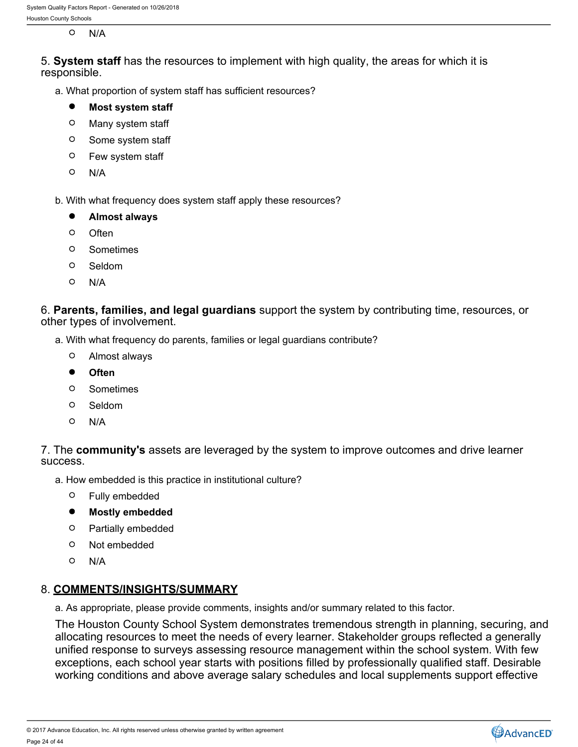- N/A

5. **System staff** has the resources to implement with high quality, the areas for which it is responsible.

   a. What proportion of system staff has sufficient resources?

   - ● **Most system staff**
   - ○ Many system staff
   - ○ Some system staff
   - ○ Few system staff
   - ○ N/A

   b. With what frequency does system staff apply these resources?

   - ● **Almost always**
   - ○ Often
   - ○ Sometimes
   - ○ Seldom
   - ○ N/A

6. **Parents, families, and legal guardians** support the system by contributing time, resources, or other types of involvement.

   a. With what frequency do parents, families or legal guardians contribute?

   - ○ Almost always
   - ● **Often**
   - ○ Sometimes
   - ○ Seldom
   - ○ N/A

7. The **community's** assets are leveraged by the system to improve outcomes and drive learner success.

   a. How embedded is this practice in institutional culture?

   - ○ Fully embedded
   - ● **Mostly embedded**
   - ○ Partially embedded
   - ○ Not embedded
   - ○ N/A

8. **COMMENTS/INSIGHTS/SUMMARY**

   a. As appropriate, please provide comments, insights and/or summary related to this factor.

   The Houston County School System demonstrates tremendous strength in planning, securing, and allocating resources to meet the needs of every learner. Stakeholder groups reflected a generally unified response to surveys assessing resource management within the school system. With few exceptions, each school year starts with positions filled by professionally qualified staff. Desirable working conditions and above average salary schedules and local supplements support effective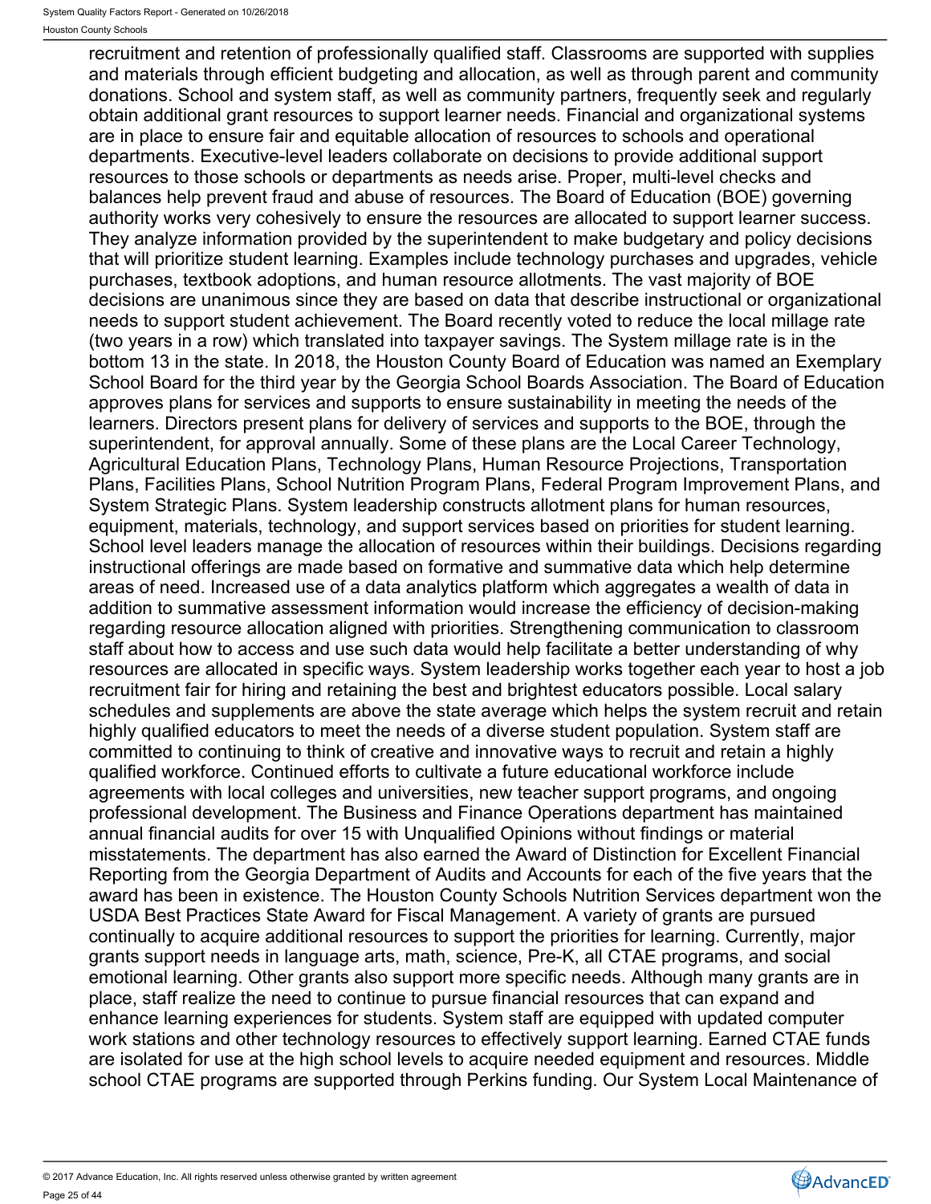recruitment and retention of professionally qualified staff. Classrooms are supported with supplies and materials through efficient budgeting and allocation, as well as through parent and community donations. School and system staff, as well as community partners, frequently seek and regularly obtain additional grant resources to support learner needs. Financial and organizational systems are in place to ensure fair and equitable allocation of resources to schools and operational departments. Executive-level leaders collaborate on decisions to provide additional support resources to those schools or departments as needs arise. Proper, multi-level checks and balances help prevent fraud and abuse of resources. The Board of Education (BOE) governing authority works very cohesively to ensure the resources are allocated to support learner success. They analyze information provided by the superintendent to make budgetary and policy decisions that will prioritize student learning. Examples include technology purchases and upgrades, vehicle purchases, textbook adoptions, and human resource allotments. The vast majority of BOE decisions are unanimous since they are based on data that describe instructional or organizational needs to support student achievement. The Board recently voted to reduce the local millage rate (two years in a row) which translated into taxpayer savings. The System millage rate is in the bottom 13 in the state. In 2018, the Houston County Board of Education was named an Exemplary School Board for the third year by the Georgia School Boards Association. The Board of Education approves plans for services and supports to ensure sustainability in meeting the needs of the learners. Directors present plans for delivery of services and supports to the BOE, through the superintendent, for approval annually. Some of these plans are the Local Career Technology, Agricultural Education Plans, Technology Plans, Human Resource Projections, Transportation Plans, Facilities Plans, School Nutrition Program Plans, Federal Program Improvement Plans, and System Strategic Plans. System leadership constructs allotment plans for human resources, equipment, materials, technology, and support services based on priorities for student learning. School level leaders manage the allocation of resources within their buildings. Decisions regarding instructional offerings are made based on formative and summative data which help determine areas of need. Increased use of a data analytics platform which aggregates a wealth of data in addition to summative assessment information would increase the efficiency of decision-making regarding resource allocation aligned with priorities. Strengthening communication to classroom staff about how to access and use such data would help facilitate a better understanding of why resources are allocated in specific ways. System leadership works together each year to host a job recruitment fair for hiring and retaining the best and brightest educators possible. Local salary schedules and supplements are above the state average which helps the system recruit and retain highly qualified educators to meet the needs of a diverse student population. System staff are committed to continuing to think of creative and innovative ways to recruit and retain a highly qualified workforce. Continued efforts to cultivate a future educational workforce include agreements with local colleges and universities, new teacher support programs, and ongoing professional development. The Business and Finance Operations department has maintained annual financial audits for over 15 with Unqualified Opinions without findings or material misstatements. The department has also earned the Award of Distinction for Excellent Financial Reporting from the Georgia Department of Audits and Accounts for each of the five years that the award has been in existence. The Houston County Schools Nutrition Services department won the USDA Best Practices State Award for Fiscal Management. A variety of grants are pursued continually to acquire additional resources to support the priorities for learning. Currently, major grants support needs in language arts, math, science, Pre-K, all CTAE programs, and social emotional learning. Other grants also support more specific needs. Although many grants are in place, staff realize the need to continue to pursue financial resources that can expand and enhance learning experiences for students. System staff are equipped with updated computer work stations and other technology resources to effectively support learning. Earned CTAE funds are isolated for use at the high school levels to acquire needed equipment and resources. Middle school CTAE programs are supported through Perkins funding. Our System Local Maintenance of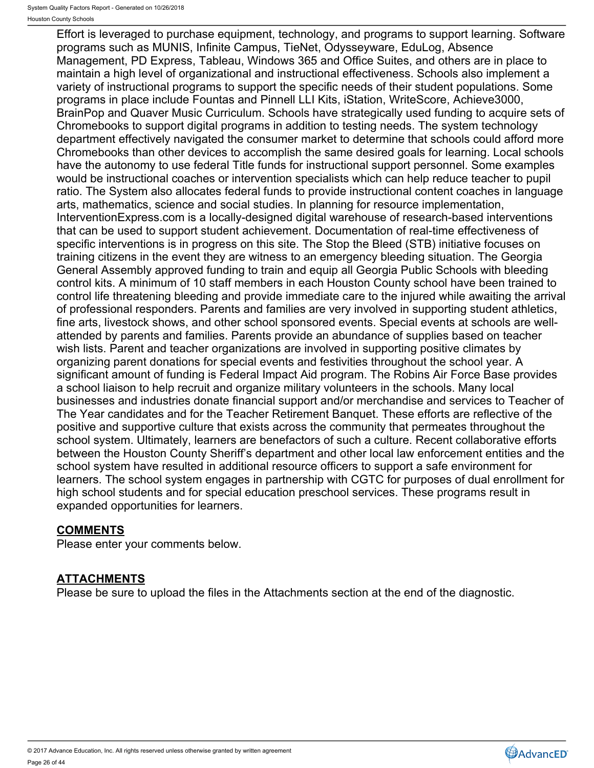Effort is leveraged to purchase equipment, technology, and programs to support learning. Software programs such as MUNIS, Infinite Campus, TieNet, Odysseyware, EduLog, Absence Management, PD Express, Tableau, Windows 365 and Office Suites, and others are in place to maintain a high level of organizational and instructional effectiveness. Schools also implement a variety of instructional programs to support the specific needs of their student populations. Some programs in place include Fountas and Pinnell LLI Kits, iStation, WriteScore, Achieve3000, BrainPop and Quaver Music Curriculum. Schools have strategically used funding to acquire sets of Chromebooks to support digital programs in addition to testing needs. The system technology department effectively navigated the consumer market to determine that schools could afford more Chromebooks than other devices to accomplish the same desired goals for learning. Local schools have the autonomy to use federal Title funds for instructional support personnel. Some examples would be instructional coaches or intervention specialists which can help reduce teacher to pupil ratio. The System also allocates federal funds to provide instructional content coaches in language arts, mathematics, science and social studies. In planning for resource implementation, InterventionExpress.com is a locally-designed digital warehouse of research-based interventions that can be used to support student achievement. Documentation of real-time effectiveness of specific interventions is in progress on this site. The Stop the Bleed (STB) initiative focuses on training citizens in the event they are witness to an emergency bleeding situation. The Georgia General Assembly approved funding to train and equip all Georgia Public Schools with bleeding control kits. A minimum of 10 staff members in each Houston County school have been trained to control life threatening bleeding and provide immediate care to the injured while awaiting the arrival of professional responders. Parents and families are very involved in supporting student athletics, fine arts, livestock shows, and other school sponsored events. Special events at schools are well-attended by parents and families. Parents provide an abundance of supplies based on teacher wish lists. Parent and teacher organizations are involved in supporting positive climates by organizing parent donations for special events and festivities throughout the school year. A significant amount of funding is Federal Impact Aid program. The Robins Air Force Base provides a school liaison to help recruit and organize military volunteers in the schools. Many local businesses and industries donate financial support and/or merchandise and services to Teacher of The Year candidates and for the Teacher Retirement Banquet. These efforts are reflective of the positive and supportive culture that exists across the community that permeates throughout the school system. Ultimately, learners are benefactors of such a culture. Recent collaborative efforts between the Houston County Sheriff's department and other local law enforcement entities and the school system have resulted in additional resource officers to support a safe environment for learners. The school system engages in partnership with CGTC for purposes of dual enrollment for high school students and for special education preschool services. These programs result in expanded opportunities for learners.

**COMMENTS**

Please enter your comments below.

**ATTACHMENTS**

Please be sure to upload the files in the Attachments section at the end of the diagnostic.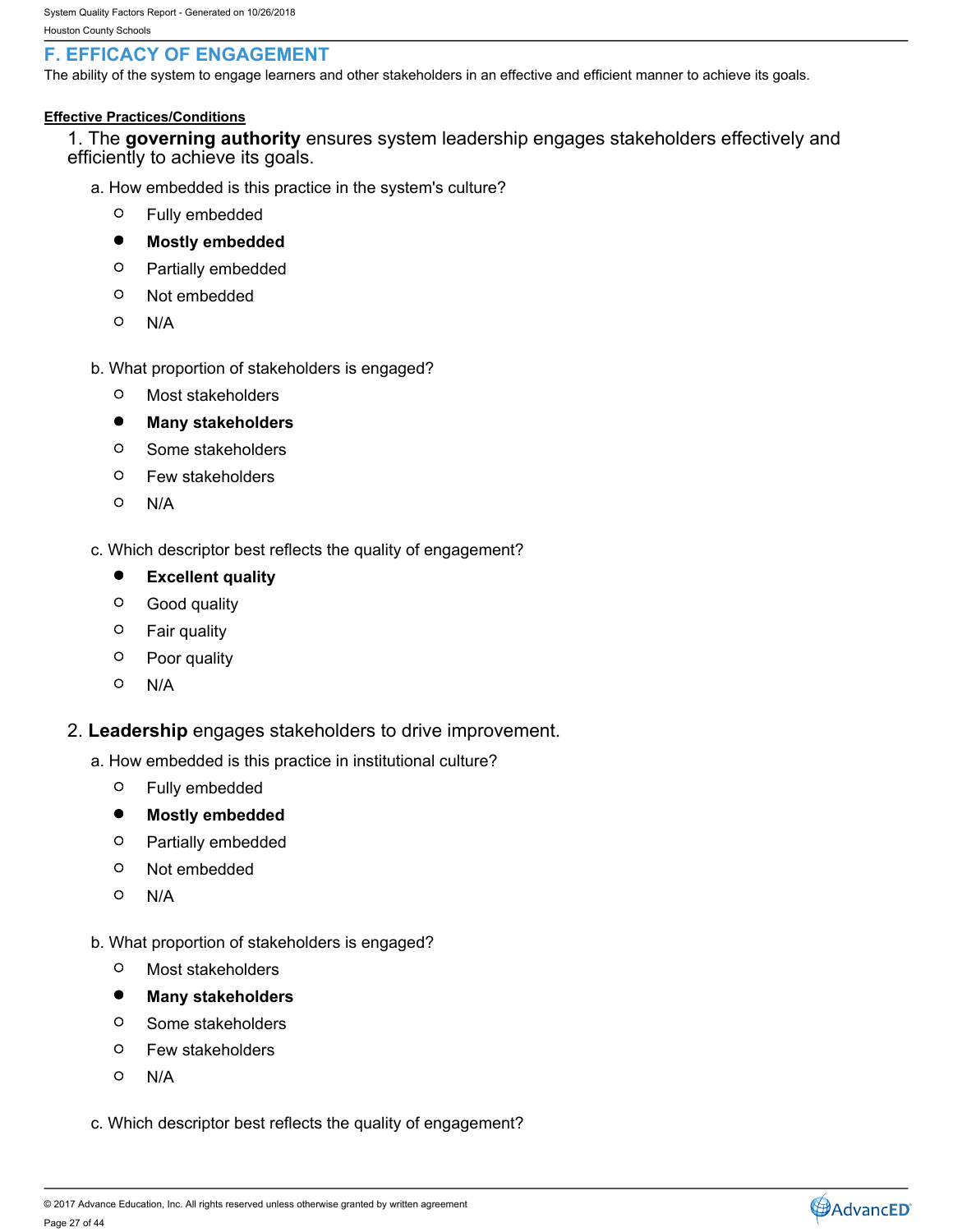## F. EFFICACY OF ENGAGEMENT

The ability of the system to engage learners and other stakeholders in an effective and efficient manner to achieve its goals.

**Effective Practices/Conditions**

1. The **governing authority** ensures system leadership engages stakeholders effectively and efficiently to achieve its goals.

   a. How embedded is this practice in the system's culture?

   - ○ Fully embedded
   - ● **Mostly embedded**
   - ○ Partially embedded
   - ○ Not embedded
   - ○ N/A

   b. What proportion of stakeholders is engaged?

   - ○ Most stakeholders
   - ● **Many stakeholders**
   - ○ Some stakeholders
   - ○ Few stakeholders
   - ○ N/A

   c. Which descriptor best reflects the quality of engagement?

   - ● **Excellent quality**
   - ○ Good quality
   - ○ Fair quality
   - ○ Poor quality
   - ○ N/A

2. **Leadership** engages stakeholders to drive improvement.

   a. How embedded is this practice in institutional culture?

   - ○ Fully embedded
   - ● **Mostly embedded**
   - ○ Partially embedded
   - ○ Not embedded
   - ○ N/A

   b. What proportion of stakeholders is engaged?

   - ○ Most stakeholders
   - ● **Many stakeholders**
   - ○ Some stakeholders
   - ○ Few stakeholders
   - ○ N/A

   c. Which descriptor best reflects the quality of engagement?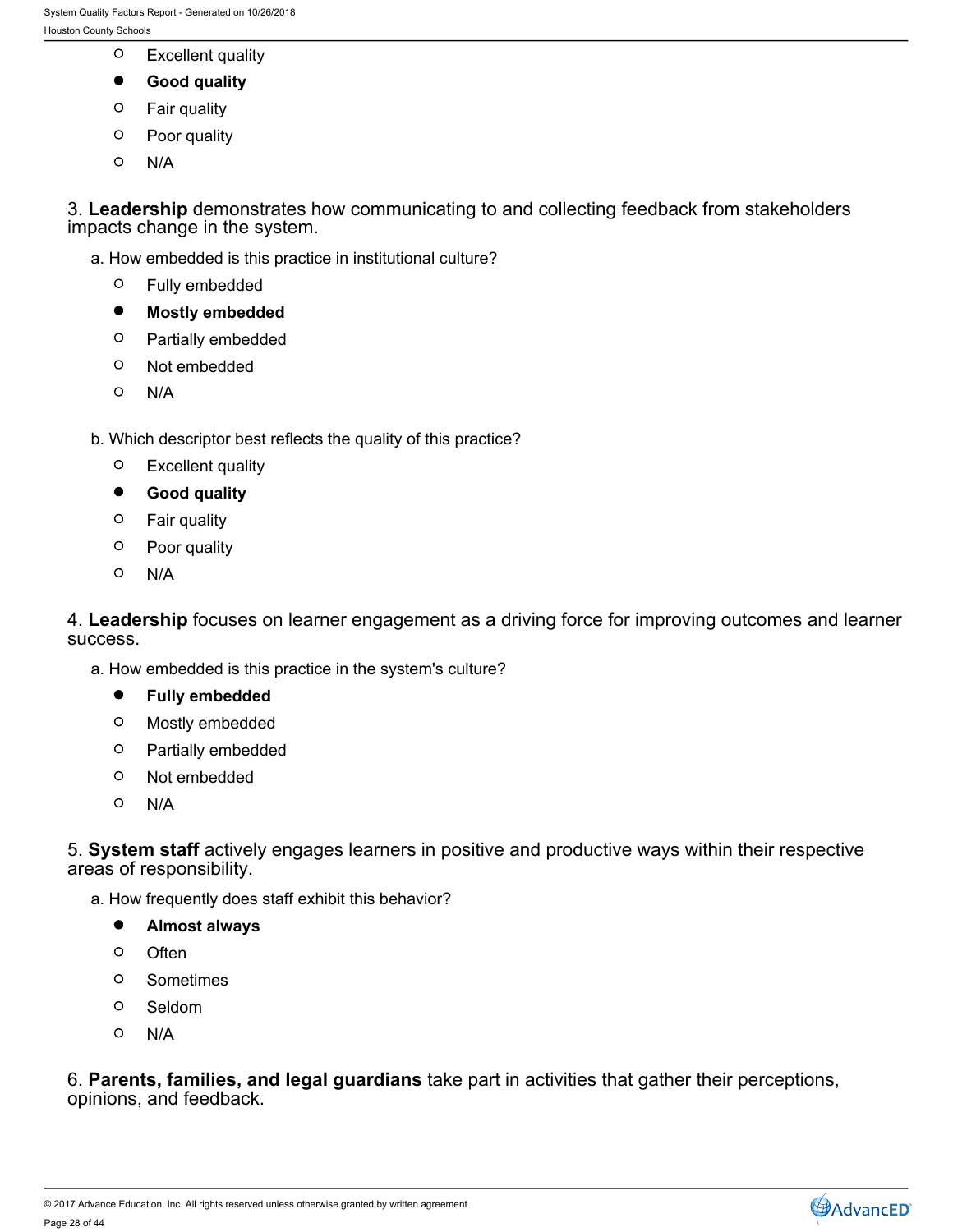- ○ Excellent quality
- ● **Good quality**
- ○ Fair quality
- ○ Poor quality
- ○ N/A

3. **Leadership** demonstrates how communicating to and collecting feedback from stakeholders impacts change in the system.

a. How embedded is this practice in institutional culture?

- ○ Fully embedded
- ● **Mostly embedded**
- ○ Partially embedded
- ○ Not embedded
- ○ N/A

b. Which descriptor best reflects the quality of this practice?

- ○ Excellent quality
- ● **Good quality**
- ○ Fair quality
- ○ Poor quality
- ○ N/A

4. **Leadership** focuses on learner engagement as a driving force for improving outcomes and learner success.

a. How embedded is this practice in the system's culture?

- ● **Fully embedded**
- ○ Mostly embedded
- ○ Partially embedded
- ○ Not embedded
- ○ N/A

5. **System staff** actively engages learners in positive and productive ways within their respective areas of responsibility.

a. How frequently does staff exhibit this behavior?

- ● **Almost always**
- ○ Often
- ○ Sometimes
- ○ Seldom
- ○ N/A

6. **Parents, families, and legal guardians** take part in activities that gather their perceptions, opinions, and feedback.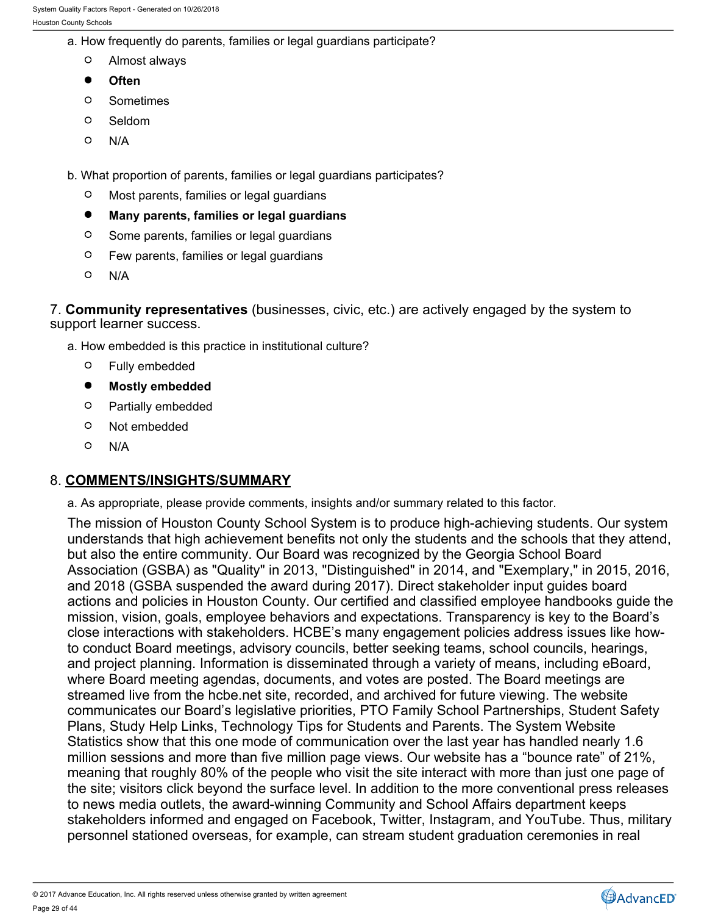a. How frequently do parents, families or legal guardians participate?

- ○ Almost always
- ● **Often**
- ○ Sometimes
- ○ Seldom
- ○ N/A

b. What proportion of parents, families or legal guardians participates?

- ○ Most parents, families or legal guardians
- ● **Many parents, families or legal guardians**
- ○ Some parents, families or legal guardians
- ○ Few parents, families or legal guardians
- ○ N/A

7. **Community representatives** (businesses, civic, etc.) are actively engaged by the system to support learner success.

a. How embedded is this practice in institutional culture?

- ○ Fully embedded
- ● **Mostly embedded**
- ○ Partially embedded
- ○ Not embedded
- ○ N/A

## 8. **COMMENTS/INSIGHTS/SUMMARY**

a. As appropriate, please provide comments, insights and/or summary related to this factor.

The mission of Houston County School System is to produce high-achieving students. Our system understands that high achievement benefits not only the students and the schools that they attend, but also the entire community. Our Board was recognized by the Georgia School Board Association (GSBA) as "Quality" in 2013, "Distinguished" in 2014, and "Exemplary," in 2015, 2016, and 2018 (GSBA suspended the award during 2017). Direct stakeholder input guides board actions and policies in Houston County. Our certified and classified employee handbooks guide the mission, vision, goals, employee behaviors and expectations. Transparency is key to the Board's close interactions with stakeholders. HCBE's many engagement policies address issues like how-to conduct Board meetings, advisory councils, better seeking teams, school councils, hearings, and project planning. Information is disseminated through a variety of means, including eBoard, where Board meeting agendas, documents, and votes are posted. The Board meetings are streamed live from the hcbe.net site, recorded, and archived for future viewing. The website communicates our Board's legislative priorities, PTO Family School Partnerships, Student Safety Plans, Study Help Links, Technology Tips for Students and Parents. The System Website Statistics show that this one mode of communication over the last year has handled nearly 1.6 million sessions and more than five million page views. Our website has a "bounce rate" of 21%, meaning that roughly 80% of the people who visit the site interact with more than just one page of the site; visitors click beyond the surface level. In addition to the more conventional press releases to news media outlets, the award-winning Community and School Affairs department keeps stakeholders informed and engaged on Facebook, Twitter, Instagram, and YouTube. Thus, military personnel stationed overseas, for example, can stream student graduation ceremonies in real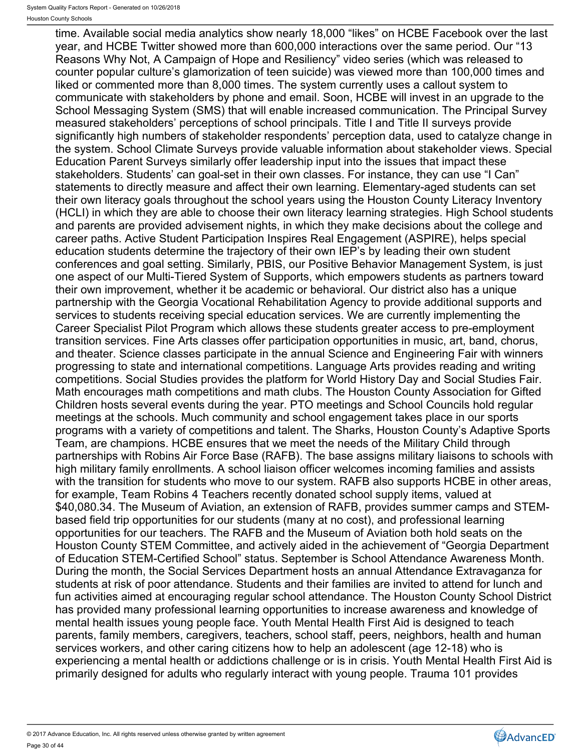time. Available social media analytics show nearly 18,000 "likes" on HCBE Facebook over the last year, and HCBE Twitter showed more than 600,000 interactions over the same period. Our "13 Reasons Why Not, A Campaign of Hope and Resiliency" video series (which was released to counter popular culture's glamorization of teen suicide) was viewed more than 100,000 times and liked or commented more than 8,000 times. The system currently uses a callout system to communicate with stakeholders by phone and email. Soon, HCBE will invest in an upgrade to the School Messaging System (SMS) that will enable increased communication. The Principal Survey measured stakeholders' perceptions of school principals. Title I and Title II surveys provide significantly high numbers of stakeholder respondents' perception data, used to catalyze change in the system. School Climate Surveys provide valuable information about stakeholder views. Special Education Parent Surveys similarly offer leadership input into the issues that impact these stakeholders. Students' can goal-set in their own classes. For instance, they can use "I Can" statements to directly measure and affect their own learning. Elementary-aged students can set their own literacy goals throughout the school years using the Houston County Literacy Inventory (HCLI) in which they are able to choose their own literacy learning strategies. High School students and parents are provided advisement nights, in which they make decisions about the college and career paths. Active Student Participation Inspires Real Engagement (ASPIRE), helps special education students determine the trajectory of their own IEP's by leading their own student conferences and goal setting. Similarly, PBIS, our Positive Behavior Management System, is just one aspect of our Multi-Tiered System of Supports, which empowers students as partners toward their own improvement, whether it be academic or behavioral. Our district also has a unique partnership with the Georgia Vocational Rehabilitation Agency to provide additional supports and services to students receiving special education services. We are currently implementing the Career Specialist Pilot Program which allows these students greater access to pre-employment transition services. Fine Arts classes offer participation opportunities in music, art, band, chorus, and theater. Science classes participate in the annual Science and Engineering Fair with winners progressing to state and international competitions. Language Arts provides reading and writing competitions. Social Studies provides the platform for World History Day and Social Studies Fair. Math encourages math competitions and math clubs. The Houston County Association for Gifted Children hosts several events during the year. PTO meetings and School Councils hold regular meetings at the schools. Much community and school engagement takes place in our sports programs with a variety of competitions and talent. The Sharks, Houston County's Adaptive Sports Team, are champions. HCBE ensures that we meet the needs of the Military Child through partnerships with Robins Air Force Base (RAFB). The base assigns military liaisons to schools with high military family enrollments. A school liaison officer welcomes incoming families and assists with the transition for students who move to our system. RAFB also supports HCBE in other areas, for example, Team Robins 4 Teachers recently donated school supply items, valued at $40,080.34. The Museum of Aviation, an extension of RAFB, provides summer camps and STEM-based field trip opportunities for our students (many at no cost), and professional learning opportunities for our teachers. The RAFB and the Museum of Aviation both hold seats on the Houston County STEM Committee, and actively aided in the achievement of "Georgia Department of Education STEM-Certified School" status. September is School Attendance Awareness Month. During the month, the Social Services Department hosts an annual Attendance Extravaganza for students at risk of poor attendance. Students and their families are invited to attend for lunch and fun activities aimed at encouraging regular school attendance. The Houston County School District has provided many professional learning opportunities to increase awareness and knowledge of mental health issues young people face. Youth Mental Health First Aid is designed to teach parents, family members, caregivers, teachers, school staff, peers, neighbors, health and human services workers, and other caring citizens how to help an adolescent (age 12-18) who is experiencing a mental health or addictions challenge or is in crisis. Youth Mental Health First Aid is primarily designed for adults who regularly interact with young people. Trauma 101 provides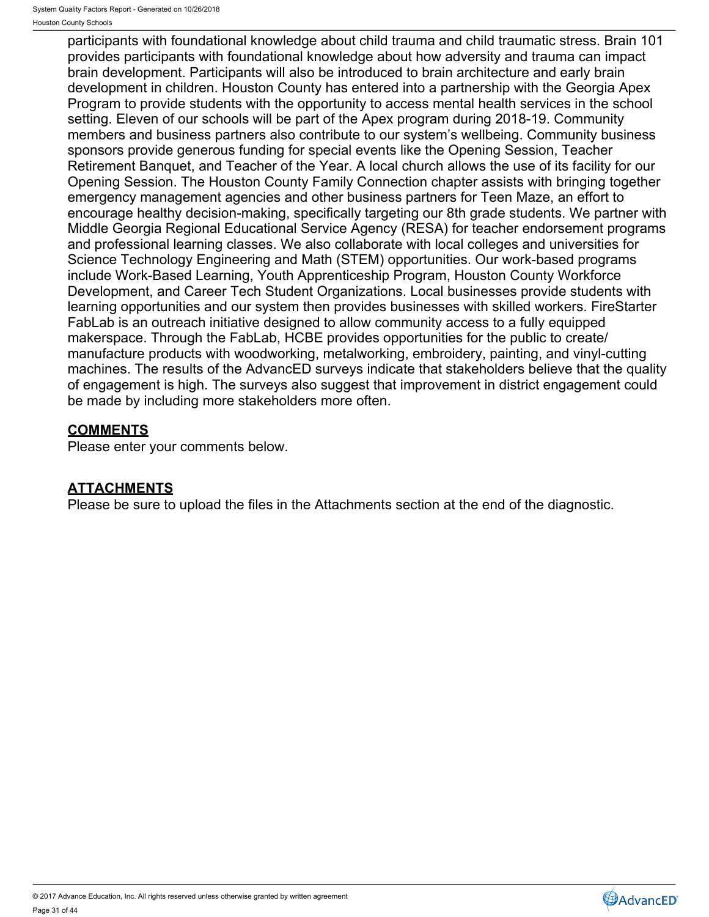participants with foundational knowledge about child trauma and child traumatic stress. Brain 101 provides participants with foundational knowledge about how adversity and trauma can impact brain development. Participants will also be introduced to brain architecture and early brain development in children. Houston County has entered into a partnership with the Georgia Apex Program to provide students with the opportunity to access mental health services in the school setting. Eleven of our schools will be part of the Apex program during 2018-19. Community members and business partners also contribute to our system's wellbeing. Community business sponsors provide generous funding for special events like the Opening Session, Teacher Retirement Banquet, and Teacher of the Year. A local church allows the use of its facility for our Opening Session. The Houston County Family Connection chapter assists with bringing together emergency management agencies and other business partners for Teen Maze, an effort to encourage healthy decision-making, specifically targeting our 8th grade students. We partner with Middle Georgia Regional Educational Service Agency (RESA) for teacher endorsement programs and professional learning classes. We also collaborate with local colleges and universities for Science Technology Engineering and Math (STEM) opportunities. Our work-based programs include Work-Based Learning, Youth Apprenticeship Program, Houston County Workforce Development, and Career Tech Student Organizations. Local businesses provide students with learning opportunities and our system then provides businesses with skilled workers. FireStarter FabLab is an outreach initiative designed to allow community access to a fully equipped makerspace. Through the FabLab, HCBE provides opportunities for the public to create/ manufacture products with woodworking, metalworking, embroidery, painting, and vinyl-cutting machines. The results of the AdvancED surveys indicate that stakeholders believe that the quality of engagement is high. The surveys also suggest that improvement in district engagement could be made by including more stakeholders more often.

## COMMENTS

Please enter your comments below.

## ATTACHMENTS

Please be sure to upload the files in the Attachments section at the end of the diagnostic.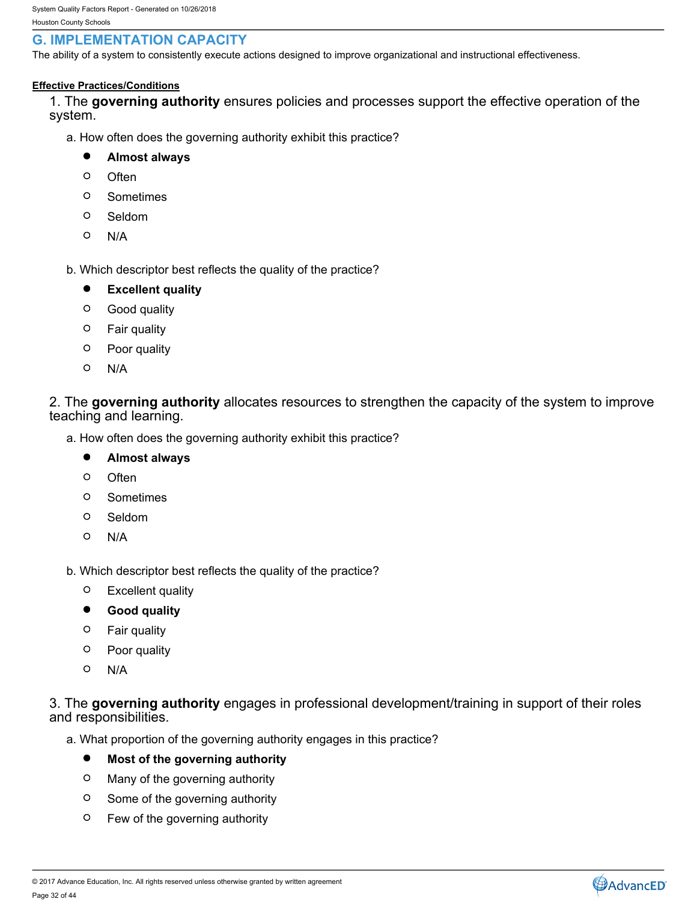## G. IMPLEMENTATION CAPACITY

The ability of a system to consistently execute actions designed to improve organizational and instructional effectiveness.

**Effective Practices/Conditions**

1. The **governing authority** ensures policies and processes support the effective operation of the system.

   a. How often does the governing authority exhibit this practice?

   - ● **Almost always**
   - ○ Often
   - ○ Sometimes
   - ○ Seldom
   - ○ N/A

   b. Which descriptor best reflects the quality of the practice?

   - ● **Excellent quality**
   - ○ Good quality
   - ○ Fair quality
   - ○ Poor quality
   - ○ N/A

2. The **governing authority** allocates resources to strengthen the capacity of the system to improve teaching and learning.

   a. How often does the governing authority exhibit this practice?

   - ● **Almost always**
   - ○ Often
   - ○ Sometimes
   - ○ Seldom
   - ○ N/A

   b. Which descriptor best reflects the quality of the practice?

   - ○ Excellent quality
   - ● **Good quality**
   - ○ Fair quality
   - ○ Poor quality
   - ○ N/A

3. The **governing authority** engages in professional development/training in support of their roles and responsibilities.

   a. What proportion of the governing authority engages in this practice?

   - ● **Most of the governing authority**
   - ○ Many of the governing authority
   - ○ Some of the governing authority
   - ○ Few of the governing authority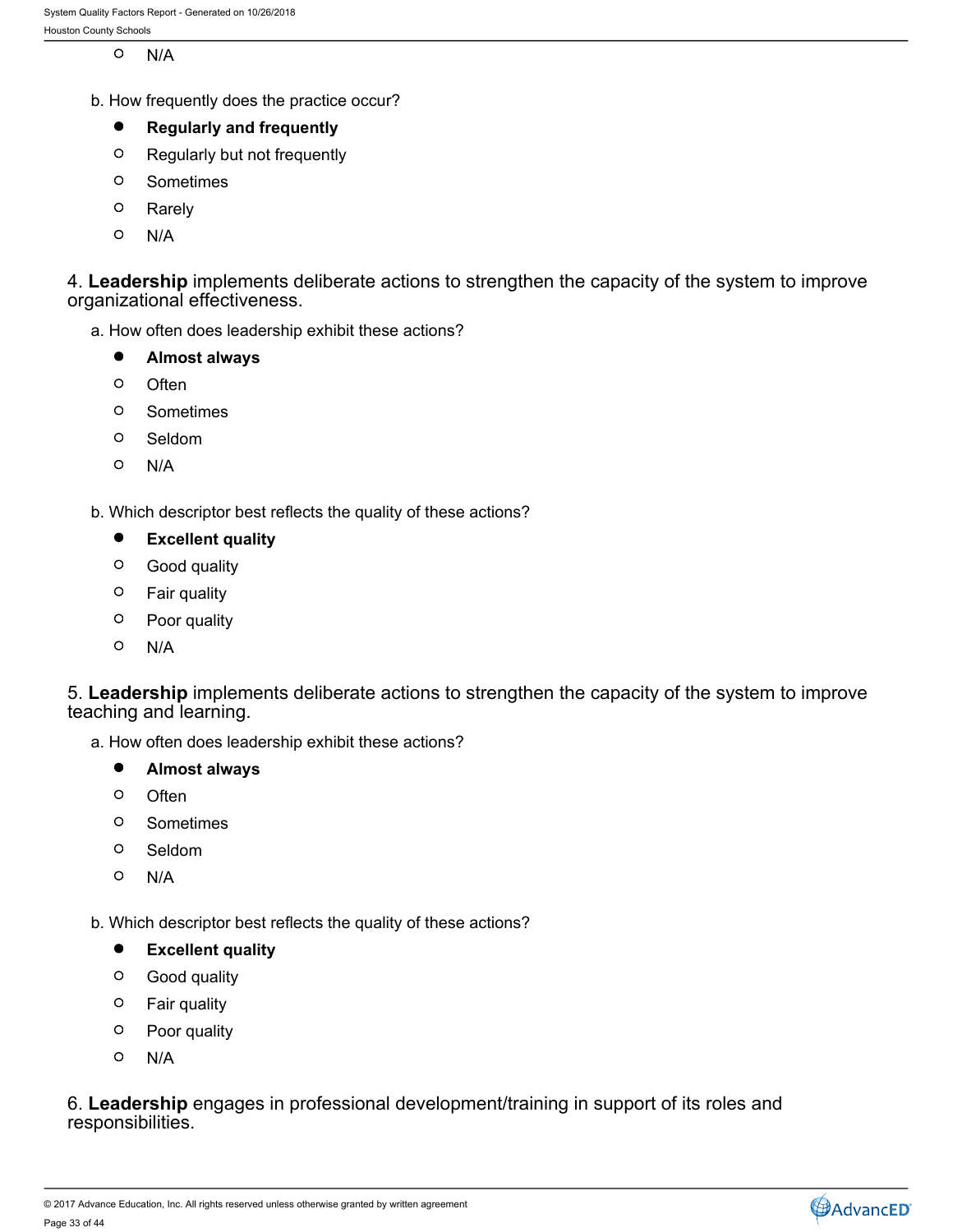- ○ N/A

b. How frequently does the practice occur?

- ● **Regularly and frequently**
- ○ Regularly but not frequently
- ○ Sometimes
- ○ Rarely
- ○ N/A

4. **Leadership** implements deliberate actions to strengthen the capacity of the system to improve organizational effectiveness.

a. How often does leadership exhibit these actions?

- ● **Almost always**
- ○ Often
- ○ Sometimes
- ○ Seldom
- ○ N/A

b. Which descriptor best reflects the quality of these actions?

- ● **Excellent quality**
- ○ Good quality
- ○ Fair quality
- ○ Poor quality
- ○ N/A

5. **Leadership** implements deliberate actions to strengthen the capacity of the system to improve teaching and learning.

a. How often does leadership exhibit these actions?

- ● **Almost always**
- ○ Often
- ○ Sometimes
- ○ Seldom
- ○ N/A

b. Which descriptor best reflects the quality of these actions?

- ● **Excellent quality**
- ○ Good quality
- ○ Fair quality
- ○ Poor quality
- ○ N/A

6. **Leadership** engages in professional development/training in support of its roles and responsibilities.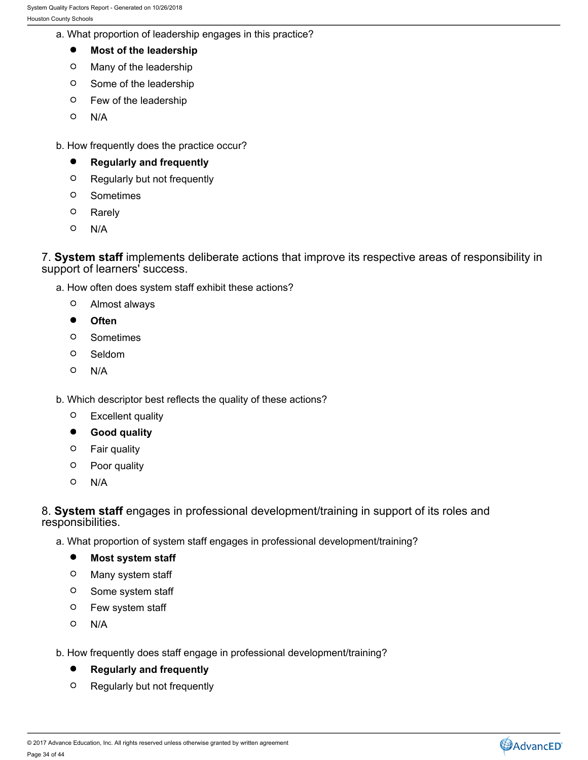a. What proportion of leadership engages in this practice?

- ● **Most of the leadership**
- ○ Many of the leadership
- ○ Some of the leadership
- ○ Few of the leadership
- ○ N/A

b. How frequently does the practice occur?

- ● **Regularly and frequently**
- ○ Regularly but not frequently
- ○ Sometimes
- ○ Rarely
- ○ N/A

7. **System staff** implements deliberate actions that improve its respective areas of responsibility in support of learners' success.

a. How often does system staff exhibit these actions?

- ○ Almost always
- ● **Often**
- ○ Sometimes
- ○ Seldom
- ○ N/A

b. Which descriptor best reflects the quality of these actions?

- ○ Excellent quality
- ● **Good quality**
- ○ Fair quality
- ○ Poor quality
- ○ N/A

8. **System staff** engages in professional development/training in support of its roles and responsibilities.

a. What proportion of system staff engages in professional development/training?

- ● **Most system staff**
- ○ Many system staff
- ○ Some system staff
- ○ Few system staff
- ○ N/A

b. How frequently does staff engage in professional development/training?

- ● **Regularly and frequently**
- ○ Regularly but not frequently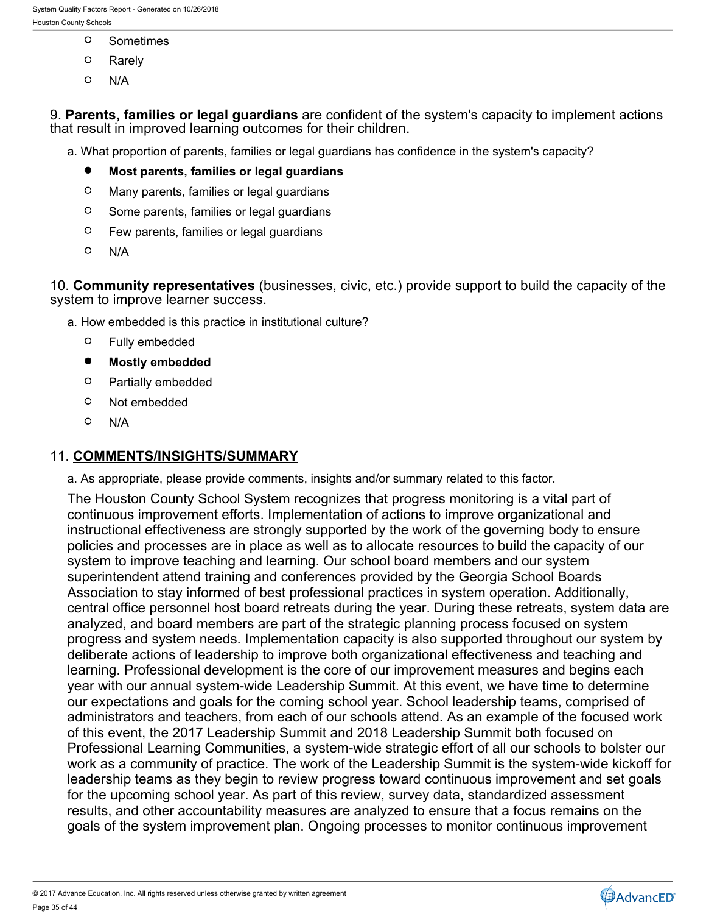- ○ Sometimes
- ○ Rarely
- ○ N/A

9. **Parents, families or legal guardians** are confident of the system's capacity to implement actions that result in improved learning outcomes for their children.

a. What proportion of parents, families or legal guardians has confidence in the system's capacity?

- ● **Most parents, families or legal guardians**
- ○ Many parents, families or legal guardians
- ○ Some parents, families or legal guardians
- ○ Few parents, families or legal guardians
- ○ N/A

10. **Community representatives** (businesses, civic, etc.) provide support to build the capacity of the system to improve learner success.

a. How embedded is this practice in institutional culture?

- ○ Fully embedded
- ● **Mostly embedded**
- ○ Partially embedded
- ○ Not embedded
- ○ N/A

11. **COMMENTS/INSIGHTS/SUMMARY**

a. As appropriate, please provide comments, insights and/or summary related to this factor.

The Houston County School System recognizes that progress monitoring is a vital part of continuous improvement efforts. Implementation of actions to improve organizational and instructional effectiveness are strongly supported by the work of the governing body to ensure policies and processes are in place as well as to allocate resources to build the capacity of our system to improve teaching and learning. Our school board members and our system superintendent attend training and conferences provided by the Georgia School Boards Association to stay informed of best professional practices in system operation. Additionally, central office personnel host board retreats during the year. During these retreats, system data are analyzed, and board members are part of the strategic planning process focused on system progress and system needs. Implementation capacity is also supported throughout our system by deliberate actions of leadership to improve both organizational effectiveness and teaching and learning. Professional development is the core of our improvement measures and begins each year with our annual system-wide Leadership Summit. At this event, we have time to determine our expectations and goals for the coming school year. School leadership teams, comprised of administrators and teachers, from each of our schools attend. As an example of the focused work of this event, the 2017 Leadership Summit and 2018 Leadership Summit both focused on Professional Learning Communities, a system-wide strategic effort of all our schools to bolster our work as a community of practice. The work of the Leadership Summit is the system-wide kickoff for leadership teams as they begin to review progress toward continuous improvement and set goals for the upcoming school year. As part of this review, survey data, standardized assessment results, and other accountability measures are analyzed to ensure that a focus remains on the goals of the system improvement plan. Ongoing processes to monitor continuous improvement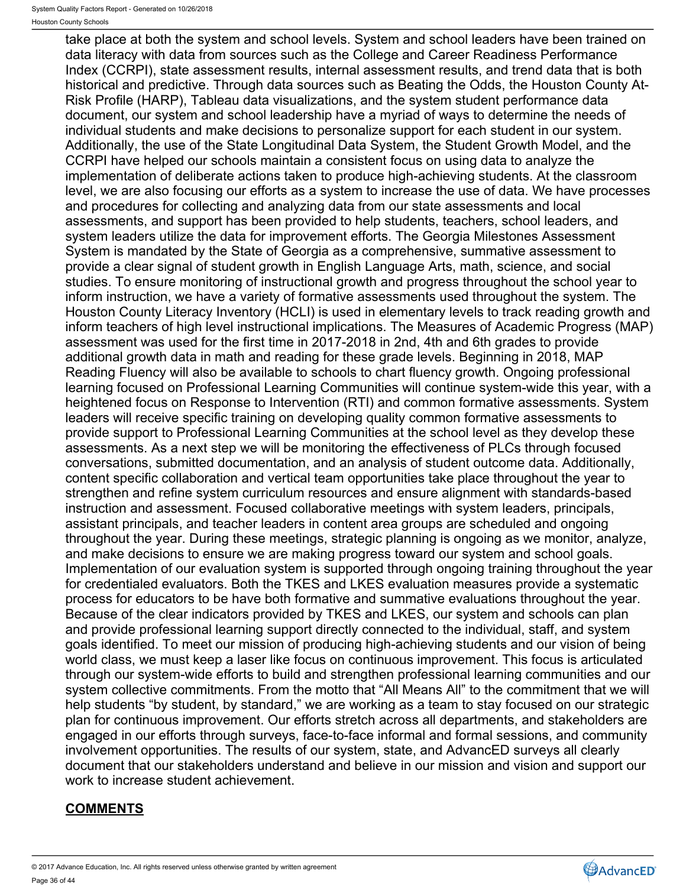take place at both the system and school levels. System and school leaders have been trained on data literacy with data from sources such as the College and Career Readiness Performance Index (CCRPI), state assessment results, internal assessment results, and trend data that is both historical and predictive. Through data sources such as Beating the Odds, the Houston County At-Risk Profile (HARP), Tableau data visualizations, and the system student performance data document, our system and school leadership have a myriad of ways to determine the needs of individual students and make decisions to personalize support for each student in our system. Additionally, the use of the State Longitudinal Data System, the Student Growth Model, and the CCRPI have helped our schools maintain a consistent focus on using data to analyze the implementation of deliberate actions taken to produce high-achieving students. At the classroom level, we are also focusing our efforts as a system to increase the use of data. We have processes and procedures for collecting and analyzing data from our state assessments and local assessments, and support has been provided to help students, teachers, school leaders, and system leaders utilize the data for improvement efforts. The Georgia Milestones Assessment System is mandated by the State of Georgia as a comprehensive, summative assessment to provide a clear signal of student growth in English Language Arts, math, science, and social studies. To ensure monitoring of instructional growth and progress throughout the school year to inform instruction, we have a variety of formative assessments used throughout the system. The Houston County Literacy Inventory (HCLI) is used in elementary levels to track reading growth and inform teachers of high level instructional implications. The Measures of Academic Progress (MAP) assessment was used for the first time in 2017-2018 in 2nd, 4th and 6th grades to provide additional growth data in math and reading for these grade levels. Beginning in 2018, MAP Reading Fluency will also be available to schools to chart fluency growth. Ongoing professional learning focused on Professional Learning Communities will continue system-wide this year, with a heightened focus on Response to Intervention (RTI) and common formative assessments. System leaders will receive specific training on developing quality common formative assessments to provide support to Professional Learning Communities at the school level as they develop these assessments. As a next step we will be monitoring the effectiveness of PLCs through focused conversations, submitted documentation, and an analysis of student outcome data. Additionally, content specific collaboration and vertical team opportunities take place throughout the year to strengthen and refine system curriculum resources and ensure alignment with standards-based instruction and assessment. Focused collaborative meetings with system leaders, principals, assistant principals, and teacher leaders in content area groups are scheduled and ongoing throughout the year. During these meetings, strategic planning is ongoing as we monitor, analyze, and make decisions to ensure we are making progress toward our system and school goals. Implementation of our evaluation system is supported through ongoing training throughout the year for credentialed evaluators. Both the TKES and LKES evaluation measures provide a systematic process for educators to be have both formative and summative evaluations throughout the year. Because of the clear indicators provided by TKES and LKES, our system and schools can plan and provide professional learning support directly connected to the individual, staff, and system goals identified. To meet our mission of producing high-achieving students and our vision of being world class, we must keep a laser like focus on continuous improvement. This focus is articulated through our system-wide efforts to build and strengthen professional learning communities and our system collective commitments. From the motto that “All Means All” to the commitment that we will help students “by student, by standard,” we are working as a team to stay focused on our strategic plan for continuous improvement. Our efforts stretch across all departments, and stakeholders are engaged in our efforts through surveys, face-to-face informal and formal sessions, and community involvement opportunities. The results of our system, state, and AdvancED surveys all clearly document that our stakeholders understand and believe in our mission and vision and support our work to increase student achievement.

**COMMENTS**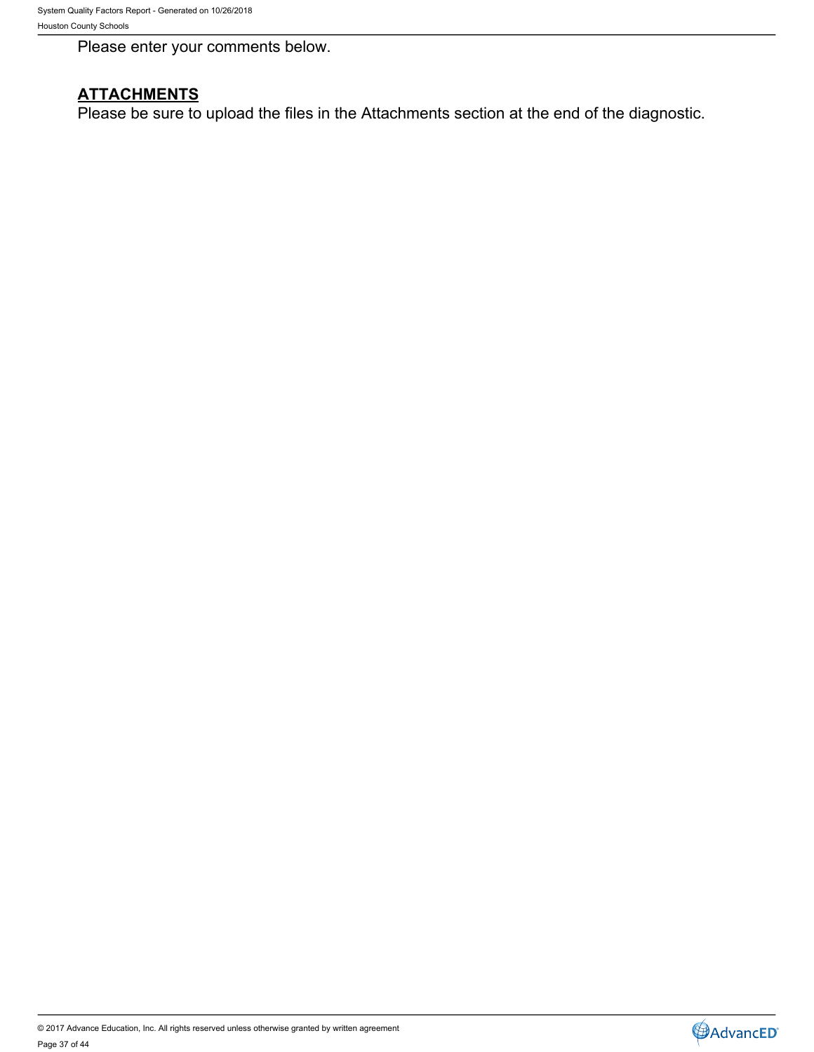Please enter your comments below.

**ATTACHMENTS**

Please be sure to upload the files in the Attachments section at the end of the diagnostic.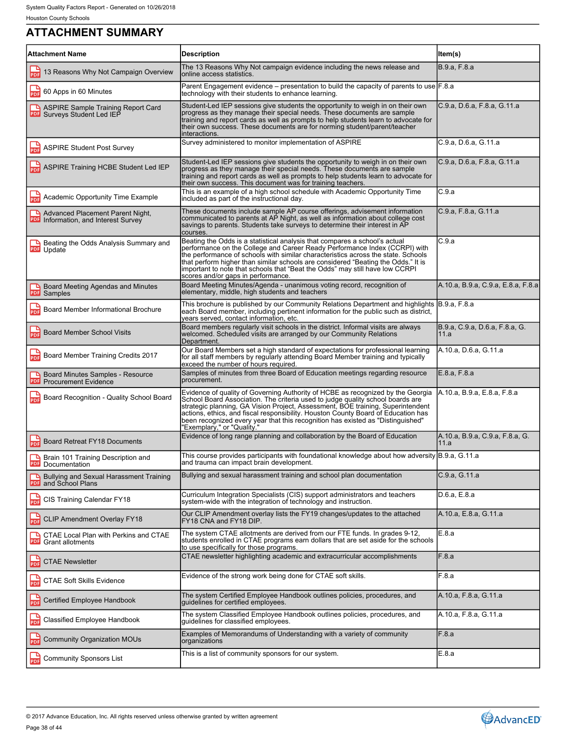## ATTACHMENT SUMMARY

| Attachment Name | Description | Item(s) |
|---|---|---|
| 13 Reasons Why Not Campaign Overview | The 13 Reasons Why Not campaign evidence including the news release and online access statistics. | B.9.a, F.8.a |
| 60 Apps in 60 Minutes | Parent Engagement evidence – presentation to build the capacity of parents to use technology with their students to enhance learning. | F.8.a |
| ASPIRE Sample Training Report Card Surveys Student Led IEP | Student-Led IEP sessions give students the opportunity to weigh in on their own progress as they manage their special needs. These documents are sample training and report cards as well as prompts to help students learn to advocate for their own success. These documents are for norming student/parent/teacher interactions. | C.9.a, D.6.a, F.8.a, G.11.a |
| ASPIRE Student Post Survey | Survey administered to monitor implementation of ASPIRE | C.9.a, D.6.a, G.11.a |
| ASPIRE Training HCBE Student Led IEP | Student-Led IEP sessions give students the opportunity to weigh in on their own progress as they manage their special needs. These documents are sample training and report cards as well as prompts to help students learn to advocate for their own success. This document was for training teachers. | C.9.a, D.6.a, F.8.a, G.11.a |
| Academic Opportunity Time Example | This is an example of a high school schedule with Academic Opportunity Time included as part of the instructional day. | C.9.a |
| Advanced Placement Parent Night, Information, and Interest Survey | These documents include sample AP course offerings, advisement information communicated to parents at AP Night, as well as information about college cost savings to parents. Students take surveys to determine their interest in AP courses. | C.9.a, F.8.a, G.11.a |
| Beating the Odds Analysis Summary and Update | Beating the Odds is a statistical analysis that compares a school's actual performance on the College and Career Ready Performance Index (CCRPI) with the performance of schools with similar characteristics across the state. Schools that perform higher than similar schools are considered "Beating the Odds." It is important to note that schools that "Beat the Odds" may still have low CCRPI scores and/or gaps in performance. | C.9.a |
| Board Meeting Agendas and Minutes Samples | Board Meeting Minutes/Agenda - unanimous voting record, recognition of elementary, middle, high students and teachers | A.10.a, B.9.a, C.9.a, E.8.a, F.8.a |
| Board Member Informational Brochure | This brochure is published by our Community Relations Department and highlights each Board member, including pertinent information for the public such as district, years served, contact information, etc. | B.9.a, F.8.a |
| Board Member School Visits | Board members regularly visit schools in the district. Informal visits are always welcomed. Scheduled visits are arranged by our Community Relations Department. | B.9.a, C.9.a, D.6.a, F.8.a, G.11.a |
| Board Member Training Credits 2017 | Our Board Members set a high standard of expectations for professional learning for all staff members by regularly attending Board Member training and typically exceed the number of hours required. | A.10.a, D.6.a, G.11.a |
| Board Minutes Samples - Resource Procurement Evidence | Samples of minutes from three Board of Education meetings regarding resource procurement. | E.8.a, F.8.a |
| Board Recognition - Quality School Board | Evidence of quality of Governing Authority of HCBE as recognized by the Georgia School Board Association. The criteria used to judge quality school boards are strategic planning, GA Vision Project, Assessment, BOE training, Superintendent actions, ethics, and fiscal responsibility. Houston County Board of Education has been recognized every year that this recognition has existed as "Distinguished" "Exemplary," or "Quality." | A.10.a, B.9.a, E.8.a, F.8.a |
| Board Retreat FY18 Documents | Evidence of long range planning and collaboration by the Board of Education | A.10.a, B.9.a, C.9.a, F.8.a, G.11.a |
| Brain 101 Training Description and Documentation | This course provides participants with foundational knowledge about how adversity and trauma can impact brain development. | B.9.a, G.11.a |
| Bullying and Sexual Harassment Training and School Plans | Bullying and sexual harassment training and school plan documentation | C.9.a, G.11.a |
| CIS Training Calendar FY18 | Curriculum Integration Specialists (CIS) support administrators and teachers system-wide with the integration of technology and instruction. | D.6.a, E.8.a |
| CLIP Amendment Overlay FY18 | Our CLIP Amendment overlay lists the FY19 changes/updates to the attached FY18 CNA and FY18 DIP. | A.10.a, E.8.a, G.11.a |
| CTAE Local Plan with Perkins and CTAE Grant allotments | The system CTAE allotments are derived from our FTE funds. In grades 9-12, students enrolled in CTAE programs earn dollars that are set aside for the schools to use specifically for those programs. | E.8.a |
| CTAE Newsletter | CTAE newsletter highlighting academic and extracurricular accomplishments | F.8.a |
| CTAE Soft Skills Evidence | Evidence of the strong work being done for CTAE soft skills. | F.8.a |
| Certified Employee Handbook | The system Certified Employee Handbook outlines policies, procedures, and guidelines for certified employees. | A.10.a, F.8.a, G.11.a |
| Classified Employee Handbook | The system Classified Employee Handbook outlines policies, procedures, and guidelines for classified employees. | A.10.a, F.8.a, G.11.a |
| Community Organization MOUs | Examples of Memorandums of Understanding with a variety of community organizations | F.8.a |
| Community Sponsors List | This is a list of community sponsors for our system. | E.8.a |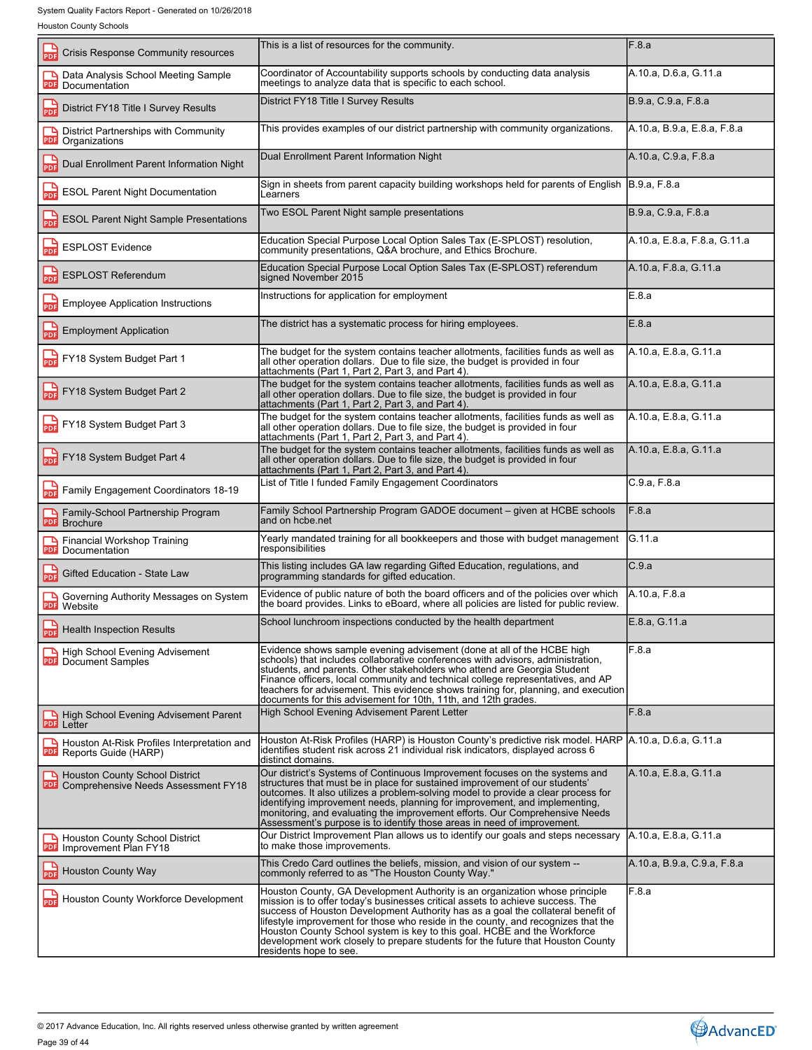| | | |
|---|---|---|
| Crisis Response Community resources | This is a list of resources for the community. | F.8.a |
| Data Analysis School Meeting Sample Documentation | Coordinator of Accountability supports schools by conducting data analysis meetings to analyze data that is specific to each school. | A.10.a, D.6.a, G.11.a |
| District FY18 Title I Survey Results | District FY18 Title I Survey Results | B.9.a, C.9.a, F.8.a |
| District Partnerships with Community Organizations | This provides examples of our district partnership with community organizations. | A.10.a, B.9.a, E.8.a, F.8.a |
| Dual Enrollment Parent Information Night | Dual Enrollment Parent Information Night | A.10.a, C.9.a, F.8.a |
| ESOL Parent Night Documentation | Sign in sheets from parent capacity building workshops held for parents of English Learners | B.9.a, F.8.a |
| ESOL Parent Night Sample Presentations | Two ESOL Parent Night sample presentations | B.9.a, C.9.a, F.8.a |
| ESPLOST Evidence | Education Special Purpose Local Option Sales Tax (E-SPLOST) resolution, community presentations, Q&A brochure, and Ethics Brochure. | A.10.a, E.8.a, F.8.a, G.11.a |
| ESPLOST Referendum | Education Special Purpose Local Option Sales Tax (E-SPLOST) referendum signed November 2015 | A.10.a, F.8.a, G.11.a |
| Employee Application Instructions | Instructions for application for employment | E.8.a |
| Employment Application | The district has a systematic process for hiring employees. | E.8.a |
| FY18 System Budget Part 1 | The budget for the system contains teacher allotments, facilities funds as well as all other operation dollars. Due to file size, the budget is provided in four attachments (Part 1, Part 2, Part 3, and Part 4). | A.10.a, E.8.a, G.11.a |
| FY18 System Budget Part 2 | The budget for the system contains teacher allotments, facilities funds as well as all other operation dollars. Due to file size, the budget is provided in four attachments (Part 1, Part 2, Part 3, and Part 4). | A.10.a, E.8.a, G.11.a |
| FY18 System Budget Part 3 | The budget for the system contains teacher allotments, facilities funds as well as all other operation dollars. Due to file size, the budget is provided in four attachments (Part 1, Part 2, Part 3, and Part 4). | A.10.a, E.8.a, G.11.a |
| FY18 System Budget Part 4 | The budget for the system contains teacher allotments, facilities funds as well as all other operation dollars. Due to file size, the budget is provided in four attachments (Part 1, Part 2, Part 3, and Part 4). | A.10.a, E.8.a, G.11.a |
| Family Engagement Coordinators 18-19 | List of Title I funded Family Engagement Coordinators | C.9.a, F.8.a |
| Family-School Partnership Program Brochure | Family School Partnership Program GADOE document – given at HCBE schools and on hcbe.net | F.8.a |
| Financial Workshop Training Documentation | Yearly mandated training for all bookkeepers and those with budget management responsibilities | G.11.a |
| Gifted Education - State Law | This listing includes GA law regarding Gifted Education, regulations, and programming standards for gifted education. | C.9.a |
| Governing Authority Messages on System Website | Evidence of public nature of both the board officers and of the policies over which the board provides. Links to eBoard, where all policies are listed for public review. | A.10.a, F.8.a |
| Health Inspection Results | School lunchroom inspections conducted by the health department | E.8.a, G.11.a |
| High School Evening Advisement Document Samples | Evidence shows sample evening advisement (done at all of the HCBE high schools) that includes collaborative conferences with advisors, administration, students, and parents. Other stakeholders who attend are Georgia Student Finance officers, local community and technical college representatives, and AP teachers for advisement. This evidence shows training for, planning, and execution documents for this advisement for 10th, 11th, and 12th grades. | F.8.a |
| High School Evening Advisement Parent Letter | High School Evening Advisement Parent Letter | F.8.a |
| Houston At-Risk Profiles Interpretation and Reports Guide (HARP) | Houston At-Risk Profiles (HARP) is Houston County's predictive risk model. HARP identifies student risk across 21 individual risk indicators, displayed across 6 distinct domains. | A.10.a, D.6.a, G.11.a |
| Houston County School District Comprehensive Needs Assessment FY18 | Our district's Systems of Continuous Improvement focuses on the systems and structures that must be in place for sustained improvement of our students' outcomes. It also utilizes a problem-solving model to provide a clear process for identifying improvement needs, planning for improvement, and implementing, monitoring, and evaluating the improvement efforts. Our Comprehensive Needs Assessment's purpose is to identify those areas in need of improvement. | A.10.a, E.8.a, G.11.a |
| Houston County School District Improvement Plan FY18 | Our District Improvement Plan allows us to identify our goals and steps necessary to make those improvements. | A.10.a, E.8.a, G.11.a |
| Houston County Way | This Credo Card outlines the beliefs, mission, and vision of our system -- commonly referred to as "The Houston County Way." | A.10.a, B.9.a, C.9.a, F.8.a |
| Houston County Workforce Development | Houston County, GA Development Authority is an organization whose principle mission is to offer today's businesses critical assets to achieve success. The success of Houston Development Authority has as a goal the collateral benefit of lifestyle improvement for those who reside in the county, and recognizes that the Houston County School system is key to this goal. HCBE and the Workforce development work closely to prepare students for the future that Houston County residents hope to see. | F.8.a |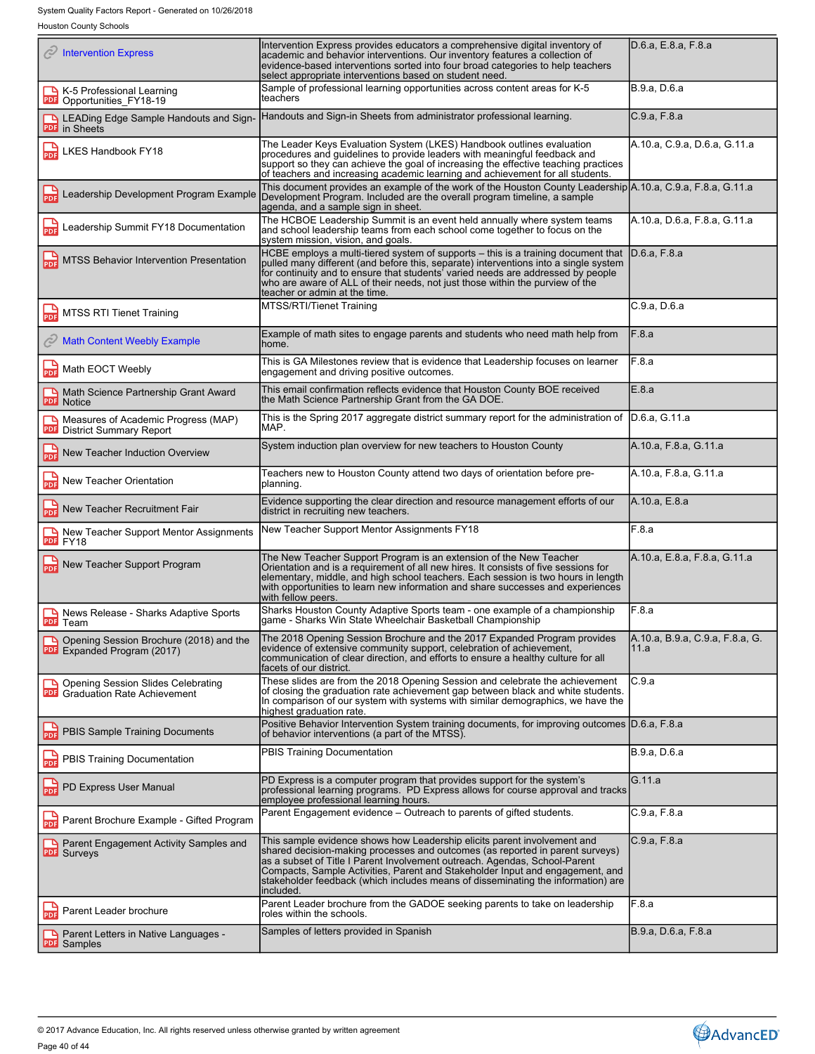| | | |
|---|---|---|
| Intervention Express | Intervention Express provides educators a comprehensive digital inventory of academic and behavior interventions. Our inventory features a collection of evidence-based interventions sorted into four broad categories to help teachers select appropriate interventions based on student need. | D.6.a, E.8.a, F.8.a |
| K-5 Professional Learning Opportunities_FY18-19 | Sample of professional learning opportunities across content areas for K-5 teachers | B.9.a, D.6.a |
| LEADing Edge Sample Handouts and Sign-in Sheets | Handouts and Sign-in Sheets from administrator professional learning. | C.9.a, F.8.a |
| LKES Handbook FY18 | The Leader Keys Evaluation System (LKES) Handbook outlines evaluation procedures and guidelines to provide leaders with meaningful feedback and support so they can achieve the goal of increasing the effective teaching practices of teachers and increasing academic learning and achievement for all students. | A.10.a, C.9.a, D.6.a, G.11.a |
| Leadership Development Program Example | This document provides an example of the work of the Houston County Leadership Development Program. Included are the overall program timeline, a sample agenda, and a sample sign in sheet. | A.10.a, C.9.a, F.8.a, G.11.a |
| Leadership Summit FY18 Documentation | The HCBOE Leadership Summit is an event held annually where system teams and school leadership teams from each school come together to focus on the system mission, vision, and goals. | A.10.a, D.6.a, F.8.a, G.11.a |
| MTSS Behavior Intervention Presentation | HCBE employs a multi-tiered system of supports – this is a training document that pulled many different (and before this, separate) interventions into a single system for continuity and to ensure that students' varied needs are addressed by people who are aware of ALL of their needs, not just those within the purview of the teacher or admin at the time. | D.6.a, F.8.a |
| MTSS RTI Tienet Training | MTSS/RTI/Tienet Training | C.9.a, D.6.a |
| Math Content Weebly Example | Example of math sites to engage parents and students who need math help from home. | F.8.a |
| Math EOCT Weebly | This is GA Milestones review that is evidence that Leadership focuses on learner engagement and driving positive outcomes. | F.8.a |
| Math Science Partnership Grant Award Notice | This email confirmation reflects evidence that Houston County BOE received the Math Science Partnership Grant from the GA DOE. | E.8.a |
| Measures of Academic Progress (MAP) District Summary Report | This is the Spring 2017 aggregate district summary report for the administration of MAP. | D.6.a, G.11.a |
| New Teacher Induction Overview | System induction plan overview for new teachers to Houston County | A.10.a, F.8.a, G.11.a |
| New Teacher Orientation | Teachers new to Houston County attend two days of orientation before pre-planning. | A.10.a, F.8.a, G.11.a |
| New Teacher Recruitment Fair | Evidence supporting the clear direction and resource management efforts of our district in recruiting new teachers. | A.10.a, E.8.a |
| New Teacher Support Mentor Assignments FY18 | New Teacher Support Mentor Assignments FY18 | F.8.a |
| New Teacher Support Program | The New Teacher Support Program is an extension of the New Teacher Orientation and is a requirement of all new hires. It consists of five sessions for elementary, middle, and high school teachers. Each session is two hours in length with opportunities to learn new information and share successes and experiences with fellow peers. | A.10.a, E.8.a, F.8.a, G.11.a |
| News Release - Sharks Adaptive Sports Team | Sharks Houston County Adaptive Sports team - one example of a championship game - Sharks Win State Wheelchair Basketball Championship | F.8.a |
| Opening Session Brochure (2018) and the Expanded Program (2017) | The 2018 Opening Session Brochure and the 2017 Expanded Program provides evidence of extensive community support, celebration of achievement, communication of clear direction, and efforts to ensure a healthy culture for all facets of our district. | A.10.a, B.9.a, C.9.a, F.8.a, G.11.a |
| Opening Session Slides Celebrating Graduation Rate Achievement | These slides are from the 2018 Opening Session and celebrate the achievement of closing the graduation rate achievement gap between black and white students. In comparison of our system with systems with similar demographics, we have the highest graduation rate. | C.9.a |
| PBIS Sample Training Documents | Positive Behavior Intervention System training documents, for improving outcomes of behavior interventions (a part of the MTSS). | D.6.a, F.8.a |
| PBIS Training Documentation | PBIS Training Documentation | B.9.a, D.6.a |
| PD Express User Manual | PD Express is a computer program that provides support for the system's professional learning programs. PD Express allows for course approval and tracks employee professional learning hours. | G.11.a |
| Parent Brochure Example - Gifted Program | Parent Engagement evidence – Outreach to parents of gifted students. | C.9.a, F.8.a |
| Parent Engagement Activity Samples and Surveys | This sample evidence shows how Leadership elicits parent involvement and shared decision-making processes and outcomes (as reported in parent surveys) as a subset of Title I Parent Involvement outreach. Agendas, School-Parent Compacts, Sample Activities, Parent and Stakeholder Input and engagement, and stakeholder feedback (which includes means of disseminating the information) are included. | C.9.a, F.8.a |
| Parent Leader brochure | Parent Leader brochure from the GADOE seeking parents to take on leadership roles within the schools. | F.8.a |
| Parent Letters in Native Languages - Samples | Samples of letters provided in Spanish | B.9.a, D.6.a, F.8.a |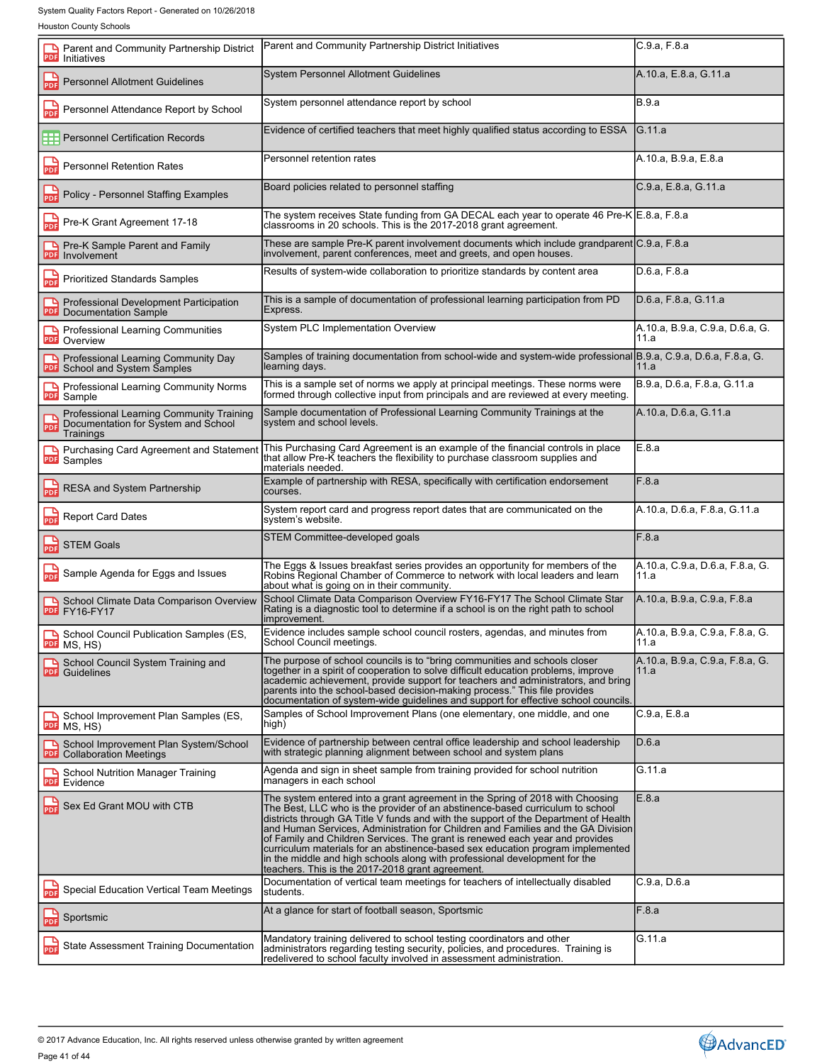| | | |
|---|---|---|
| Parent and Community Partnership District Initiatives | Parent and Community Partnership District Initiatives | C.9.a, F.8.a |
| Personnel Allotment Guidelines | System Personnel Allotment Guidelines | A.10.a, E.8.a, G.11.a |
| Personnel Attendance Report by School | System personnel attendance report by school | B.9.a |
| Personnel Certification Records | Evidence of certified teachers that meet highly qualified status according to ESSA | G.11.a |
| Personnel Retention Rates | Personnel retention rates | A.10.a, B.9.a, E.8.a |
| Policy - Personnel Staffing Examples | Board policies related to personnel staffing | C.9.a, E.8.a, G.11.a |
| Pre-K Grant Agreement 17-18 | The system receives State funding from GA DECAL each year to operate 46 Pre-K classrooms in 20 schools. This is the 2017-2018 grant agreement. | E.8.a, F.8.a |
| Pre-K Sample Parent and Family Involvement | These are sample Pre-K parent involvement documents which include grandparent involvement, parent conferences, meet and greets, and open houses. | C.9.a, F.8.a |
| Prioritized Standards Samples | Results of system-wide collaboration to prioritize standards by content area | D.6.a, F.8.a |
| Professional Development Participation Documentation Sample | This is a sample of documentation of professional learning participation from PD Express. | D.6.a, F.8.a, G.11.a |
| Professional Learning Communities Overview | System PLC Implementation Overview | A.10.a, B.9.a, C.9.a, D.6.a, G.11.a |
| Professional Learning Community Day School and System Samples | Samples of training documentation from school-wide and system-wide professional learning days. | B.9.a, C.9.a, D.6.a, F.8.a, G.11.a |
| Professional Learning Community Norms Sample | This is a sample set of norms we apply at principal meetings. These norms were formed through collective input from principals and are reviewed at every meeting. | B.9.a, D.6.a, F.8.a, G.11.a |
| Professional Learning Community Training Documentation for System and School Trainings | Sample documentation of Professional Learning Community Trainings at the system and school levels. | A.10.a, D.6.a, G.11.a |
| Purchasing Card Agreement and Statement Samples | This Purchasing Card Agreement is an example of the financial controls in place that allow Pre-K teachers the flexibility to purchase classroom supplies and materials needed. | E.8.a |
| RESA and System Partnership | Example of partnership with RESA, specifically with certification endorsement courses. | F.8.a |
| Report Card Dates | System report card and progress report dates that are communicated on the system's website. | A.10.a, D.6.a, F.8.a, G.11.a |
| STEM Goals | STEM Committee-developed goals | F.8.a |
| Sample Agenda for Eggs and Issues | The Eggs & Issues breakfast series provides an opportunity for members of the Robins Regional Chamber of Commerce to network with local leaders and learn about what is going on in their community. | A.10.a, C.9.a, D.6.a, F.8.a, G.11.a |
| School Climate Data Comparison Overview FY16-FY17 | School Climate Data Comparison Overview FY16-FY17 The School Climate Star Rating is a diagnostic tool to determine if a school is on the right path to school improvement. | A.10.a, B.9.a, C.9.a, F.8.a |
| School Council Publication Samples (ES, MS, HS) | Evidence includes sample school council rosters, agendas, and minutes from School Council meetings. | A.10.a, B.9.a, C.9.a, F.8.a, G.11.a |
| School Council System Training and Guidelines | The purpose of school councils is to "bring communities and schools closer together in a spirit of cooperation to solve difficult education problems, improve academic achievement, provide support for teachers and administrators, and bring parents into the school-based decision-making process." This file provides documentation of system-wide guidelines and support for effective school councils. | A.10.a, B.9.a, C.9.a, F.8.a, G.11.a |
| School Improvement Plan Samples (ES, MS, HS) | Samples of School Improvement Plans (one elementary, one middle, and one high) | C.9.a, E.8.a |
| School Improvement Plan System/School Collaboration Meetings | Evidence of partnership between central office leadership and school leadership with strategic planning alignment between school and system plans | D.6.a |
| School Nutrition Manager Training Evidence | Agenda and sign in sheet sample from training provided for school nutrition managers in each school | G.11.a |
| Sex Ed Grant MOU with CTB | The system entered into a grant agreement in the Spring of 2018 with Choosing The Best, LLC who is the provider of an abstinence-based curriculum to school districts through GA Title V funds and with the support of the Department of Health and Human Services, Administration for Children and Families and the GA Division of Family and Children Services. The grant is renewed each year and provides curriculum materials for an abstinence-based sex education program implemented in the middle and high schools along with professional development for the teachers. This is the 2017-2018 grant agreement. | E.8.a |
| Special Education Vertical Team Meetings | Documentation of vertical team meetings for teachers of intellectually disabled students. | C.9.a, D.6.a |
| Sportsmic | At a glance for start of football season, Sportsmic | F.8.a |
| State Assessment Training Documentation | Mandatory training delivered to school testing coordinators and other administrators regarding testing security, policies, and procedures. Training is redelivered to school faculty involved in assessment administration. | G.11.a |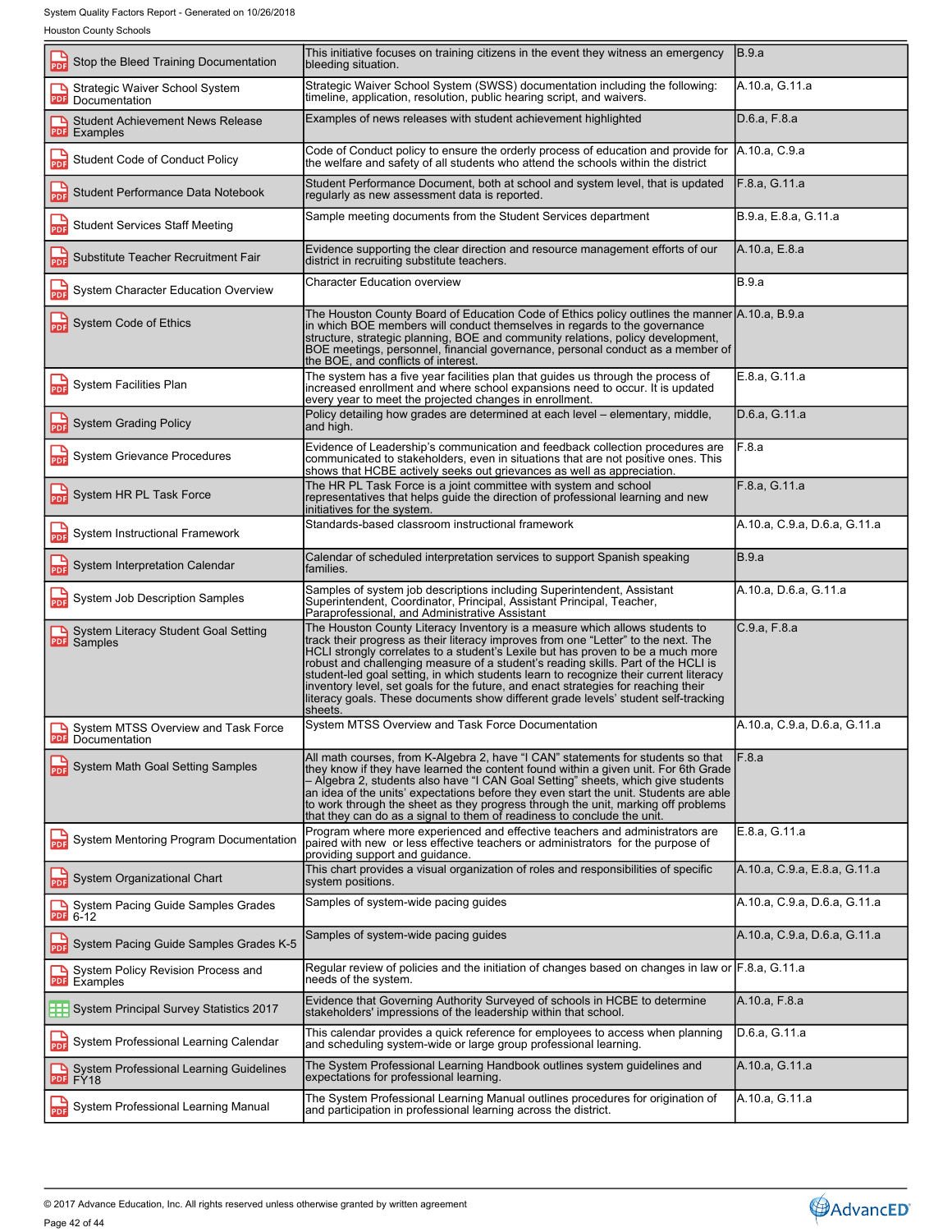| | | |
|---|---|---|
| Stop the Bleed Training Documentation | This initiative focuses on training citizens in the event they witness an emergency bleeding situation. | B.9.a |
| Strategic Waiver School System Documentation | Strategic Waiver School System (SWSS) documentation including the following: timeline, application, resolution, public hearing script, and waivers. | A.10.a, G.11.a |
| Student Achievement News Release Examples | Examples of news releases with student achievement highlighted | D.6.a, F.8.a |
| Student Code of Conduct Policy | Code of Conduct policy to ensure the orderly process of education and provide for the welfare and safety of all students who attend the schools within the district | A.10.a, C.9.a |
| Student Performance Data Notebook | Student Performance Document, both at school and system level, that is updated regularly as new assessment data is reported. | F.8.a, G.11.a |
| Student Services Staff Meeting | Sample meeting documents from the Student Services department | B.9.a, E.8.a, G.11.a |
| Substitute Teacher Recruitment Fair | Evidence supporting the clear direction and resource management efforts of our district in recruiting substitute teachers. | A.10.a, E.8.a |
| System Character Education Overview | Character Education overview | B.9.a |
| System Code of Ethics | The Houston County Board of Education Code of Ethics policy outlines the manner in which BOE members will conduct themselves in regards to the governance structure, strategic planning, BOE and community relations, policy development, BOE meetings, personnel, financial governance, personal conduct as a member of the BOE, and conflicts of interest. | A.10.a, B.9.a |
| System Facilities Plan | The system has a five year facilities plan that guides us through the process of increased enrollment and where school expansions need to occur. It is updated every year to meet the projected changes in enrollment. | E.8.a, G.11.a |
| System Grading Policy | Policy detailing how grades are determined at each level – elementary, middle, and high. | D.6.a, G.11.a |
| System Grievance Procedures | Evidence of Leadership's communication and feedback collection procedures are communicated to stakeholders, even in situations that are not positive ones. This shows that HCBE actively seeks out grievances as well as appreciation. | F.8.a |
| System HR PL Task Force | The HR PL Task Force is a joint committee with system and school representatives that helps guide the direction of professional learning and new initiatives for the system. | F.8.a, G.11.a |
| System Instructional Framework | Standards-based classroom instructional framework | A.10.a, C.9.a, D.6.a, G.11.a |
| System Interpretation Calendar | Calendar of scheduled interpretation services to support Spanish speaking families. | B.9.a |
| System Job Description Samples | Samples of system job descriptions including Superintendent, Assistant Superintendent, Coordinator, Principal, Assistant Principal, Teacher, Paraprofessional, and Administrative Assistant | A.10.a, D.6.a, G.11.a |
| System Literacy Student Goal Setting Samples | The Houston County Literacy Inventory is a measure which allows students to track their progress as their literacy improves from one "Letter" to the next. The HCLI strongly correlates to a student's Lexile but has proven to be a much more robust and challenging measure of a student's reading skills. Part of the HCLI is student-led goal setting, in which students learn to recognize their current literacy inventory level, set goals for the future, and enact strategies for reaching their literacy goals. These documents show different grade levels' student self-tracking sheets. | C.9.a, F.8.a |
| System MTSS Overview and Task Force Documentation | System MTSS Overview and Task Force Documentation | A.10.a, C.9.a, D.6.a, G.11.a |
| System Math Goal Setting Samples | All math courses, from K-Algebra 2, have "I CAN" statements for students so that they know if they have learned the content found within a given unit. For 6th Grade – Algebra 2, students also have "I CAN Goal Setting" sheets, which give students an idea of the units' expectations before they even start the unit. Students are able to work through the sheet as they progress through the unit, marking off problems that they can do as a signal to them of readiness to conclude the unit. | F.8.a |
| System Mentoring Program Documentation | Program where more experienced and effective teachers and administrators are paired with new or less effective teachers or administrators for the purpose of providing support and guidance. | E.8.a, G.11.a |
| System Organizational Chart | This chart provides a visual organization of roles and responsibilities of specific system positions. | A.10.a, C.9.a, E.8.a, G.11.a |
| System Pacing Guide Samples Grades 6-12 | Samples of system-wide pacing guides | A.10.a, C.9.a, D.6.a, G.11.a |
| System Pacing Guide Samples Grades K-5 | Samples of system-wide pacing guides | A.10.a, C.9.a, D.6.a, G.11.a |
| System Policy Revision Process and Examples | Regular review of policies and the initiation of changes based on changes in law or needs of the system. | F.8.a, G.11.a |
| System Principal Survey Statistics 2017 | Evidence that Governing Authority Surveyed of schools in HCBE to determine stakeholders' impressions of the leadership within that school. | A.10.a, F.8.a |
| System Professional Learning Calendar | This calendar provides a quick reference for employees to access when planning and scheduling system-wide or large group professional learning. | D.6.a, G.11.a |
| System Professional Learning Guidelines FY18 | The System Professional Learning Handbook outlines system guidelines and expectations for professional learning. | A.10.a, G.11.a |
| System Professional Learning Manual | The System Professional Learning Manual outlines procedures for origination of and participation in professional learning across the district. | A.10.a, G.11.a |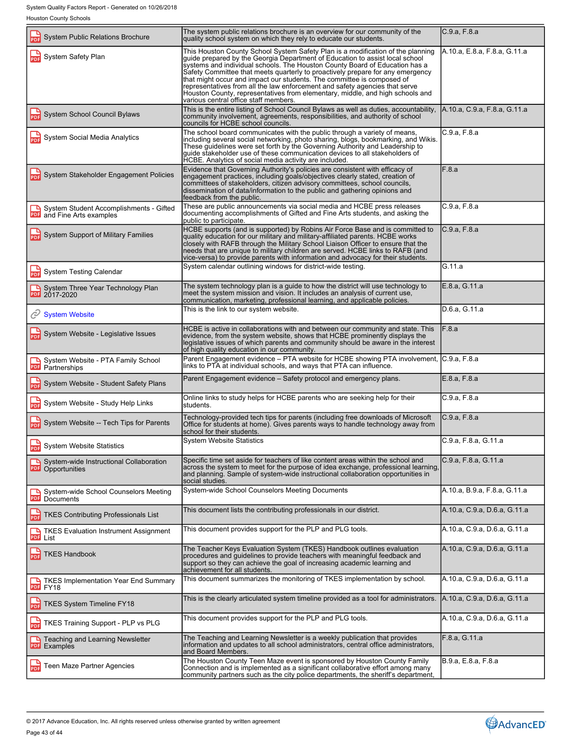| | | |
|---|---|---|
| System Public Relations Brochure | The system public relations brochure is an overview for our community of the quality school system on which they rely to educate our students. | C.9.a, F.8.a |
| System Safety Plan | This Houston County School System Safety Plan is a modification of the planning guide prepared by the Georgia Department of Education to assist local school systems and individual schools. The Houston County Board of Education has a Safety Committee that meets quarterly to proactively prepare for any emergency that might occur and impact our students. The committee is composed of representatives from all the law enforcement and safety agencies that serve Houston County, representatives from elementary, middle, and high schools and various central office staff members. | A.10.a, E.8.a, F.8.a, G.11.a |
| System School Council Bylaws | This is the entire listing of School Council Bylaws as well as duties, accountability, community involvement, agreements, responsibilities, and authority of school councils for HCBE school councils. | A.10.a, C.9.a, F.8.a, G.11.a |
| System Social Media Analytics | The school board communicates with the public through a variety of means, including several social networking, photo sharing, blogs, bookmarking, and Wikis. These guidelines were set forth by the Governing Authority and Leadership to guide stakeholder use of these communication devices to all stakeholders of HCBE. Analytics of social media activity are included. | C.9.a, F.8.a |
| System Stakeholder Engagement Policies | Evidence that Governing Authority's policies are consistent with efficacy of engagement practices, including goals/objectives clearly stated, creation of committees of stakeholders, citizen advisory committees, school councils, dissemination of data/information to the public and gathering opinions and feedback from the public. | F.8.a |
| System Student Accomplishments - Gifted and Fine Arts examples | These are public announcements via social media and HCBE press releases documenting accomplishments of Gifted and Fine Arts students, and asking the public to participate. | C.9.a, F.8.a |
| System Support of Military Families | HCBE supports (and is supported) by Robins Air Force Base and is committed to quality education for our military and military-affiliated parents. HCBE works closely with RAFB through the Military School Liaison Officer to ensure that the needs that are unique to military children are served. HCBE links to RAFB (and vice-versa) to provide parents with information and advocacy for their students. | C.9.a, F.8.a |
| System Testing Calendar | System calendar outlining windows for district-wide testing. | G.11.a |
| System Three Year Technology Plan 2017-2020 | The system technology plan is a guide to how the district will use technology to meet the system mission and vision. It includes an analysis of current use, communication, marketing, professional learning, and applicable policies. | E.8.a, G.11.a |
| System Website | This is the link to our system website. | D.6.a, G.11.a |
| System Website - Legislative Issues | HCBE is active in collaborations with and between our community and state. This evidence, from the system website, shows that HCBE prominently displays the legislative issues of which parents and community should be aware in the interest of high quality education in our community. | F.8.a |
| System Website - PTA Family School Partnerships | Parent Engagement evidence – PTA website for HCBE showing PTA involvement, links to PTA at individual schools, and ways that PTA can influence. | C.9.a, F.8.a |
| System Website - Student Safety Plans | Parent Engagement evidence – Safety protocol and emergency plans. | E.8.a, F.8.a |
| System Website - Study Help Links | Online links to study helps for HCBE parents who are seeking help for their students. | C.9.a, F.8.a |
| System Website -- Tech Tips for Parents | Technology-provided tech tips for parents (including free downloads of Microsoft Office for students at home). Gives parents ways to handle technology away from school for their students. | C.9.a, F.8.a |
| System Website Statistics | System Website Statistics | C.9.a, F.8.a, G.11.a |
| System-wide Instructional Collaboration Opportunities | Specific time set aside for teachers of like content areas within the school and across the system to meet for the purpose of idea exchange, professional learning, and planning. Sample of system-wide instructional collaboration opportunities in social studies. | C.9.a, F.8.a, G.11.a |
| System-wide School Counselors Meeting Documents | System-wide School Counselors Meeting Documents | A.10.a, B.9.a, F.8.a, G.11.a |
| TKES Contributing Professionals List | This document lists the contributing professionals in our district. | A.10.a, C.9.a, D.6.a, G.11.a |
| TKES Evaluation Instrument Assignment List | This document provides support for the PLP and PLG tools. | A.10.a, C.9.a, D.6.a, G.11.a |
| TKES Handbook | The Teacher Keys Evaluation System (TKES) Handbook outlines evaluation procedures and guidelines to provide teachers with meaningful feedback and support so they can achieve the goal of increasing academic learning and achievement for all students. | A.10.a, C.9.a, D.6.a, G.11.a |
| TKES Implementation Year End Summary FY18 | This document summarizes the monitoring of TKES implementation by school. | A.10.a, C.9.a, D.6.a, G.11.a |
| TKES System Timeline FY18 | This is the clearly articulated system timeline provided as a tool for administrators. | A.10.a, C.9.a, D.6.a, G.11.a |
| TKES Training Support - PLP vs PLG | This document provides support for the PLP and PLG tools. | A.10.a, C.9.a, D.6.a, G.11.a |
| Teaching and Learning Newsletter Examples | The Teaching and Learning Newsletter is a weekly publication that provides information and updates to all school administrators, central office administrators, and Board Members. | F.8.a, G.11.a |
| Teen Maze Partner Agencies | The Houston County Teen Maze event is sponsored by Houston County Family Connection and is implemented as a significant collaborative effort among many community partners such as the city police departments, the sheriff's department, | B.9.a, E.8.a, F.8.a |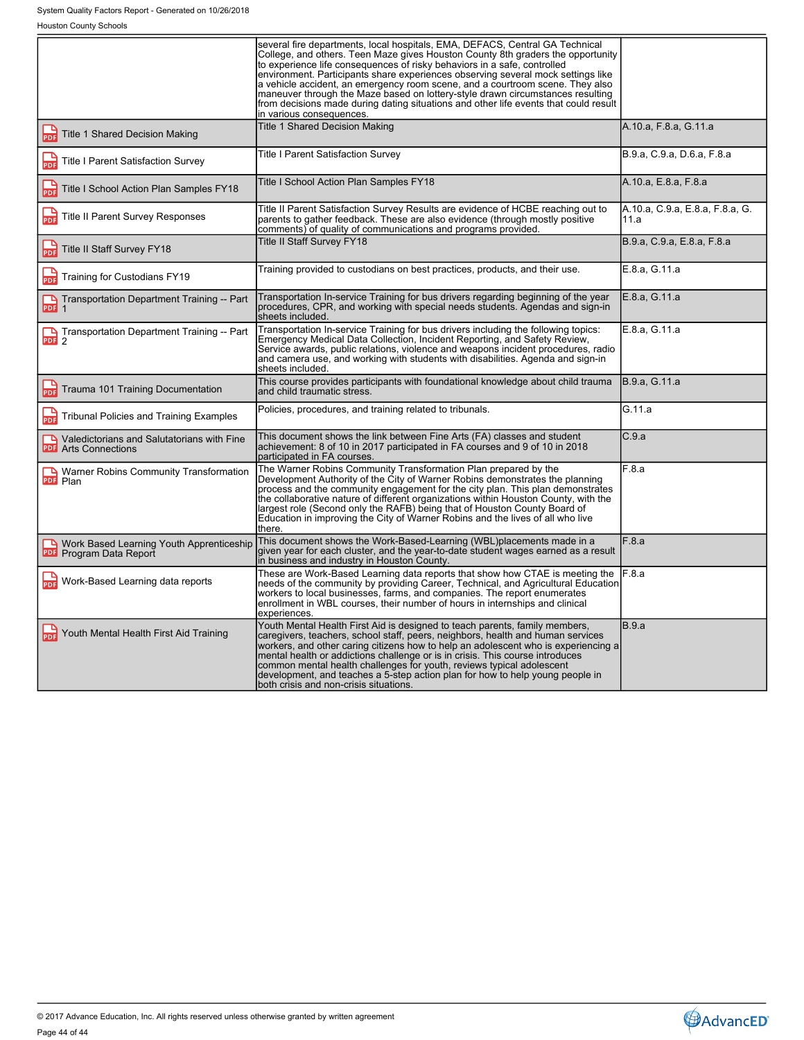| | | |
|---|---|---|
| | several fire departments, local hospitals, EMA, DEFACS, Central GA Technical College, and others. Teen Maze gives Houston County 8th graders the opportunity to experience life consequences of risky behaviors in a safe, controlled environment. Participants share experiences observing several mock settings like a vehicle accident, an emergency room scene, and a courtroom scene. They also maneuver through the Maze based on lottery-style drawn circumstances resulting from decisions made during dating situations and other life events that could result in various consequences. | |
| Title 1 Shared Decision Making | Title 1 Shared Decision Making | A.10.a, F.8.a, G.11.a |
| Title I Parent Satisfaction Survey | Title I Parent Satisfaction Survey | B.9.a, C.9.a, D.6.a, F.8.a |
| Title I School Action Plan Samples FY18 | Title I School Action Plan Samples FY18 | A.10.a, E.8.a, F.8.a |
| Title II Parent Survey Responses | Title II Parent Satisfaction Survey Results are evidence of HCBE reaching out to parents to gather feedback. These are also evidence (through mostly positive comments) of quality of communications and programs provided. | A.10.a, C.9.a, E.8.a, F.8.a, G.11.a |
| Title II Staff Survey FY18 | Title II Staff Survey FY18 | B.9.a, C.9.a, E.8.a, F.8.a |
| Training for Custodians FY19 | Training provided to custodians on best practices, products, and their use. | E.8.a, G.11.a |
| Transportation Department Training -- Part 1 | Transportation In-service Training for bus drivers regarding beginning of the year procedures, CPR, and working with special needs students. Agendas and sign-in sheets included. | E.8.a, G.11.a |
| Transportation Department Training -- Part 2 | Transportation In-service Training for bus drivers including the following topics: Emergency Medical Data Collection, Incident Reporting, and Safety Review, Service awards, public relations, violence and weapons incident procedures, radio and camera use, and working with students with disabilities. Agenda and sign-in sheets included. | E.8.a, G.11.a |
| Trauma 101 Training Documentation | This course provides participants with foundational knowledge about child trauma and child traumatic stress. | B.9.a, G.11.a |
| Tribunal Policies and Training Examples | Policies, procedures, and training related to tribunals. | G.11.a |
| Valedictorians and Salutatorians with Fine Arts Connections | This document shows the link between Fine Arts (FA) classes and student achievement: 8 of 10 in 2017 participated in FA courses and 9 of 10 in 2018 participated in FA courses. | C.9.a |
| Warner Robins Community Transformation Plan | The Warner Robins Community Transformation Plan prepared by the Development Authority of the City of Warner Robins demonstrates the planning process and the community engagement for the city plan. This plan demonstrates the collaborative nature of different organizations within Houston County, with the largest role (Second only the RAFB) being that of Houston County Board of Education in improving the City of Warner Robins and the lives of all who live there. | F.8.a |
| Work Based Learning Youth Apprenticeship Program Data Report | This document shows the Work-Based-Learning (WBL)placements made in a given year for each cluster, and the year-to-date student wages earned as a result in business and industry in Houston County. | F.8.a |
| Work-Based Learning data reports | These are Work-Based Learning data reports that show how CTAE is meeting the needs of the community by providing Career, Technical, and Agricultural Education workers to local businesses, farms, and companies. The report enumerates enrollment in WBL courses, their number of hours in internships and clinical experiences. | F.8.a |
| Youth Mental Health First Aid Training | Youth Mental Health First Aid is designed to teach parents, family members, caregivers, teachers, school staff, peers, neighbors, health and human services workers, and other caring citizens how to help an adolescent who is experiencing a mental health or addictions challenge or is in crisis. This course introduces common mental health challenges for youth, reviews typical adolescent development, and teaches a 5-step action plan for how to help young people in both crisis and non-crisis situations. | B.9.a |